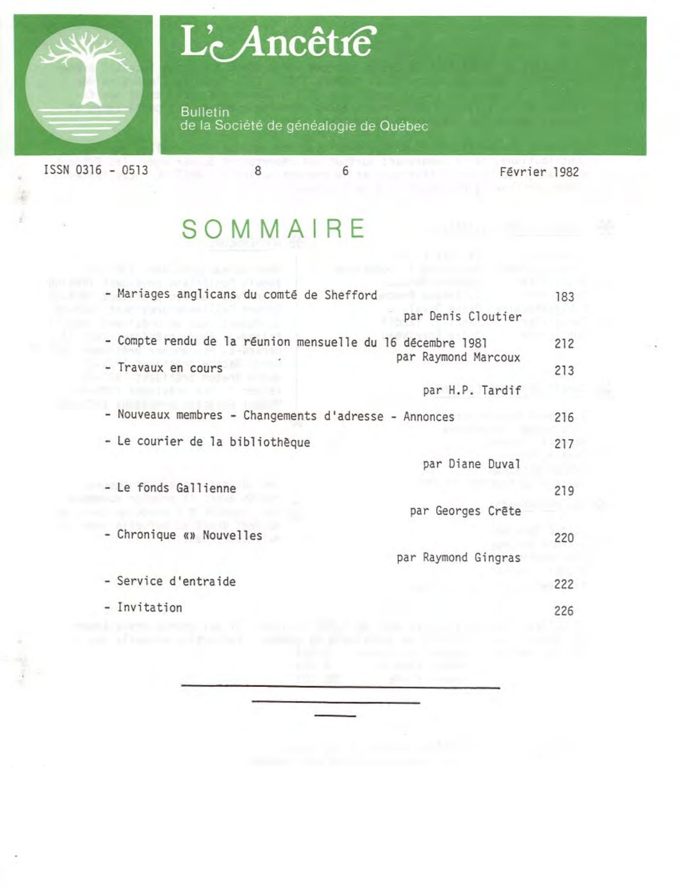# L'Ancêtre

Bulletin
de la Société de généalogie de Québec

ISSN 0316 - 0513 8 6 Février 1982

## SOMMAIRE

| | |
|---|---|
| - Mariages anglicans du comté de Shefford<br>par Denis Cloutier | 183 |
| - Compte rendu de la réunion mensuelle du 16 décembre 1981<br>par Raymond Marcoux | 212 |
| - Travaux en cours<br>par H.P. Tardif | 213 |
| - Nouveaux membres - Changements d'adresse - Annonces | 216 |
| - Le courier de la bibliothèque<br>par Diane Duval | 217 |
| - Le fonds Gallienne<br>par Georges Crête | 219 |
| - Chronique «» Nouvelles<br>par Raymond Gingras | 220 |
| - Service d'entraide | 222 |
| - Invitation | 226 |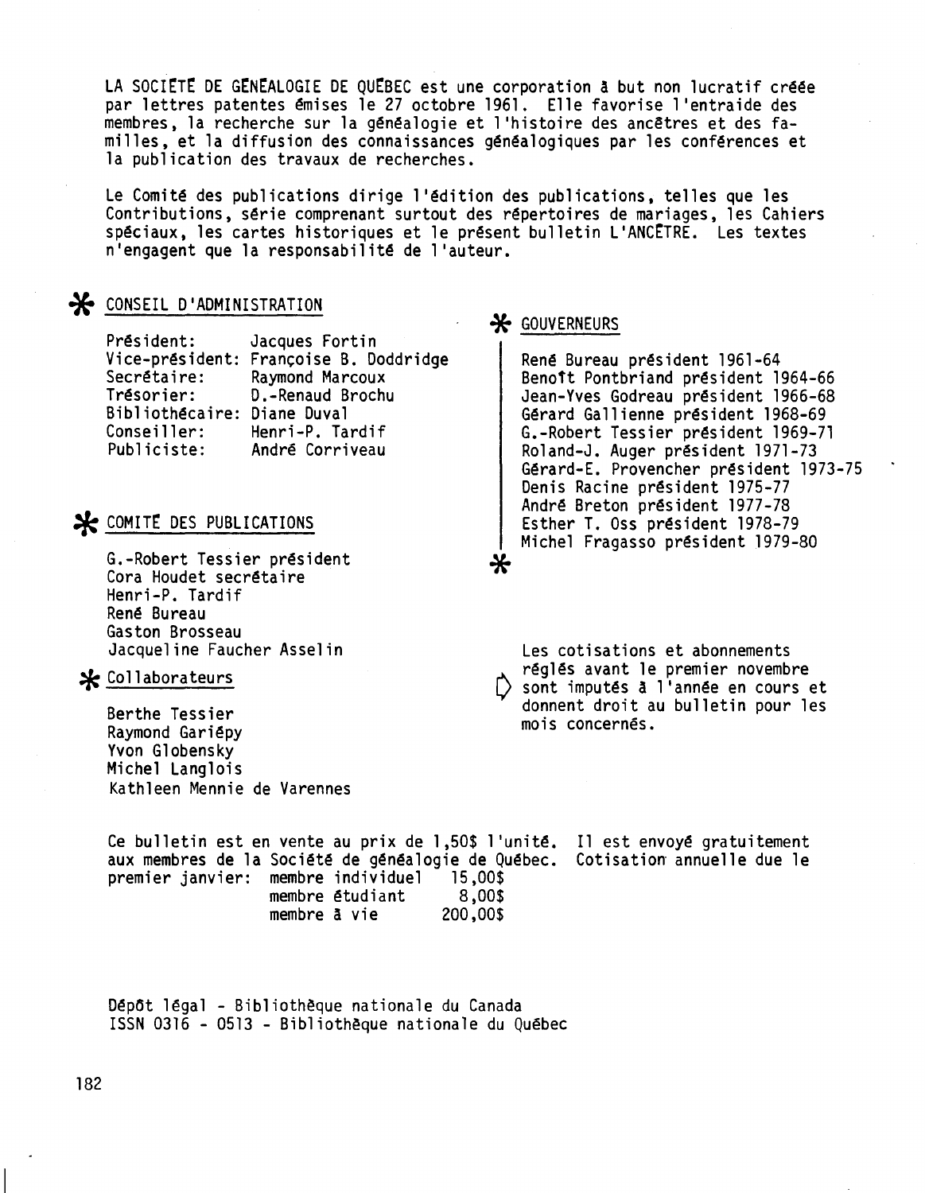LA SOCIÉTÉ DE GÉNÉALOGIE DE QUÉBEC est une corporation à but non lucratif créée par lettres patentes émises le 27 octobre 1961. Elle favorise l'entraide des membres, la recherche sur la généalogie et l'histoire des ancêtres et des familles, et la diffusion des connaissances généalogiques par les conférences et la publication des travaux de recherches.

Le Comité des publications dirige l'édition des publications, telles que les Contributions, série comprenant surtout des répertoires de mariages, les Cahiers spéciaux, les cartes historiques et le présent bulletin L'ANCÊTRE. Les textes n'engagent que la responsabilité de l'auteur.

## CONSEIL D'ADMINISTRATION

| | |
|---|---|
| Président: | Jacques Fortin |
| Vice-président: | Françoise B. Doddridge |
| Secrétaire: | Raymond Marcoux |
| Trésorier: | D.-Renaud Brochu |
| Bibliothécaire: | Diane Duval |
| Conseiller: | Henri-P. Tardif |
| Publiciste: | André Corriveau |

## COMITÉ DES PUBLICATIONS

G.-Robert Tessier président
Cora Houdet secrétaire
Henri-P. Tardif
René Bureau
Gaston Brosseau
Jacqueline Faucher Asselin

## Collaborateurs

Berthe Tessier
Raymond Gariépy
Yvon Globensky
Michel Langlois
Kathleen Mennie de Varennes

## GOUVERNEURS

René Bureau président 1961-64
Benoît Pontbriand président 1964-66
Jean-Yves Godreau président 1966-68
Gérard Gallienne président 1968-69
G.-Robert Tessier président 1969-71
Roland-J. Auger président 1971-73
Gérard-E. Provencher président 1973-75
Denis Racine président 1975-77
André Breton président 1977-78
Esther T. Oss président 1978-79
Michel Fragasso président 1979-80

Les cotisations et abonnements réglés avant le premier novembre sont imputés à l'année en cours et donnent droit au bulletin pour les mois concernés.

Ce bulletin est en vente au prix de 1,50$ l'unité. Il est envoyé gratuitement aux membres de la Société de généalogie de Québec. Cotisation annuelle due le premier janvier:

| | |
|---|---|
| membre individuel | 15,00$ |
| membre étudiant | 8,00$ |
| membre à vie | 200,00$ |

Dépôt légal - Bibliothèque nationale du Canada
ISSN 0316 - 0513 - Bibliothèque nationale du Québec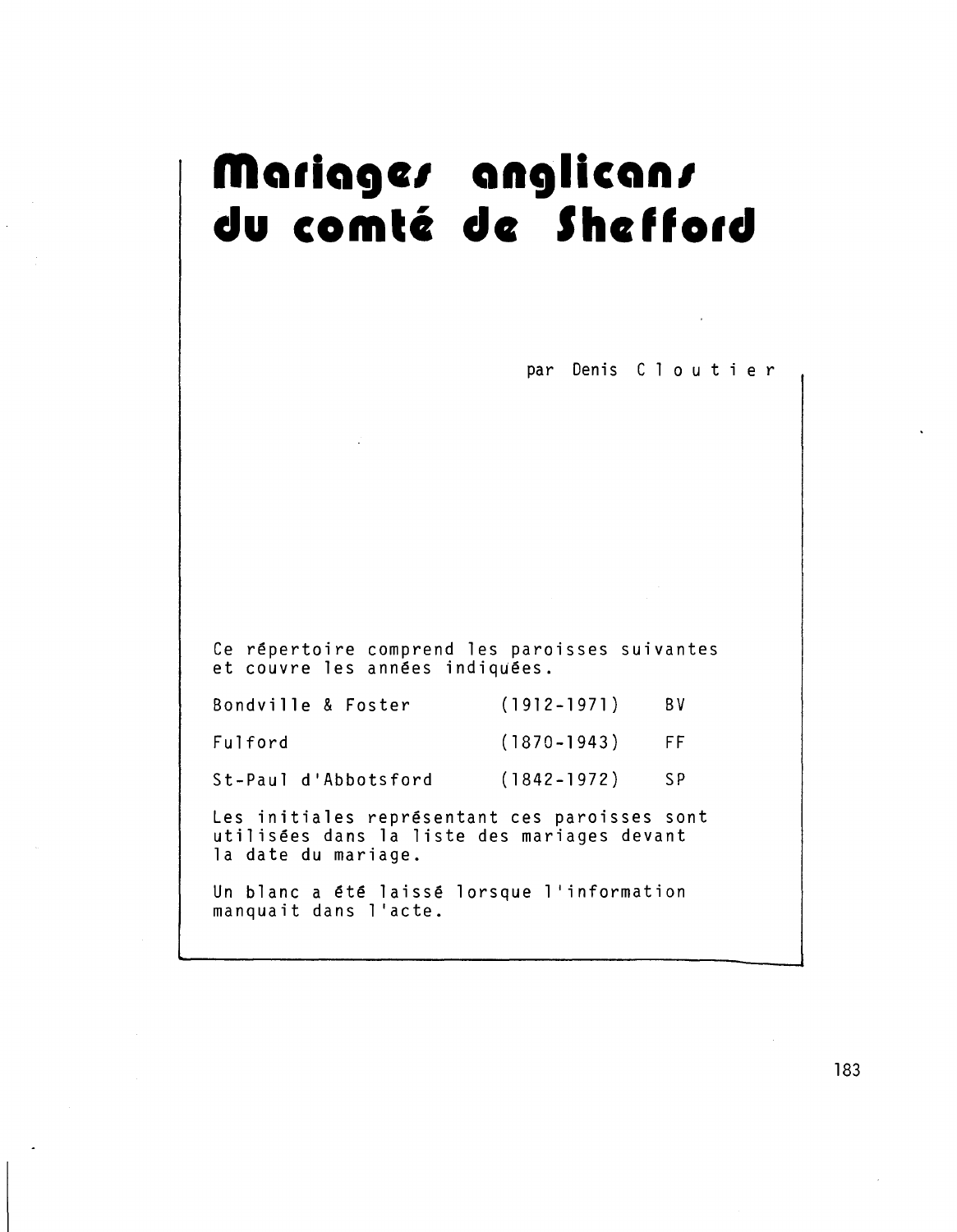# Mariages anglicans du comté de Shefford

par Denis Cloutier

Ce répertoire comprend les paroisses suivantes et couvre les années indiquées.

| | | |
|---|---|---|
| Bondville & Foster | (1912-1971) | BV |
| Fulford | (1870-1943) | FF |
| St-Paul d'Abbotsford | (1842-1972) | SP |

Les initiales représentant ces paroisses sont utilisées dans la liste des mariages devant la date du mariage.

Un blanc a été laissé lorsque l'information manquait dans l'acte.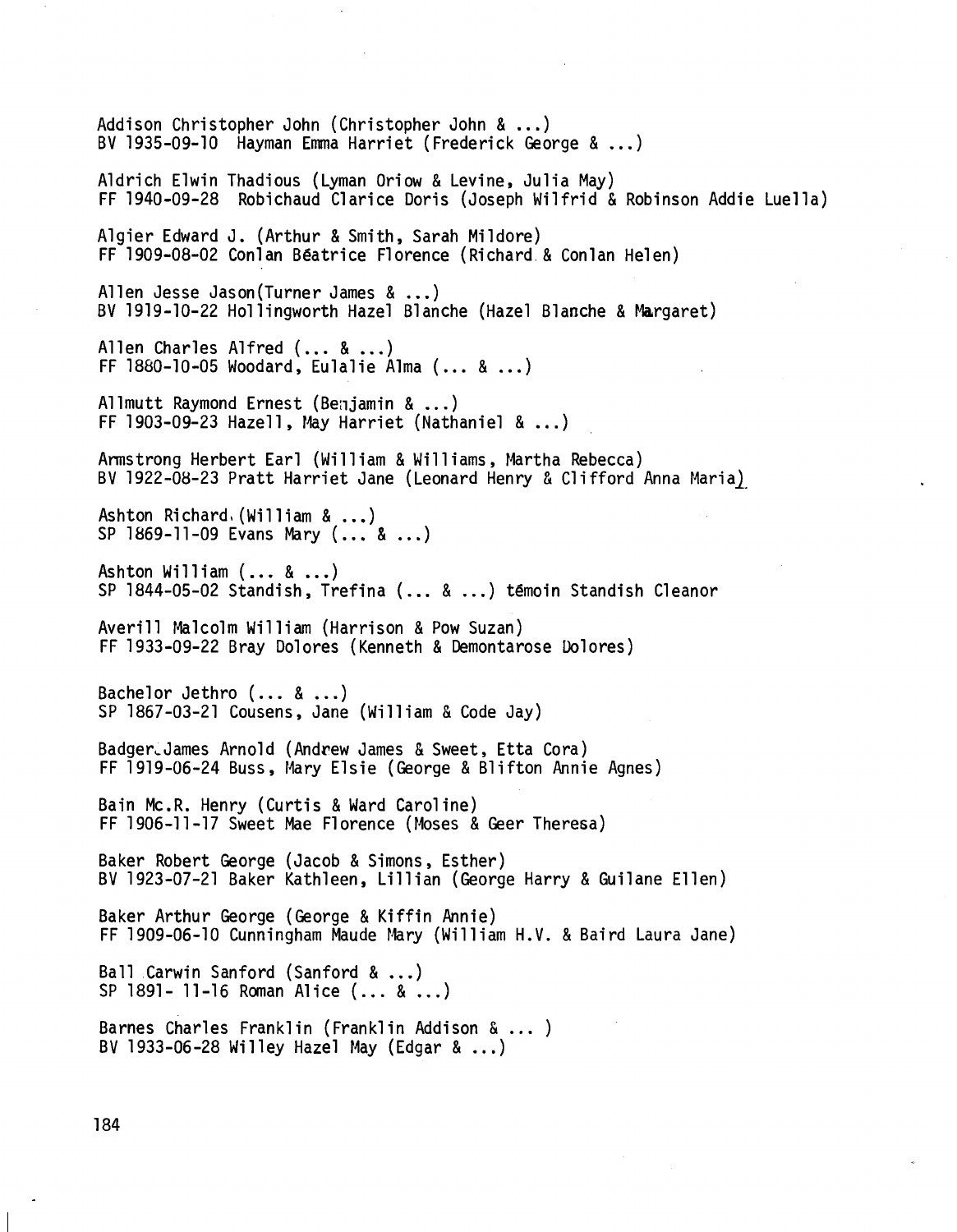Addison Christopher John (Christopher John & ...)
BV 1935-09-10 Hayman Emma Harriet (Frederick George & ...)

Aldrich Elwin Thadious (Lyman Oriow & Levine, Julia May)
FF 1940-09-28 Robichaud Clarice Doris (Joseph Wilfrid & Robinson Addie Luella)

Algier Edward J. (Arthur & Smith, Sarah Mildore)
FF 1909-08-02 Conlan Béatrice Florence (Richard & Conlan Helen)

Allen Jesse Jason(Turner James & ...)
BV 1919-10-22 Hollingworth Hazel Blanche (Hazel Blanche & Margaret)

Allen Charles Alfred (... & ...)
FF 1880-10-05 Woodard, Eulalie Alma (... & ...)

Allmutt Raymond Ernest (Benjamin & ...)
FF 1903-09-23 Hazell, May Harriet (Nathaniel & ...)

Armstrong Herbert Earl (William & Williams, Martha Rebecca)
BV 1922-08-23 Pratt Harriet Jane (Leonard Henry & Clifford Anna Maria)

Ashton Richard (William & ...)
SP 1869-11-09 Evans Mary (... & ...)

Ashton William (... & ...)
SP 1844-05-02 Standish, Trefina (... & ...) témoin Standish Cleanor

Averill Malcolm William (Harrison & Pow Suzan)
FF 1933-09-22 Bray Dolores (Kenneth & Demontarose Dolores)

Bachelor Jethro (... & ...)
SP 1867-03-21 Cousens, Jane (William & Code Jay)

Badger James Arnold (Andrew James & Sweet, Etta Cora)
FF 1919-06-24 Buss, Mary Elsie (George & Blifton Annie Agnes)

Bain Mc.R. Henry (Curtis & Ward Caroline)
FF 1906-11-17 Sweet Mae Florence (Moses & Geer Theresa)

Baker Robert George (Jacob & Simons, Esther)
BV 1923-07-21 Baker Kathleen, Lillian (George Harry & Guilane Ellen)

Baker Arthur George (George & Kiffin Annie)
FF 1909-06-10 Cunningham Maude Mary (William H.V. & Baird Laura Jane)

Ball Carwin Sanford (Sanford & ...)
SP 1891- 11-16 Roman Alice (... & ...)

Barnes Charles Franklin (Franklin Addison & ... )
BV 1933-06-28 Willey Hazel May (Edgar & ...)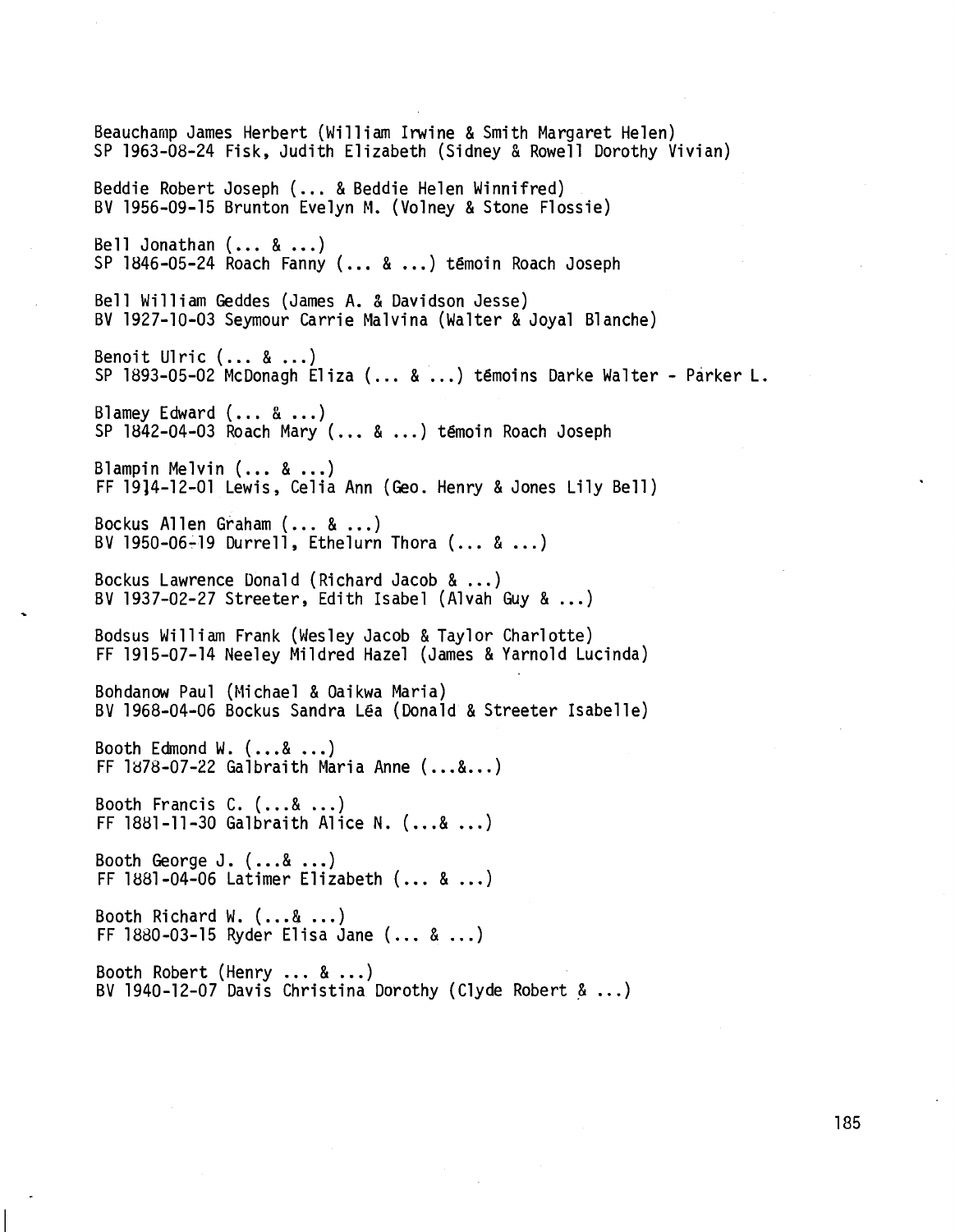Beauchamp James Herbert (William Irwine & Smith Margaret Helen)
SP 1963-08-24 Fisk, Judith Elizabeth (Sidney & Rowell Dorothy Vivian)

Beddie Robert Joseph (... & Beddie Helen Winnifred)
BV 1956-09-15 Brunton Evelyn M. (Volney & Stone Flossie)

Bell Jonathan (... & ...)
SP 1846-05-24 Roach Fanny (... & ...) témoin Roach Joseph

Bell William Geddes (James A. & Davidson Jesse)
BV 1927-10-03 Seymour Carrie Malvina (Walter & Joyal Blanche)

Benoit Ulric (... & ...)
SP 1893-05-02 McDonagh Eliza (... & ...) témoins Darke Walter - Parker L.

Blamey Edward (... & ...)
SP 1842-04-03 Roach Mary (... & ...) témoin Roach Joseph

Blampin Melvin (... & ...)
FF 1914-12-01 Lewis, Celia Ann (Geo. Henry & Jones Lily Bell)

Bockus Allen Graham (... & ...)
BV 1950-06-19 Durrell, Ethelurn Thora (... & ...)

Bockus Lawrence Donald (Richard Jacob & ...)
BV 1937-02-27 Streeter, Edith Isabel (Alvah Guy & ...)

Bodsus William Frank (Wesley Jacob & Taylor Charlotte)
FF 1915-07-14 Neeley Mildred Hazel (James & Yarnold Lucinda)

Bohdanow Paul (Michael & Oaikwa Maria)
BV 1968-04-06 Bockus Sandra Léa (Donald & Streeter Isabelle)

Booth Edmond W. (...& ...)
FF 1878-07-22 Galbraith Maria Anne (...&...)

Booth Francis C. (...& ...)
FF 1881-11-30 Galbraith Alice N. (...& ...)

Booth George J. (...& ...)
FF 1881-04-06 Latimer Elizabeth (... & ...)

Booth Richard W. (...& ...)
FF 1880-03-15 Ryder Elisa Jane (... & ...)

Booth Robert (Henry ... & ...)
BV 1940-12-07 Davis Christina Dorothy (Clyde Robert & ...)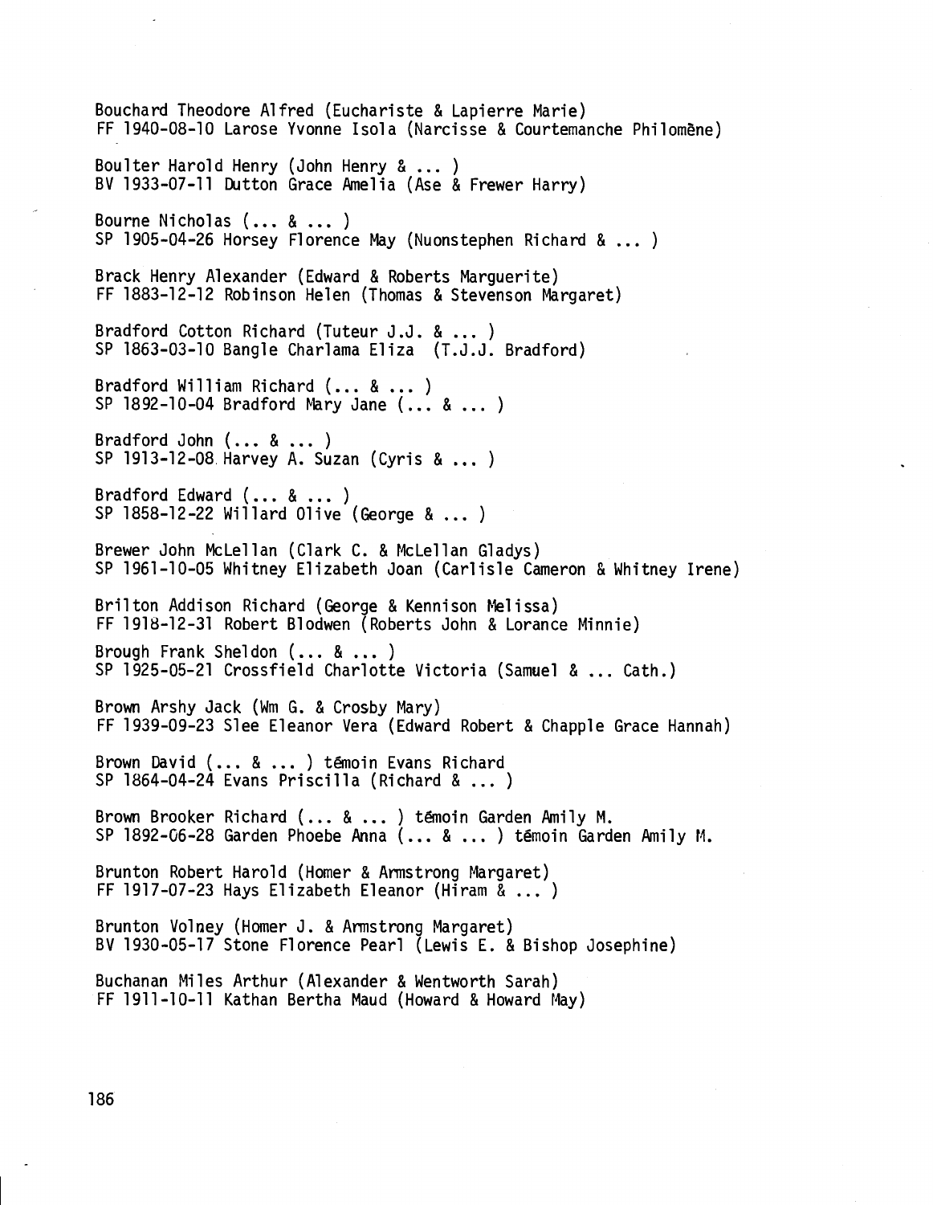Bouchard Theodore Alfred (Euchariste & Lapierre Marie)
FF 1940-08-10 Larose Yvonne Isola (Narcisse & Courtemanche Philomène)

Boulter Harold Henry (John Henry & ... )
BV 1933-07-11 Dutton Grace Amelia (Ase & Frewer Harry)

Bourne Nicholas (... & ... )
SP 1905-04-26 Horsey Florence May (Nuonstephen Richard & ... )

Brack Henry Alexander (Edward & Roberts Marguerite)
FF 1883-12-12 Robinson Helen (Thomas & Stevenson Margaret)

Bradford Cotton Richard (Tuteur J.J. & ... )
SP 1863-03-10 Bangle Charlama Eliza (T.J.J. Bradford)

Bradford William Richard (... & ... )
SP 1892-10-04 Bradford Mary Jane (... & ... )

Bradford John (... & ... )
SP 1913-12-08 Harvey A. Suzan (Cyris & ... )

Bradford Edward (... & ... )
SP 1858-12-22 Willard Olive (George & ... )

Brewer John McLellan (Clark C. & McLellan Gladys)
SP 1961-10-05 Whitney Elizabeth Joan (Carlisle Cameron & Whitney Irene)

Brilton Addison Richard (George & Kennison Melissa)
FF 1918-12-31 Robert Blodwen (Roberts John & Lorance Minnie)

Brough Frank Sheldon (... & ... )
SP 1925-05-21 Crossfield Charlotte Victoria (Samuel & ... Cath.)

Brown Arshy Jack (Wm G. & Crosby Mary)
FF 1939-09-23 Slee Eleanor Vera (Edward Robert & Chapple Grace Hannah)

Brown David (... & ... ) témoin Evans Richard
SP 1864-04-24 Evans Priscilla (Richard & ... )

Brown Brooker Richard (... & ... ) témoin Garden Amily M.
SP 1892-06-28 Garden Phoebe Anna (... & ... ) témoin Garden Amily M.

Brunton Robert Harold (Homer & Armstrong Margaret)
FF 1917-07-23 Hays Elizabeth Eleanor (Hiram & ... )

Brunton Volney (Homer J. & Armstrong Margaret)
BV 1930-05-17 Stone Florence Pearl (Lewis E. & Bishop Josephine)

Buchanan Miles Arthur (Alexander & Wentworth Sarah)
FF 1911-10-11 Kathan Bertha Maud (Howard & Howard May)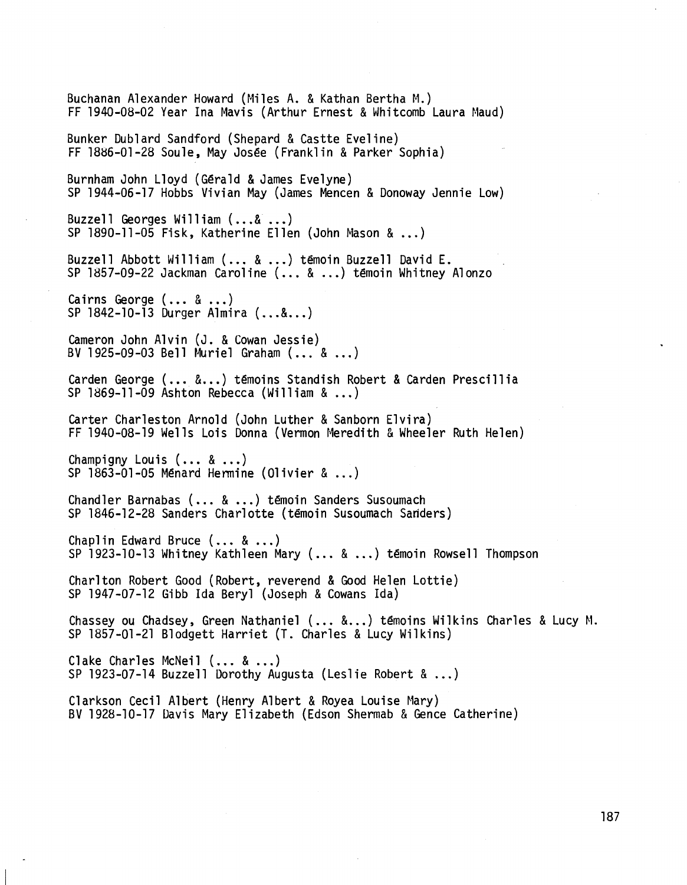Buchanan Alexander Howard (Miles A. & Kathan Bertha M.)
FF 1940-08-02 Year Ina Mavis (Arthur Ernest & Whitcomb Laura Maud)

Bunker Dublard Sandford (Shepard & Castte Eveline)
FF 1886-01-28 Soule, May Josée (Franklin & Parker Sophia)

Burnham John Lloyd (Gérald & James Evelyne)
SP 1944-06-17 Hobbs Vivian May (James Mencen & Donoway Jennie Low)

Buzzell Georges William (...& ...)
SP 1890-11-05 Fisk, Katherine Ellen (John Mason & ...)

Buzzell Abbott William (... & ...) témoin Buzzell David E.
SP 1857-09-22 Jackman Caroline (... & ...) témoin Whitney Alonzo

Cairns George (... & ...)
SP 1842-10-13 Durger Almira (...&...)

Cameron John Alvin (J. & Cowan Jessie)
BV 1925-09-03 Bell Muriel Graham (... & ...)

Carden George (... &...) témoins Standish Robert & Carden Prescillia
SP 1869-11-09 Ashton Rebecca (William & ...)

Carter Charleston Arnold (John Luther & Sanborn Elvira)
FF 1940-08-19 Wells Lois Donna (Vermon Meredith & Wheeler Ruth Helen)

Champigny Louis (... & ...)
SP 1863-01-05 Ménard Hermine (Olivier & ...)

Chandler Barnabas (... & ...) témoin Sanders Susoumach
SP 1846-12-28 Sanders Charlotte (témoin Susoumach Sanders)

Chaplin Edward Bruce (... & ...)
SP 1923-10-13 Whitney Kathleen Mary (... & ...) témoin Rowsell Thompson

Charlton Robert Good (Robert, reverend & Good Helen Lottie)
SP 1947-07-12 Gibb Ida Beryl (Joseph & Cowans Ida)

Chassey ou Chadsey, Green Nathaniel (... &...) témoins Wilkins Charles & Lucy M.
SP 1857-01-21 Blodgett Harriet (T. Charles & Lucy Wilkins)

Clake Charles McNeil (... & ...)
SP 1923-07-14 Buzzell Dorothy Augusta (Leslie Robert & ...)

Clarkson Cecil Albert (Henry Albert & Royea Louise Mary)
BV 1928-10-17 Davis Mary Elizabeth (Edson Shermab & Gence Catherine)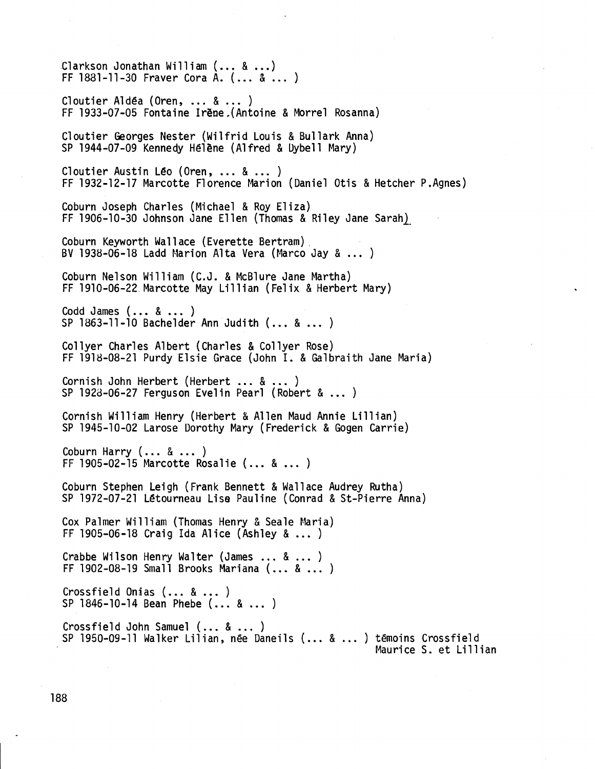Clarkson Jonathan William (... & ...)
FF 1881-11-30 Fraver Cora A. (... & ... )

Cloutier Aldéa (Oren, ... & ... )
FF 1933-07-05 Fontaine Irène.(Antoine & Morrel Rosanna)

Cloutier Georges Nester (Wilfrid Louis & Bullark Anna)
SP 1944-07-09 Kennedy Hélène (Alfred & Dybell Mary)

Cloutier Austin Léo (Oren, ... & ... )
FF 1932-12-17 Marcotte Florence Marion (Daniel Otis & Hetcher P.Agnes)

Coburn Joseph Charles (Michael & Roy Eliza)
FF 1906-10-30 Johnson Jane Ellen (Thomas & Riley Jane Sarah)

Coburn Keyworth Wallace (Everette Bertram)
BV 1938-06-18 Ladd Marion Alta Vera (Marco Jay & ... )

Coburn Nelson William (C.J. & McBlure Jane Martha)
FF 1910-06-22 Marcotte May Lillian (Felix & Herbert Mary)

Codd James (... & ... )
SP 1863-11-10 Bachelder Ann Judith (... & ... )

Collyer Charles Albert (Charles & Collyer Rose)
FF 1918-08-21 Purdy Elsie Grace (John I. & Galbraith Jane Maria)

Cornish John Herbert (Herbert ... & ... )
SP 1928-06-27 Ferguson Evelin Pearl (Robert & ... )

Cornish William Henry (Herbert & Allen Maud Annie Lillian)
SP 1945-10-02 Larose Dorothy Mary (Frederick & Gogen Carrie)

Coburn Harry (... & ... )
FF 1905-02-15 Marcotte Rosalie (... & ... )

Coburn Stephen Leigh (Frank Bennett & Wallace Audrey Rutha)
SP 1972-07-21 Létourneau Lise Pauline (Conrad & St-Pierre Anna)

Cox Palmer William (Thomas Henry & Seale Maria)
FF 1905-06-18 Craig Ida Alice (Ashley & ... )

Crabbe Wilson Henry Walter (James ... & ... )
FF 1902-08-19 Small Brooks Mariana (... & ... )

Crossfield Onias (... & ... )
SP 1846-10-14 Bean Phebe (... & ... )

Crossfield John Samuel (... & ... )
SP 1950-09-11 Walker Lilian, née Daneils (... & ... ) témoins Crossfield Maurice S. et Lillian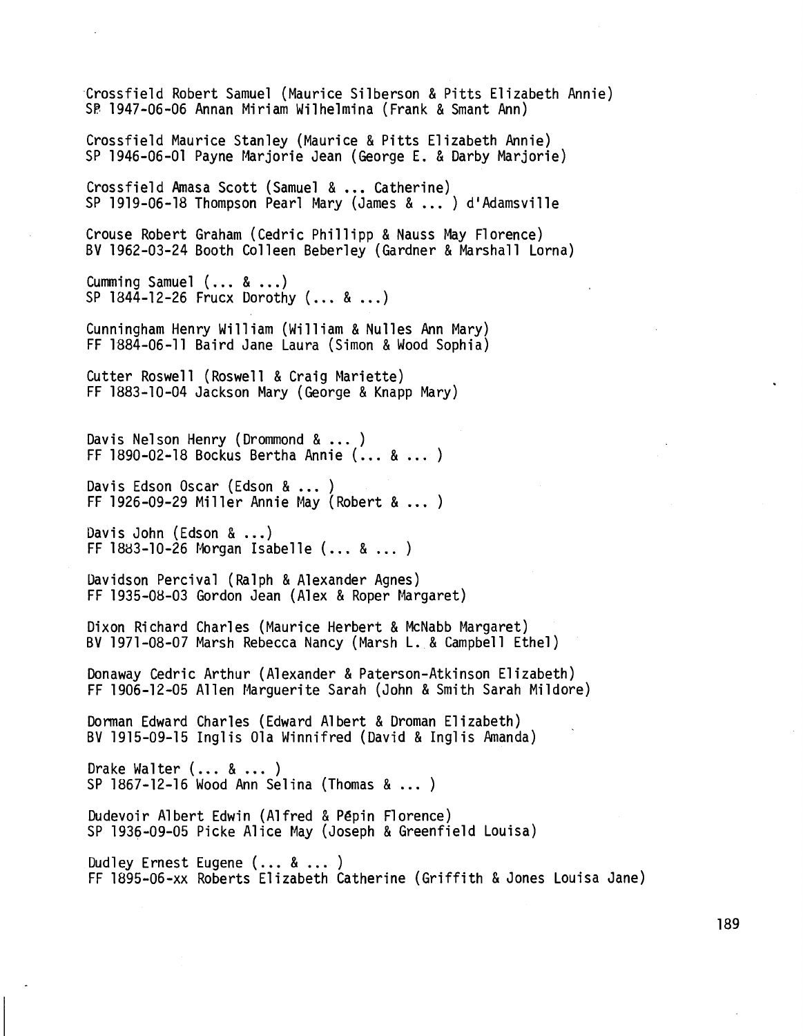Crossfield Robert Samuel (Maurice Silberson & Pitts Elizabeth Annie)
SP 1947-06-06 Annan Miriam Wilhelmina (Frank & Smant Ann)

Crossfield Maurice Stanley (Maurice & Pitts Elizabeth Annie)
SP 1946-06-01 Payne Marjorie Jean (George E. & Darby Marjorie)

Crossfield Amasa Scott (Samuel & ... Catherine)
SP 1919-06-18 Thompson Pearl Mary (James & ... ) d'Adamsville

Crouse Robert Graham (Cedric Phillipp & Nauss May Florence)
BV 1962-03-24 Booth Colleen Beberley (Gardner & Marshall Lorna)

Cumming Samuel (... & ...)
SP 1844-12-26 Frucx Dorothy (... & ...)

Cunningham Henry William (William & Nulles Ann Mary)
FF 1884-06-11 Baird Jane Laura (Simon & Wood Sophia)

Cutter Roswell (Roswell & Craig Mariette)
FF 1883-10-04 Jackson Mary (George & Knapp Mary)

Davis Nelson Henry (Drommond & ... )
FF 1890-02-18 Bockus Bertha Annie (... & ... )

Davis Edson Oscar (Edson & ... )
FF 1926-09-29 Miller Annie May (Robert & ... )

Davis John (Edson & ...)
FF 1883-10-26 Morgan Isabelle (... & ... )

Davidson Percival (Ralph & Alexander Agnes)
FF 1935-08-03 Gordon Jean (Alex & Roper Margaret)

Dixon Richard Charles (Maurice Herbert & McNabb Margaret)
BV 1971-08-07 Marsh Rebecca Nancy (Marsh L. & Campbell Ethel)

Donaway Cedric Arthur (Alexander & Paterson-Atkinson Elizabeth)
FF 1906-12-05 Allen Marguerite Sarah (John & Smith Sarah Mildore)

Dorman Edward Charles (Edward Albert & Droman Elizabeth)
BV 1915-09-15 Inglis Ola Winnifred (David & Inglis Amanda)

Drake Walter (... & ... )
SP 1867-12-16 Wood Ann Selina (Thomas & ... )

Dudevoir Albert Edwin (Alfred & Pépin Florence)
SP 1936-09-05 Picke Alice May (Joseph & Greenfield Louisa)

Dudley Ernest Eugene (... & ... )
FF 1895-06-xx Roberts Elizabeth Catherine (Griffith & Jones Louisa Jane)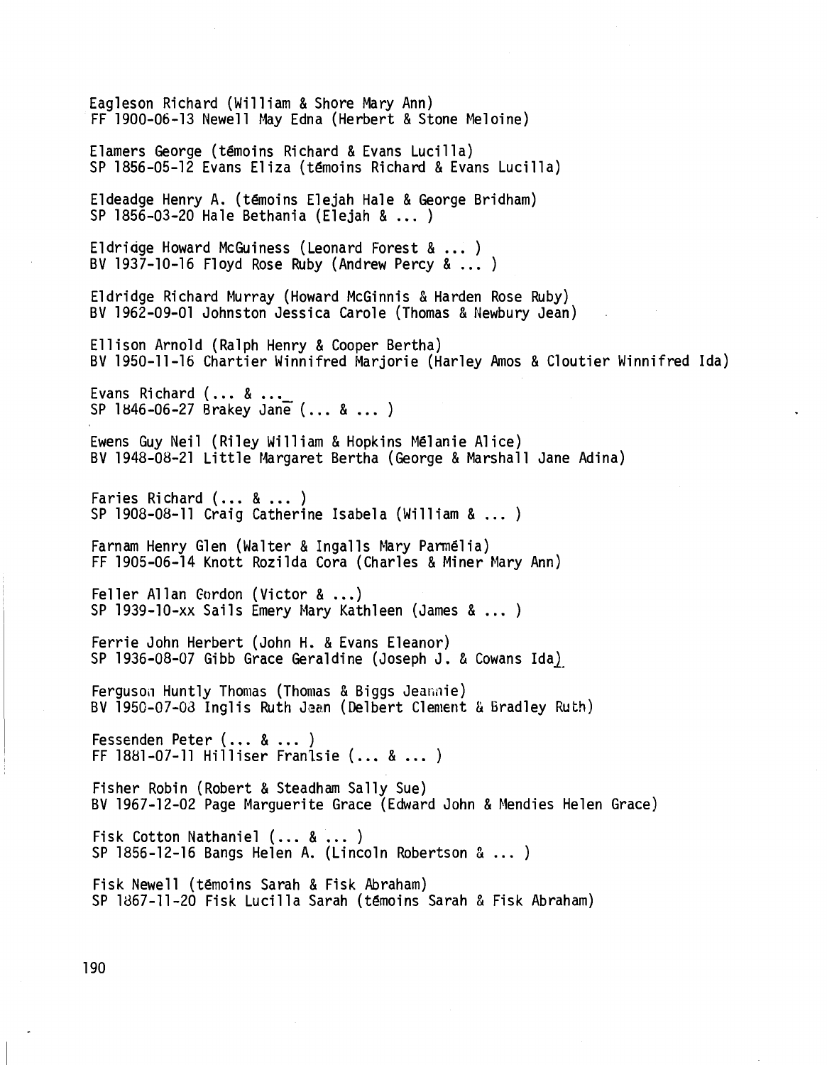Eagleson Richard (William & Shore Mary Ann)
FF 1900-06-13 Newell May Edna (Herbert & Stone Meloine)

Elamers George (témoins Richard & Evans Lucilla)
SP 1856-05-12 Evans Eliza (témoins Richard & Evans Lucilla)

Eldeadge Henry A. (témoins Elejah Hale & George Bridham)
SP 1856-03-20 Hale Bethania (Elejah & ... )

Eldridge Howard McGuiness (Leonard Forest & ... )
BV 1937-10-16 Floyd Rose Ruby (Andrew Percy & ... )

Eldridge Richard Murray (Howard McGinnis & Harden Rose Ruby)
BV 1962-09-01 Johnston Jessica Carole (Thomas & Newbury Jean)

Ellison Arnold (Ralph Henry & Cooper Bertha)
BV 1950-11-16 Chartier Winnifred Marjorie (Harley Amos & Cloutier Winnifred Ida)

Evans Richard (... & ..._
SP 1846-06-27 Brakey Jane (... & ... )

Ewens Guy Neil (Riley William & Hopkins Mélanie Alice)
BV 1948-08-21 Little Margaret Bertha (George & Marshall Jane Adina)

Faries Richard (... & ... )
SP 1908-08-11 Craig Catherine Isabela (William & ... )

Farnam Henry Glen (Walter & Ingalls Mary Parmélia)
FF 1905-06-14 Knott Rozilda Cora (Charles & Miner Mary Ann)

Feller Allan Gordon (Victor & ...)
SP 1939-10-xx Sails Emery Mary Kathleen (James & ... )

Ferrie John Herbert (John H. & Evans Eleanor)
SP 1936-08-07 Gibb Grace Geraldine (Joseph J. & Cowans Ida)

Ferguson Huntly Thomas (Thomas & Biggs Jeannie)
BV 1950-07-08 Inglis Ruth Jean (Delbert Clement & Bradley Ruth)

Fessenden Peter (... & ... )
FF 1881-07-11 Hilliser Franlsie (... & ... )

Fisher Robin (Robert & Steadham Sally Sue)
BV 1967-12-02 Page Marguerite Grace (Edward John & Mendies Helen Grace)

Fisk Cotton Nathaniel (... & ... )
SP 1856-12-16 Bangs Helen A. (Lincoln Robertson & ... )

Fisk Newell (témoins Sarah & Fisk Abraham)
SP 1867-11-20 Fisk Lucilla Sarah (témoins Sarah & Fisk Abraham)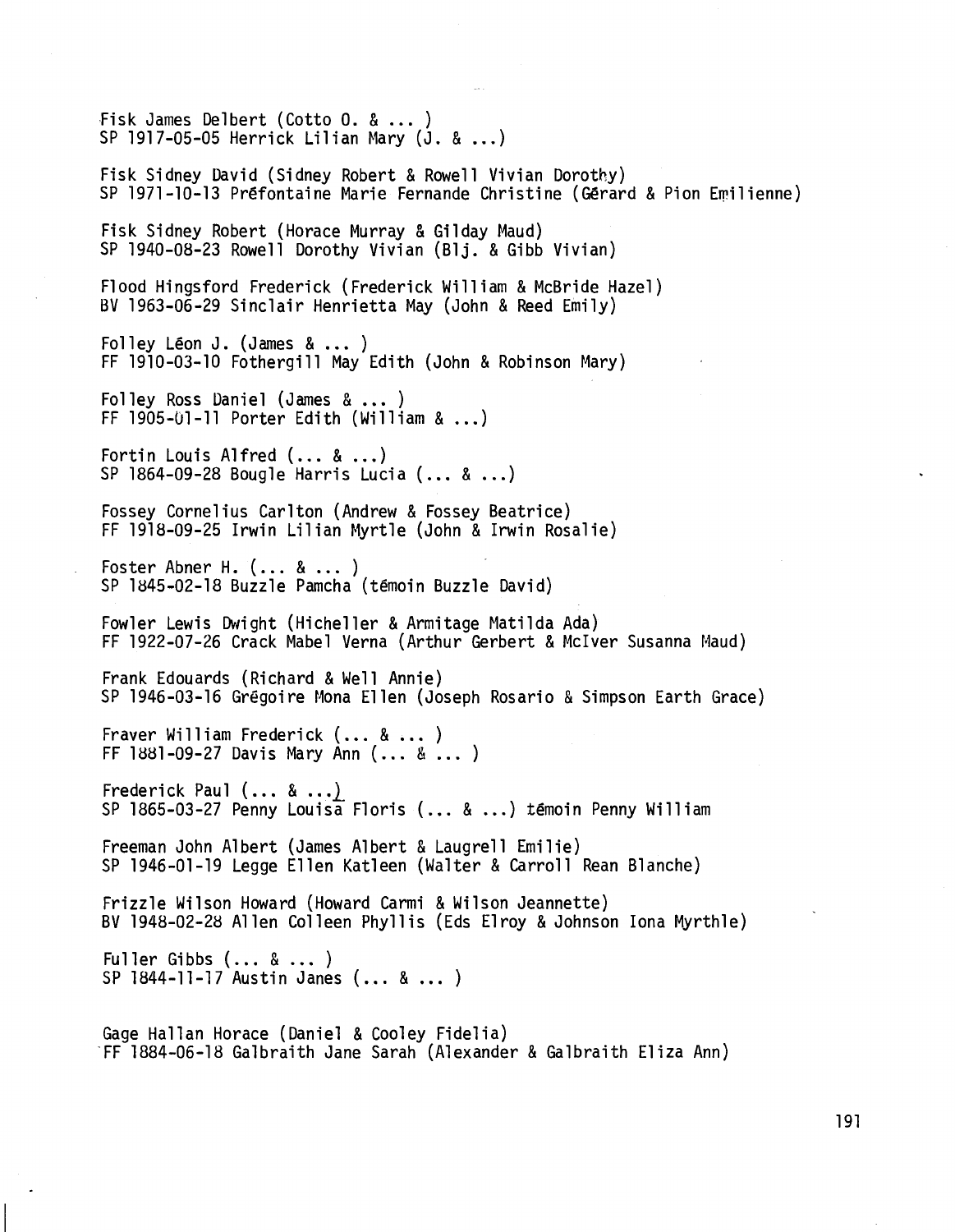Fisk James Delbert (Cotto O. & ... )
SP 1917-05-05 Herrick Lilian Mary (J. & ...)

Fisk Sidney David (Sidney Robert & Rowell Vivian Dorothy)
SP 1971-10-13 Préfontaine Marie Fernande Christine (Gérard & Pion Emilienne)

Fisk Sidney Robert (Horace Murray & Gilday Maud)
SP 1940-08-23 Rowell Dorothy Vivian (Blj. & Gibb Vivian)

Flood Hingsford Frederick (Frederick William & McBride Hazel)
BV 1963-06-29 Sinclair Henrietta May (John & Reed Emily)

Folley Léon J. (James & ... )
FF 1910-03-10 Fothergill May Edith (John & Robinson Mary)

Folley Ross Daniel (James & ... )
FF 1905-01-11 Porter Edith (William & ...)

Fortin Louis Alfred (... & ...)
SP 1864-09-28 Bougle Harris Lucia (... & ...)

Fossey Cornelius Carlton (Andrew & Fossey Beatrice)
FF 1918-09-25 Irwin Lilian Myrtle (John & Irwin Rosalie)

Foster Abner H. (... & ... )
SP 1845-02-18 Buzzle Pamcha (témoin Buzzle David)

Fowler Lewis Dwight (Hicheller & Armitage Matilda Ada)
FF 1922-07-26 Crack Mabel Verna (Arthur Gerbert & McIver Susanna Maud)

Frank Edouards (Richard & Well Annie)
SP 1946-03-16 Grégoire Mona Ellen (Joseph Rosario & Simpson Earth Grace)

Fraver William Frederick (... & ... )
FF 1881-09-27 Davis Mary Ann (... & ... )

Frederick Paul (... & ...)
SP 1865-03-27 Penny Louisa Floris (... & ...) témoin Penny William

Freeman John Albert (James Albert & Laugrell Emilie)
SP 1946-01-19 Legge Ellen Katleen (Walter & Carroll Rean Blanche)

Frizzle Wilson Howard (Howard Carmi & Wilson Jeannette)
BV 1948-02-28 Allen Colleen Phyllis (Eds Elroy & Johnson Iona Myrthle)

Fuller Gibbs (... & ... )
SP 1844-11-17 Austin Janes (... & ... )

Gage Hallan Horace (Daniel & Cooley Fidelia)
FF 1884-06-18 Galbraith Jane Sarah (Alexander & Galbraith Eliza Ann)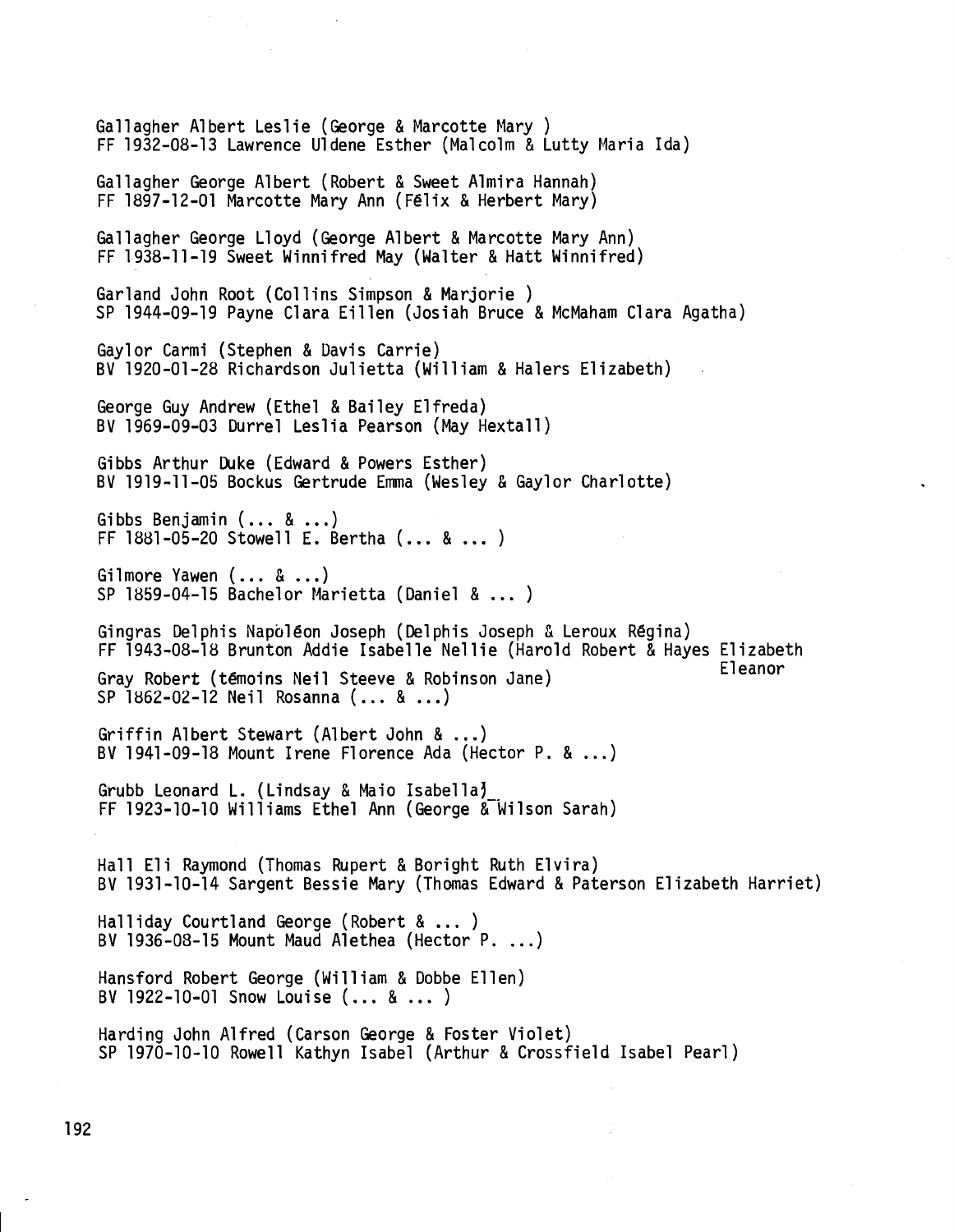Gallagher Albert Leslie (George & Marcotte Mary )
FF 1932-08-13 Lawrence Uldene Esther (Malcolm & Lutty Maria Ida)

Gallagher George Albert (Robert & Sweet Almira Hannah)
FF 1897-12-01 Marcotte Mary Ann (Félix & Herbert Mary)

Gallagher George Lloyd (George Albert & Marcotte Mary Ann)
FF 1938-11-19 Sweet Winnifred May (Walter & Hatt Winnifred)

Garland John Root (Collins Simpson & Marjorie )
SP 1944-09-19 Payne Clara Eillen (Josiah Bruce & McMaham Clara Agatha)

Gaylor Carmi (Stephen & Davis Carrie)
BV 1920-01-28 Richardson Julietta (William & Halers Elizabeth)

George Guy Andrew (Ethel & Bailey Elfreda)
BV 1969-09-03 Durrel Leslia Pearson (May Hextall)

Gibbs Arthur Duke (Edward & Powers Esther)
BV 1919-11-05 Bockus Gertrude Emma (Wesley & Gaylor Charlotte)

Gibbs Benjamin (... & ...)
FF 1881-05-20 Stowell E. Bertha (... & ... )

Gilmore Yawen (... & ...)
SP 1859-04-15 Bachelor Marietta (Daniel & ... )

Gingras Delphis Napoléon Joseph (Delphis Joseph & Leroux Régina)
FF 1943-08-18 Brunton Addie Isabelle Nellie (Harold Robert & Hayes Elizabeth Eleanor

Gray Robert (témoins Neil Steeve & Robinson Jane)
SP 1862-02-12 Neil Rosanna (... & ...)

Griffin Albert Stewart (Albert John & ...)
BV 1941-09-18 Mount Irene Florence Ada (Hector P. & ...)

Grubb Leonard L. (Lindsay & Maio Isabella)
FF 1923-10-10 Williams Ethel Ann (George & Wilson Sarah)

Hall Eli Raymond (Thomas Rupert & Boright Ruth Elvira)
BV 1931-10-14 Sargent Bessie Mary (Thomas Edward & Paterson Elizabeth Harriet)

Halliday Courtland George (Robert & ... )
BV 1936-08-15 Mount Maud Alethea (Hector P. ...)

Hansford Robert George (William & Dobbe Ellen)
BV 1922-10-01 Snow Louise (... & ... )

Harding John Alfred (Carson George & Foster Violet)
SP 1970-10-10 Rowell Kathyn Isabel (Arthur & Crossfield Isabel Pearl)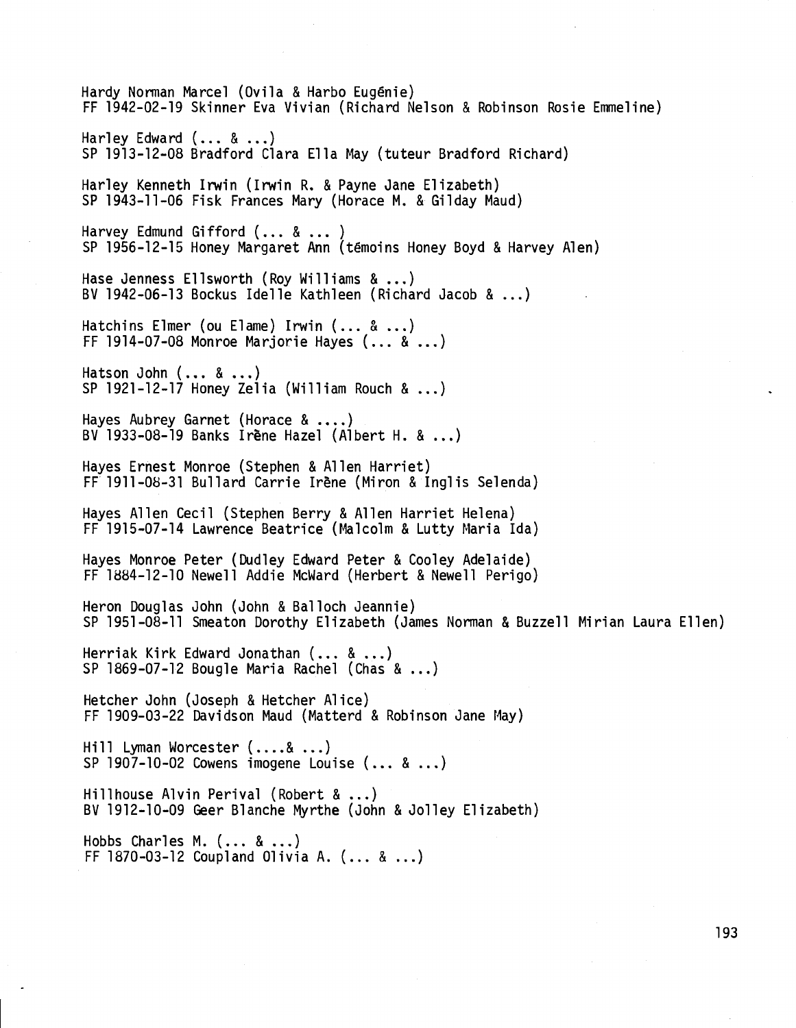Hardy Norman Marcel (Ovila & Harbo Eugénie)
FF 1942-02-19 Skinner Eva Vivian (Richard Nelson & Robinson Rosie Emmeline)

Harley Edward (... & ...)
SP 1913-12-08 Bradford Clara Ella May (tuteur Bradford Richard)

Harley Kenneth Irwin (Irwin R. & Payne Jane Elizabeth)
SP 1943-11-06 Fisk Frances Mary (Horace M. & Gilday Maud)

Harvey Edmund Gifford (... & ... )
SP 1956-12-15 Honey Margaret Ann (témoins Honey Boyd & Harvey Alen)

Hase Jenness Ellsworth (Roy Williams & ...)
BV 1942-06-13 Bockus Idelle Kathleen (Richard Jacob & ...)

Hatchins Elmer (ou Elame) Irwin (... & ...)
FF 1914-07-08 Monroe Marjorie Hayes (... & ...)

Hatson John (... & ...)
SP 1921-12-17 Honey Zelia (William Rouch & ...)

Hayes Aubrey Garnet (Horace & ....)
BV 1933-08-19 Banks Irène Hazel (Albert H. & ...)

Hayes Ernest Monroe (Stephen & Allen Harriet)
FF 1911-08-31 Bullard Carrie Irène (Miron & Inglis Selenda)

Hayes Allen Cecil (Stephen Berry & Allen Harriet Helena)
FF 1915-07-14 Lawrence Beatrice (Malcolm & Lutty Maria Ida)

Hayes Monroe Peter (Dudley Edward Peter & Cooley Adelaide)
FF 1884-12-10 Newell Addie McWard (Herbert & Newell Perigo)

Heron Douglas John (John & Balloch Jeannie)
SP 1951-08-11 Smeaton Dorothy Elizabeth (James Norman & Buzzell Mirian Laura Ellen)

Herriak Kirk Edward Jonathan (... & ...)
SP 1869-07-12 Bougle Maria Rachel (Chas & ...)

Hetcher John (Joseph & Hetcher Alice)
FF 1909-03-22 Davidson Maud (Matterd & Robinson Jane May)

Hill Lyman Worcester (....& ...)
SP 1907-10-02 Cowens imogene Louise (... & ...)

Hillhouse Alvin Perival (Robert & ...)
BV 1912-10-09 Geer Blanche Myrthe (John & Jolley Elizabeth)

Hobbs Charles M. (... & ...)
FF 1870-03-12 Coupland Olivia A. (... & ...)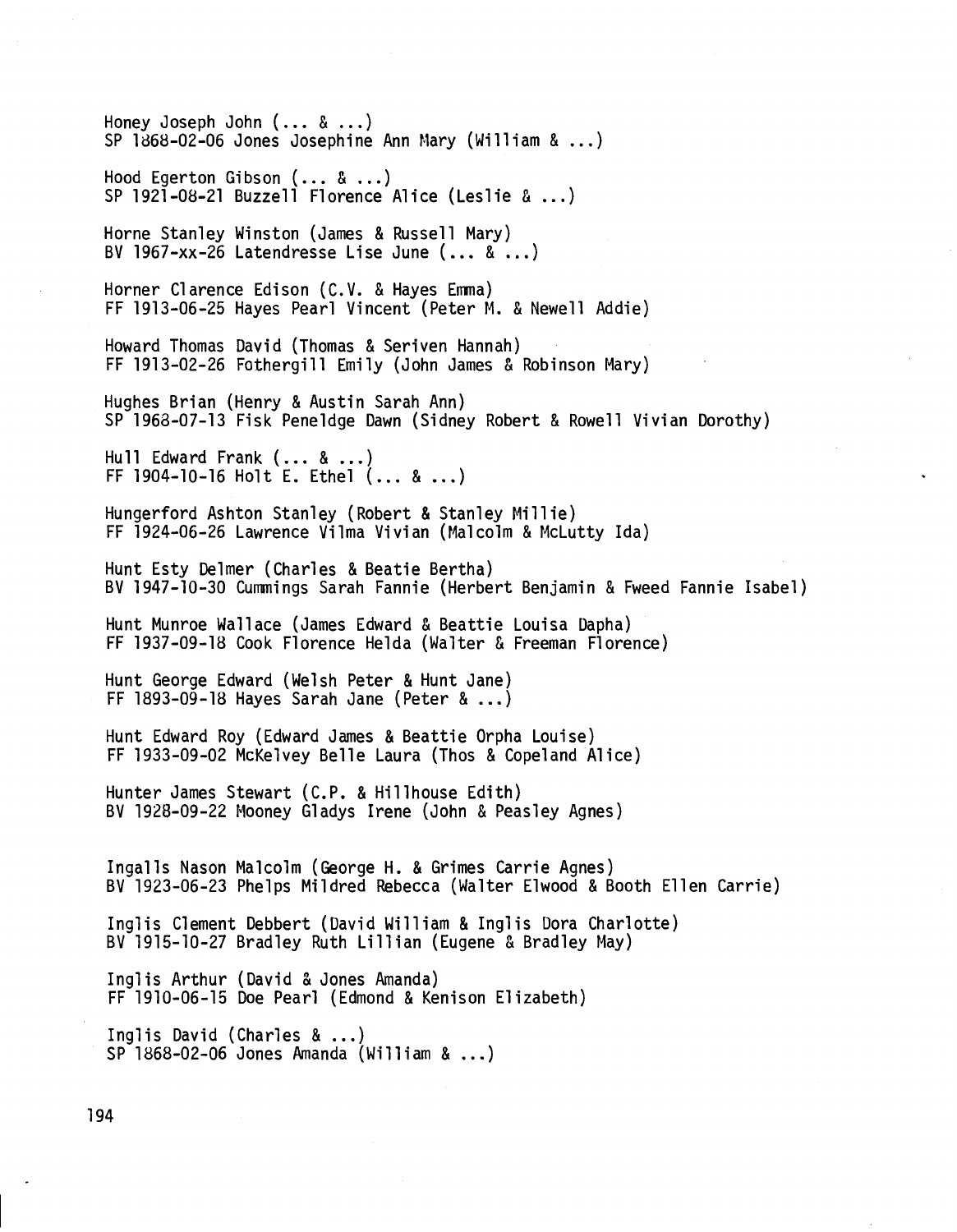Honey Joseph John (... & ...)
SP 1868-02-06 Jones Josephine Ann Mary (William & ...)

Hood Egerton Gibson (... & ...)
SP 1921-08-21 Buzzell Florence Alice (Leslie & ...)

Horne Stanley Winston (James & Russell Mary)
BV 1967-xx-26 Latendresse Lise June (... & ...)

Horner Clarence Edison (C.V. & Hayes Emma)
FF 1913-06-25 Hayes Pearl Vincent (Peter M. & Newell Addie)

Howard Thomas David (Thomas & Seriven Hannah)
FF 1913-02-26 Fothergill Emily (John James & Robinson Mary)

Hughes Brian (Henry & Austin Sarah Ann)
SP 1968-07-13 Fisk Peneldge Dawn (Sidney Robert & Rowell Vivian Dorothy)

Hull Edward Frank (... & ...)
FF 1904-10-16 Holt E. Ethel (... & ...)

Hungerford Ashton Stanley (Robert & Stanley Millie)
FF 1924-06-26 Lawrence Vilma Vivian (Malcolm & McLutty Ida)

Hunt Esty Delmer (Charles & Beatie Bertha)
BV 1947-10-30 Cummings Sarah Fannie (Herbert Benjamin & Fweed Fannie Isabel)

Hunt Munroe Wallace (James Edward & Beattie Louisa Dapha)
FF 1937-09-18 Cook Florence Helda (Walter & Freeman Florence)

Hunt George Edward (Welsh Peter & Hunt Jane)
FF 1893-09-18 Hayes Sarah Jane (Peter & ...)

Hunt Edward Roy (Edward James & Beattie Orpha Louise)
FF 1933-09-02 McKelvey Belle Laura (Thos & Copeland Alice)

Hunter James Stewart (C.P. & Hillhouse Edith)
BV 1928-09-22 Mooney Gladys Irene (John & Peasley Agnes)

Ingalls Nason Malcolm (George H. & Grimes Carrie Agnes)
BV 1923-06-23 Phelps Mildred Rebecca (Walter Elwood & Booth Ellen Carrie)

Inglis Clement Debbert (David William & Inglis Dora Charlotte)
BV 1915-10-27 Bradley Ruth Lillian (Eugene & Bradley May)

Inglis Arthur (David & Jones Amanda)
FF 1910-06-15 Doe Pearl (Edmond & Kenison Elizabeth)

Inglis David (Charles & ...)
SP 1868-02-06 Jones Amanda (William & ...)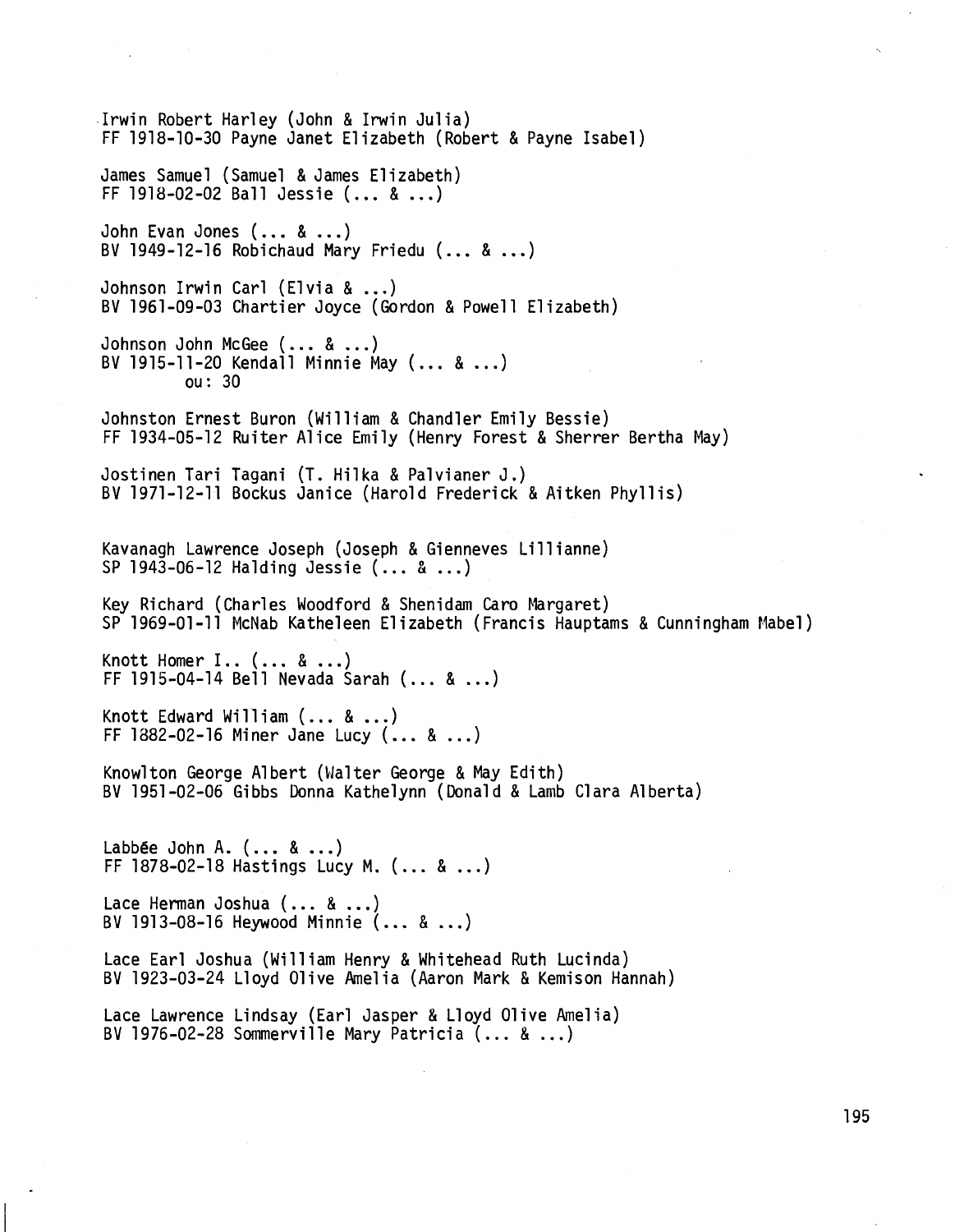Irwin Robert Harley (John & Irwin Julia)
FF 1918-10-30 Payne Janet Elizabeth (Robert & Payne Isabel)

James Samuel (Samuel & James Elizabeth)
FF 1918-02-02 Ball Jessie (... & ...)

John Evan Jones (... & ...)
BV 1949-12-16 Robichaud Mary Friedu (... & ...)

Johnson Irwin Carl (Elvia & ...)
BV 1961-09-03 Chartier Joyce (Gordon & Powell Elizabeth)

Johnson John McGee (... & ...)
BV 1915-11-20 Kendall Minnie May (... & ...)
ou: 30

Johnston Ernest Buron (William & Chandler Emily Bessie)
FF 1934-05-12 Ruiter Alice Emily (Henry Forest & Sherrer Bertha May)

Jostinen Tari Tagani (T. Hilka & Palvianer J.)
BV 1971-12-11 Bockus Janice (Harold Frederick & Aitken Phyllis)

Kavanagh Lawrence Joseph (Joseph & Gienneves Lillianne)
SP 1943-06-12 Halding Jessie (... & ...)

Key Richard (Charles Woodford & Shenidam Caro Margaret)
SP 1969-01-11 McNab Katheleen Elizabeth (Francis Hauptams & Cunningham Mabel)

Knott Homer I.. (... & ...)
FF 1915-04-14 Bell Nevada Sarah (... & ...)

Knott Edward William (... & ...)
FF 1882-02-16 Miner Jane Lucy (... & ...)

Knowlton George Albert (Walter George & May Edith)
BV 1951-02-06 Gibbs Donna Kathelynn (Donald & Lamb Clara Alberta)

Labbée John A. (... & ...)
FF 1878-02-18 Hastings Lucy M. (... & ...)

Lace Herman Joshua (... & ...)
BV 1913-08-16 Heywood Minnie (... & ...)

Lace Earl Joshua (William Henry & Whitehead Ruth Lucinda)
BV 1923-03-24 Lloyd Olive Amelia (Aaron Mark & Kemison Hannah)

Lace Lawrence Lindsay (Earl Jasper & Lloyd Olive Amelia)
BV 1976-02-28 Sommerville Mary Patricia (... & ...)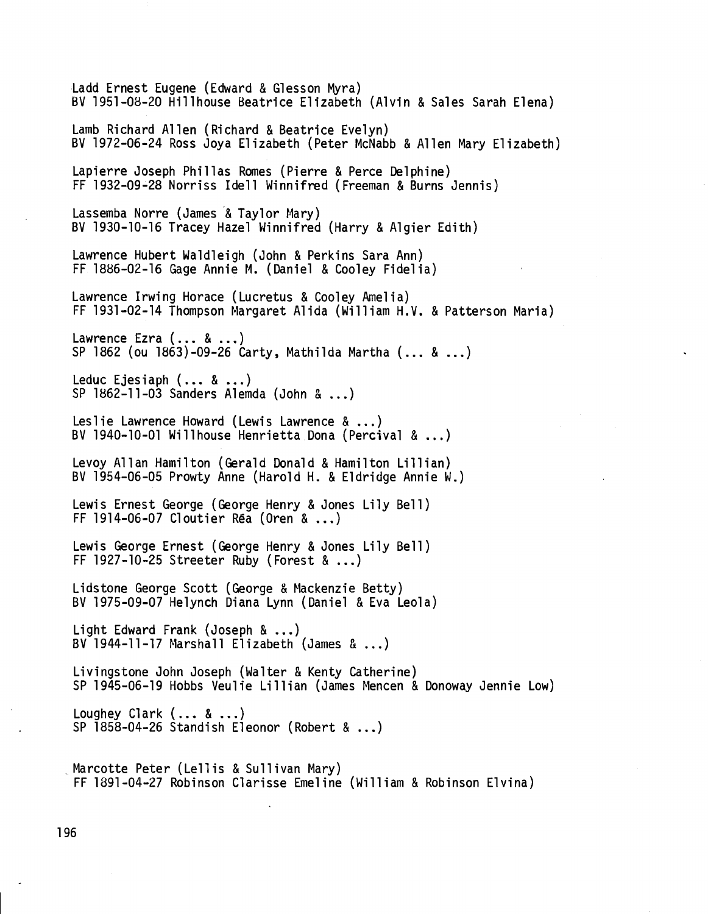Ladd Ernest Eugene (Edward & Glesson Myra)
BV 1951-08-20 Hillhouse Beatrice Elizabeth (Alvin & Sales Sarah Elena)

Lamb Richard Allen (Richard & Beatrice Evelyn)
BV 1972-06-24 Ross Joya Elizabeth (Peter McNabb & Allen Mary Elizabeth)

Lapierre Joseph Phillas Romes (Pierre & Perce Delphine)
FF 1932-09-28 Norriss Idell Winnifred (Freeman & Burns Jennis)

Lassemba Norre (James & Taylor Mary)
BV 1930-10-16 Tracey Hazel Winnifred (Harry & Algier Edith)

Lawrence Hubert Waldleigh (John & Perkins Sara Ann)
FF 1886-02-16 Gage Annie M. (Daniel & Cooley Fidelia)

Lawrence Irwing Horace (Lucretus & Cooley Amelia)
FF 1931-02-14 Thompson Margaret Alida (William H.V. & Patterson Maria)

Lawrence Ezra (... & ...)
SP 1862 (ou 1863)-09-26 Carty, Mathilda Martha (... & ...)

Leduc Ejesiaph (... & ...)
SP 1862-11-03 Sanders Alemda (John & ...)

Leslie Lawrence Howard (Lewis Lawrence & ...)
BV 1940-10-01 Willhouse Henrietta Dona (Percival & ...)

Levoy Allan Hamilton (Gerald Donald & Hamilton Lillian)
BV 1954-06-05 Prowty Anne (Harold H. & Eldridge Annie W.)

Lewis Ernest George (George Henry & Jones Lily Bell)
FF 1914-06-07 Cloutier Réa (Oren & ...)

Lewis George Ernest (George Henry & Jones Lily Bell)
FF 1927-10-25 Streeter Ruby (Forest & ...)

Lidstone George Scott (George & Mackenzie Betty)
BV 1975-09-07 Helynch Diana Lynn (Daniel & Eva Leola)

Light Edward Frank (Joseph & ...)
BV 1944-11-17 Marshall Elizabeth (James & ...)

Livingstone John Joseph (Walter & Kenty Catherine)
SP 1945-06-19 Hobbs Veulie Lillian (James Mencen & Donoway Jennie Low)

Loughey Clark (... & ...)
SP 1858-04-26 Standish Eleonor (Robert & ...)

Marcotte Peter (Lellis & Sullivan Mary)
FF 1891-04-27 Robinson Clarisse Emeline (William & Robinson Elvina)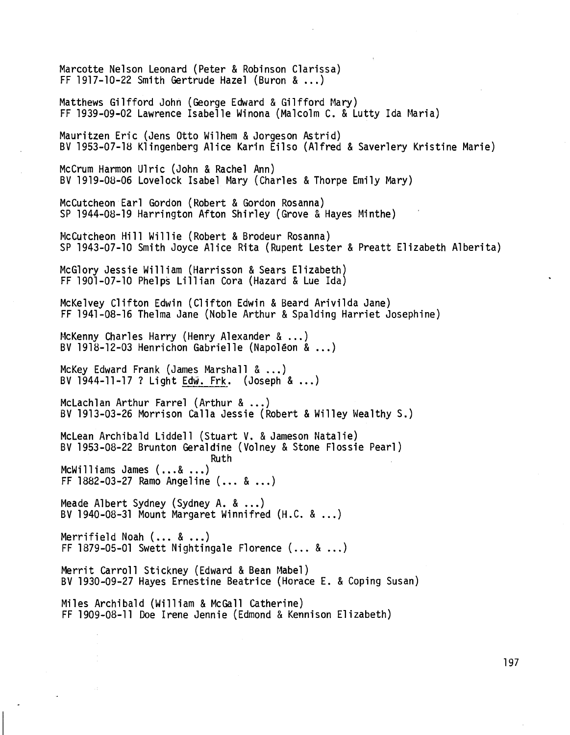Marcotte Nelson Leonard (Peter & Robinson Clarissa)
FF 1917-10-22 Smith Gertrude Hazel (Buron & ...)

Matthews Gilfford John (George Edward & Gilfford Mary)
FF 1939-09-02 Lawrence Isabelle Winona (Malcolm C. & Lutty Ida Maria)

Mauritzen Eric (Jens Otto Wilhem & Jorgeson Astrid)
BV 1953-07-18 Klingenberg Alice Karin Eilso (Alfred & Saverlery Kristine Marie)

McCrum Harmon Ulric (John & Rachel Ann)
BV 1919-08-06 Lovelock Isabel Mary (Charles & Thorpe Emily Mary)

McCutcheon Earl Gordon (Robert & Gordon Rosanna)
SP 1944-08-19 Harrington Afton Shirley (Grove & Hayes Minthe)

McCutcheon Hill Willie (Robert & Brodeur Rosanna)
SP 1943-07-10 Smith Joyce Alice Rita (Rupent Lester & Preatt Elizabeth Alberita)

McGlory Jessie William (Harrisson & Sears Elizabeth)
FF 1901-07-10 Phelps Lillian Cora (Hazard & Lue Ida)

McKelvey Clifton Edwin (Clifton Edwin & Beard Arivilda Jane)
FF 1941-08-16 Thelma Jane (Noble Arthur & Spalding Harriet Josephine)

McKenny Charles Harry (Henry Alexander & ...)
BV 1918-12-03 Henrichon Gabrielle (Napoléon & ...)

McKey Edward Frank (James Marshall & ...)
BV 1944-11-17 ? Light Edw. Frk. (Joseph & ...)

McLachlan Arthur Farrel (Arthur & ...)
BV 1913-03-26 Morrison Calla Jessie (Robert & Willey Wealthy S.)

McLean Archibald Liddell (Stuart V. & Jameson Natalie)
BV 1953-08-22 Brunton Geraldine (Volney & Stone Flossie Pearl)
Ruth

McWilliams James (...& ...)
FF 1882-03-27 Ramo Angeline (... & ...)

Meade Albert Sydney (Sydney A. & ...)
BV 1940-08-31 Mount Margaret Winnifred (H.C. & ...)

Merrifield Noah (... & ...)
FF 1879-05-01 Swett Nightingale Florence (... & ...)

Merrit Carroll Stickney (Edward & Bean Mabel)
BV 1930-09-27 Hayes Ernestine Beatrice (Horace E. & Coping Susan)

Miles Archibald (William & McGall Catherine)
FF 1909-08-11 Doe Irene Jennie (Edmond & Kennison Elizabeth)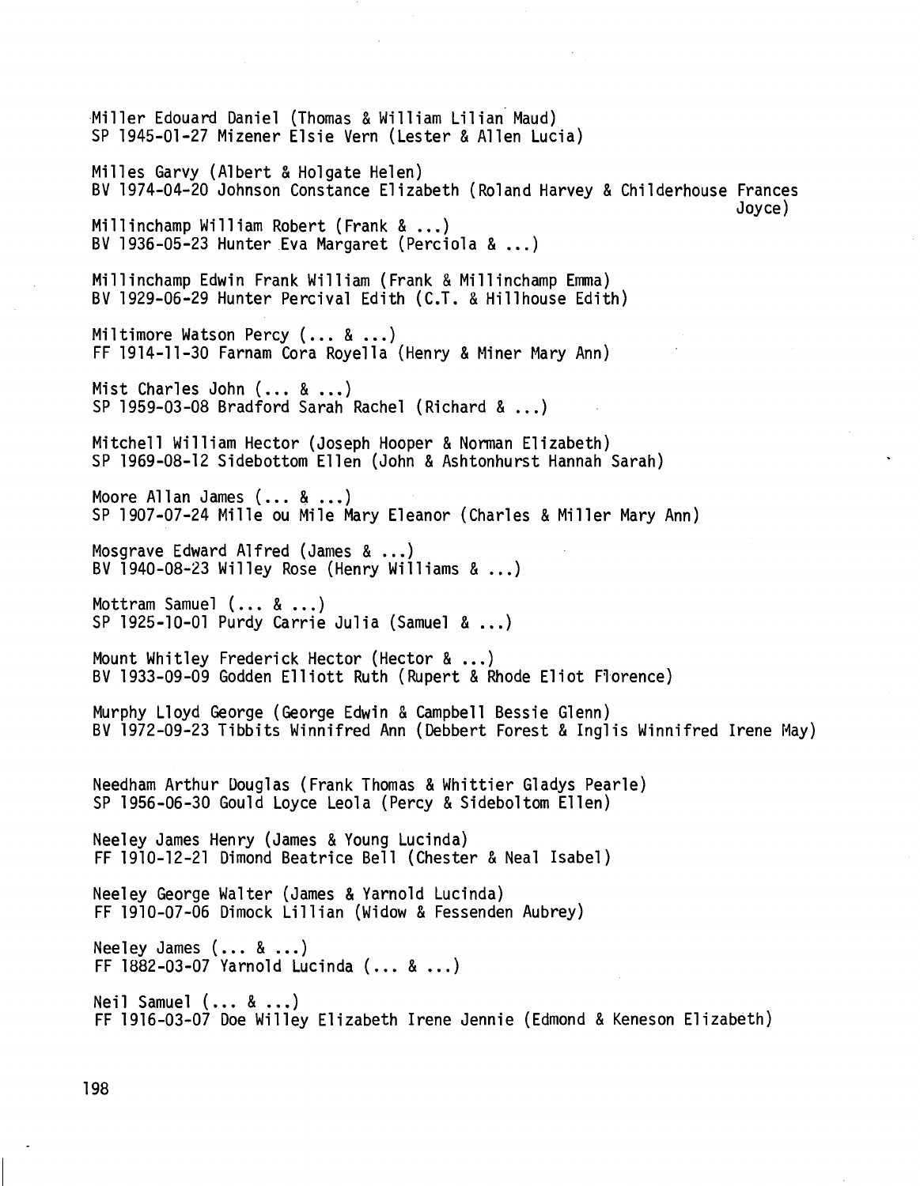Miller Edouard Daniel (Thomas & William Lilian Maud)
SP 1945-01-27 Mizener Elsie Vern (Lester & Allen Lucia)

Milles Garvy (Albert & Holgate Helen)
BV 1974-04-20 Johnson Constance Elizabeth (Roland Harvey & Childerhouse Frances Joyce)

Millinchamp William Robert (Frank & ...)
BV 1936-05-23 Hunter Eva Margaret (Perciola & ...)

Millinchamp Edwin Frank William (Frank & Millinchamp Emma)
BV 1929-06-29 Hunter Percival Edith (C.T. & Hillhouse Edith)

Miltimore Watson Percy (... & ...)
FF 1914-11-30 Farnam Cora Royella (Henry & Miner Mary Ann)

Mist Charles John (... & ...)
SP 1959-03-08 Bradford Sarah Rachel (Richard & ...)

Mitchell William Hector (Joseph Hooper & Norman Elizabeth)
SP 1969-08-12 Sidebottom Ellen (John & Ashtonhurst Hannah Sarah)

Moore Allan James (... & ...)
SP 1907-07-24 Mille ou Mile Mary Eleanor (Charles & Miller Mary Ann)

Mosgrave Edward Alfred (James & ...)
BV 1940-08-23 Willey Rose (Henry Williams & ...)

Mottram Samuel (... & ...)
SP 1925-10-01 Purdy Carrie Julia (Samuel & ...)

Mount Whitley Frederick Hector (Hector & ...)
BV 1933-09-09 Godden Elliott Ruth (Rupert & Rhode Eliot Florence)

Murphy Lloyd George (George Edwin & Campbell Bessie Glenn)
BV 1972-09-23 Tibbits Winnifred Ann (Debbert Forest & Inglis Winnifred Irene May)

Needham Arthur Douglas (Frank Thomas & Whittier Gladys Pearle)
SP 1956-06-30 Gould Loyce Leola (Percy & Sideboltom Ellen)

Neeley James Henry (James & Young Lucinda)
FF 1910-12-21 Dimond Beatrice Bell (Chester & Neal Isabel)

Neeley George Walter (James & Yarnold Lucinda)
FF 1910-07-06 Dimock Lillian (Widow & Fessenden Aubrey)

Neeley James (... & ...)
FF 1882-03-07 Yarnold Lucinda (... & ...)

Neil Samuel (... & ...)
FF 1916-03-07 Doe Willey Elizabeth Irene Jennie (Edmond & Keneson Elizabeth)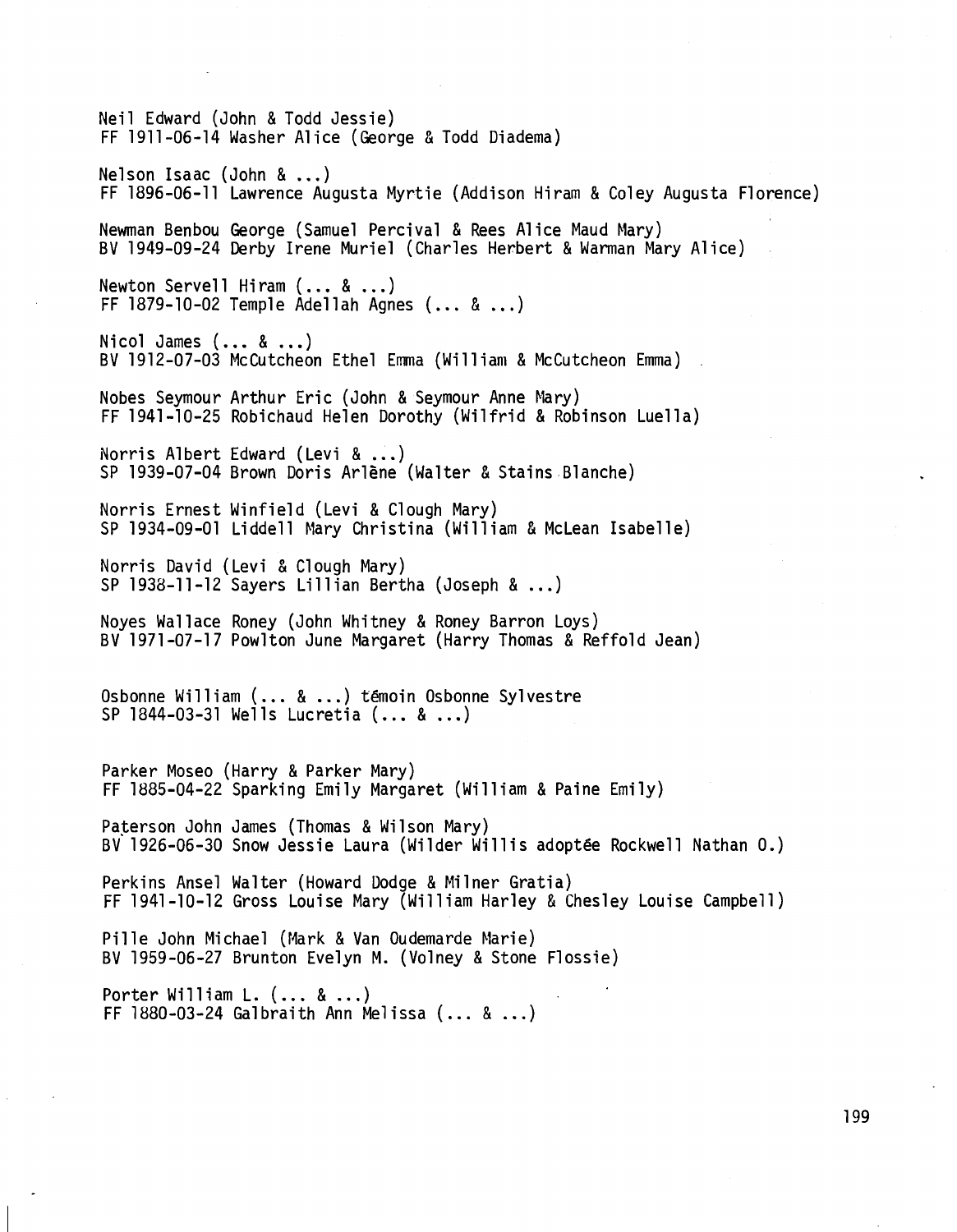Neil Edward (John & Todd Jessie)
FF 1911-06-14 Washer Alice (George & Todd Diadema)

Nelson Isaac (John & ...)
FF 1896-06-11 Lawrence Augusta Myrtie (Addison Hiram & Coley Augusta Florence)

Newman Benbou George (Samuel Percival & Rees Alice Maud Mary)
BV 1949-09-24 Derby Irene Muriel (Charles Herbert & Warman Mary Alice)

Newton Servell Hiram (... & ...)
FF 1879-10-02 Temple Adellah Agnes (... & ...)

Nicol James (... & ...)
BV 1912-07-03 McCutcheon Ethel Emma (William & McCutcheon Emma)

Nobes Seymour Arthur Eric (John & Seymour Anne Mary)
FF 1941-10-25 Robichaud Helen Dorothy (Wilfrid & Robinson Luella)

Norris Albert Edward (Levi & ...)
SP 1939-07-04 Brown Doris Arlène (Walter & Stains Blanche)

Norris Ernest Winfield (Levi & Clough Mary)
SP 1934-09-01 Liddell Mary Christina (William & McLean Isabelle)

Norris David (Levi & Clough Mary)
SP 1938-11-12 Sayers Lillian Bertha (Joseph & ...)

Noyes Wallace Roney (John Whitney & Roney Barron Loys)
BV 1971-07-17 Powlton June Margaret (Harry Thomas & Reffold Jean)

Osbonne William (... & ...) témoin Osbonne Sylvestre
SP 1844-03-31 Wells Lucretia (... & ...)

Parker Moseo (Harry & Parker Mary)
FF 1885-04-22 Sparking Emily Margaret (William & Paine Emily)

Paterson John James (Thomas & Wilson Mary)
BV 1926-06-30 Snow Jessie Laura (Wilder Willis adoptée Rockwell Nathan O.)

Perkins Ansel Walter (Howard Dodge & Milner Gratia)
FF 1941-10-12 Gross Louise Mary (William Harley & Chesley Louise Campbell)

Pille John Michael (Mark & Van Oudemarde Marie)
BV 1959-06-27 Brunton Evelyn M. (Volney & Stone Flossie)

Porter William L. (... & ...)
FF 1880-03-24 Galbraith Ann Melissa (... & ...)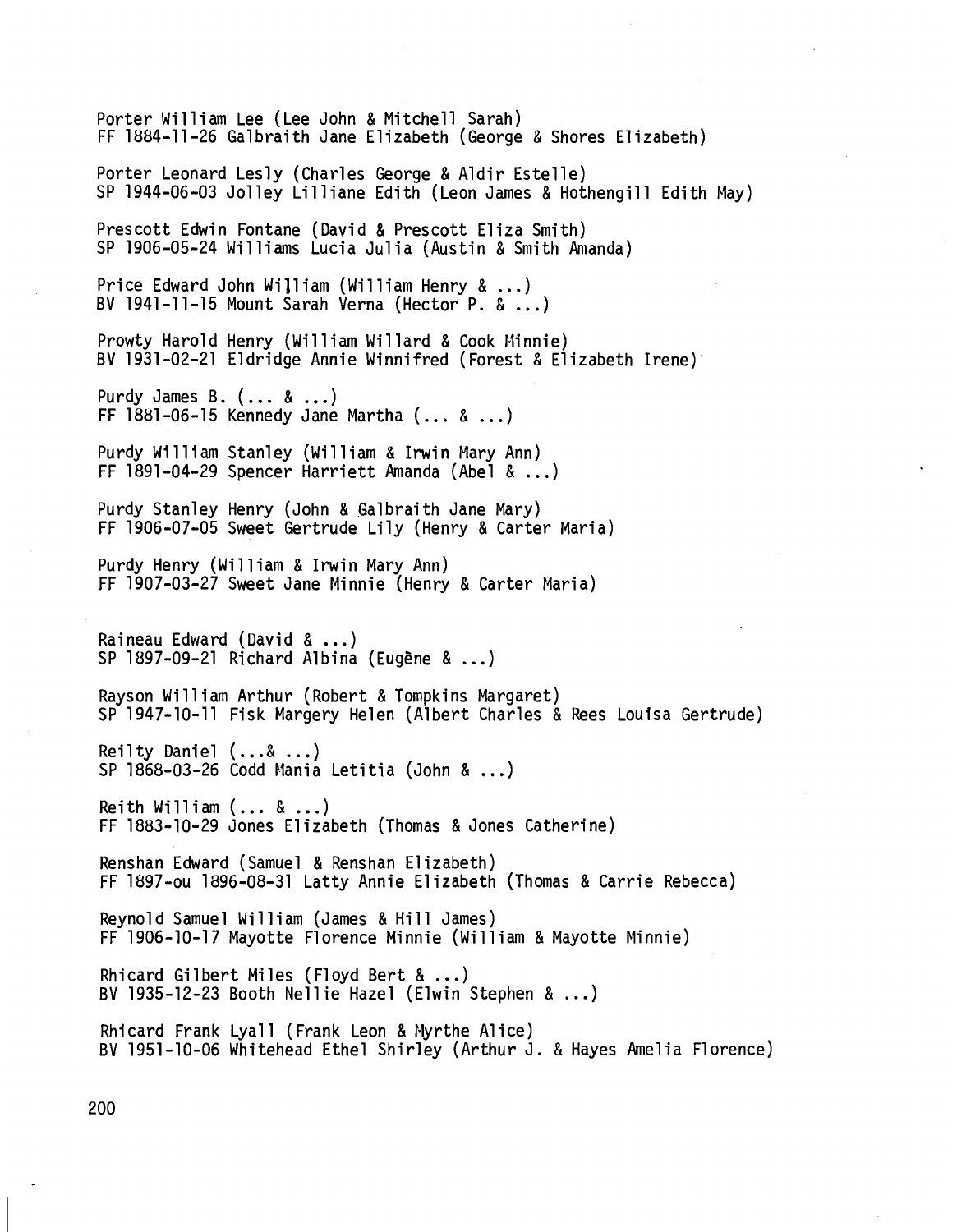Porter William Lee (Lee John & Mitchell Sarah)
FF 1884-11-26 Galbraith Jane Elizabeth (George & Shores Elizabeth)

Porter Leonard Lesly (Charles George & Aldir Estelle)
SP 1944-06-03 Jolley Lilliane Edith (Leon James & Hothengill Edith May)

Prescott Edwin Fontane (David & Prescott Eliza Smith)
SP 1906-05-24 Williams Lucia Julia (Austin & Smith Amanda)

Price Edward John William (William Henry & ...)
BV 1941-11-15 Mount Sarah Verna (Hector P. & ...)

Prowty Harold Henry (William Willard & Cook Minnie)
BV 1931-02-21 Eldridge Annie Winnifred (Forest & Elizabeth Irene)

Purdy James B. (... & ...)
FF 1881-06-15 Kennedy Jane Martha (... & ...)

Purdy William Stanley (William & Irwin Mary Ann)
FF 1891-04-29 Spencer Harriett Amanda (Abel & ...)

Purdy Stanley Henry (John & Galbraith Jane Mary)
FF 1906-07-05 Sweet Gertrude Lily (Henry & Carter Maria)

Purdy Henry (William & Irwin Mary Ann)
FF 1907-03-27 Sweet Jane Minnie (Henry & Carter Maria)

Raineau Edward (David & ...)
SP 1897-09-21 Richard Albina (Eugène & ...)

Rayson William Arthur (Robert & Tompkins Margaret)
SP 1947-10-11 Fisk Margery Helen (Albert Charles & Rees Louisa Gertrude)

Reilty Daniel (...& ...)
SP 1868-03-26 Codd Mania Letitia (John & ...)

Reith William (... & ...)
FF 1883-10-29 Jones Elizabeth (Thomas & Jones Catherine)

Renshan Edward (Samuel & Renshan Elizabeth)
FF 1897-ou 1896-08-31 Latty Annie Elizabeth (Thomas & Carrie Rebecca)

Reynold Samuel William (James & Hill James)
FF 1906-10-17 Mayotte Florence Minnie (William & Mayotte Minnie)

Rhicard Gilbert Miles (Floyd Bert & ...)
BV 1935-12-23 Booth Nellie Hazel (Elwin Stephen & ...)

Rhicard Frank Lyall (Frank Leon & Myrthe Alice)
BV 1951-10-06 Whitehead Ethel Shirley (Arthur J. & Hayes Amelia Florence)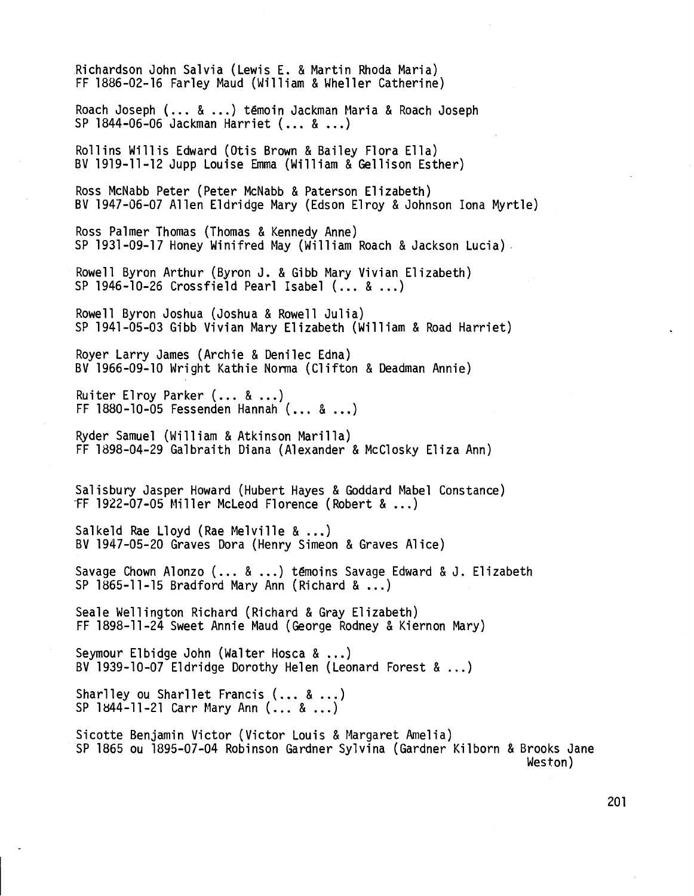Richardson John Salvia (Lewis E. & Martin Rhoda Maria)
FF 1886-02-16 Farley Maud (William & Wheller Catherine)

Roach Joseph (... & ...) têmoin Jackman Maria & Roach Joseph
SP 1844-06-06 Jackman Harriet (... & ...)

Rollins Willis Edward (Otis Brown & Bailey Flora Ella)
BV 1919-11-12 Jupp Louise Emma (William & Gellison Esther)

Ross McNabb Peter (Peter McNabb & Paterson Elizabeth)
BV 1947-06-07 Allen Eldridge Mary (Edson Elroy & Johnson Iona Myrtle)

Ross Palmer Thomas (Thomas & Kennedy Anne)
SP 1931-09-17 Honey Winifred May (William Roach & Jackson Lucia)

Rowell Byron Arthur (Byron J. & Gibb Mary Vivian Elizabeth)
SP 1946-10-26 Crossfield Pearl Isabel (... & ...)

Rowell Byron Joshua (Joshua & Rowell Julia)
SP 1941-05-03 Gibb Vivian Mary Elizabeth (William & Road Harriet)

Royer Larry James (Archie & Denilec Edna)
BV 1966-09-10 Wright Kathie Norma (Clifton & Deadman Annie)

Ruiter Elroy Parker (... & ...)
FF 1880-10-05 Fessenden Hannah (... & ...)

Ryder Samuel (William & Atkinson Marilla)
FF 1898-04-29 Galbraith Diana (Alexander & McClosky Eliza Ann)

Salisbury Jasper Howard (Hubert Hayes & Goddard Mabel Constance)
FF 1922-07-05 Miller McLeod Florence (Robert & ...)

Salkeld Rae Lloyd (Rae Melville & ...)
BV 1947-05-20 Graves Dora (Henry Simeon & Graves Alice)

Savage Chown Alonzo (... & ...) têmoins Savage Edward & J. Elizabeth
SP 1865-11-15 Bradford Mary Ann (Richard & ...)

Seale Wellington Richard (Richard & Gray Elizabeth)
FF 1898-11-24 Sweet Annie Maud (George Rodney & Kiernon Mary)

Seymour Elbidge John (Walter Hosca & ...)
BV 1939-10-07 Eldridge Dorothy Helen (Leonard Forest & ...)

Sharlley ou Sharllet Francis (... & ...)
SP 1844-11-21 Carr Mary Ann (... & ...)

Sicotte Benjamin Victor (Victor Louis & Margaret Amelia)
SP 1865 ou 1895-07-04 Robinson Gardner Sylvina (Gardner Kilborn & Brooks Jane Weston)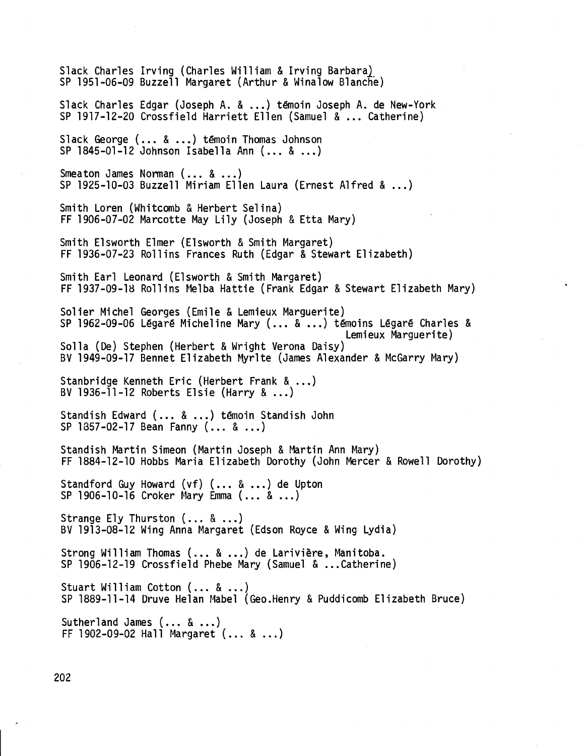Slack Charles Irving (Charles William & Irving Barbara)
SP 1951-06-09 Buzzell Margaret (Arthur & Winalow Blanche)

Slack Charles Edgar (Joseph A. & ...) témoin Joseph A. de New-York
SP 1917-12-20 Crossfield Harriett Ellen (Samuel & ... Catherine)

Slack George (... & ...) témoin Thomas Johnson
SP 1845-01-12 Johnson Isabella Ann (... & ...)

Smeaton James Norman (... & ...)
SP 1925-10-03 Buzzell Miriam Ellen Laura (Ernest Alfred & ...)

Smith Loren (Whitcomb & Herbert Selina)
FF 1906-07-02 Marcotte May Lily (Joseph & Etta Mary)

Smith Elsworth Elmer (Elsworth & Smith Margaret)
FF 1936-07-23 Rollins Frances Ruth (Edgar & Stewart Elizabeth)

Smith Earl Leonard (Elsworth & Smith Margaret)
FF 1937-09-18 Rollins Melba Hattie (Frank Edgar & Stewart Elizabeth Mary)

Solier Michel Georges (Emile & Lemieux Marguerite)
SP 1962-09-06 Légaré Micheline Mary (... & ...) témoins Légaré Charles & Lemieux Marguerite)

Solla (De) Stephen (Herbert & Wright Verona Daisy)
BV 1949-09-17 Bennet Elizabeth Myrlte (James Alexander & McGarry Mary)

Stanbridge Kenneth Eric (Herbert Frank & ...)
BV 1936-11-12 Roberts Elsie (Harry & ...)

Standish Edward (... & ...) témoin Standish John
SP 1857-02-17 Bean Fanny (... & ...)

Standish Martin Simeon (Martin Joseph & Martin Ann Mary)
FF 1884-12-10 Hobbs Maria Elizabeth Dorothy (John Mercer & Rowell Dorothy)

Standford Guy Howard (vf) (... & ...) de Upton
SP 1906-10-16 Croker Mary Emma (... & ...)

Strange Ely Thurston (... & ...)
BV 1913-08-12 Wing Anna Margaret (Edson Royce & Wing Lydia)

Strong William Thomas (... & ...) de Larivière, Manitoba.
SP 1906-12-19 Crossfield Phebe Mary (Samuel & ...Catherine)

Stuart William Cotton (... & ...)
SP 1889-11-14 Druve Helan Mabel (Geo.Henry & Puddicomb Elizabeth Bruce)

Sutherland James (... & ...)
FF 1902-09-02 Hall Margaret (... & ...)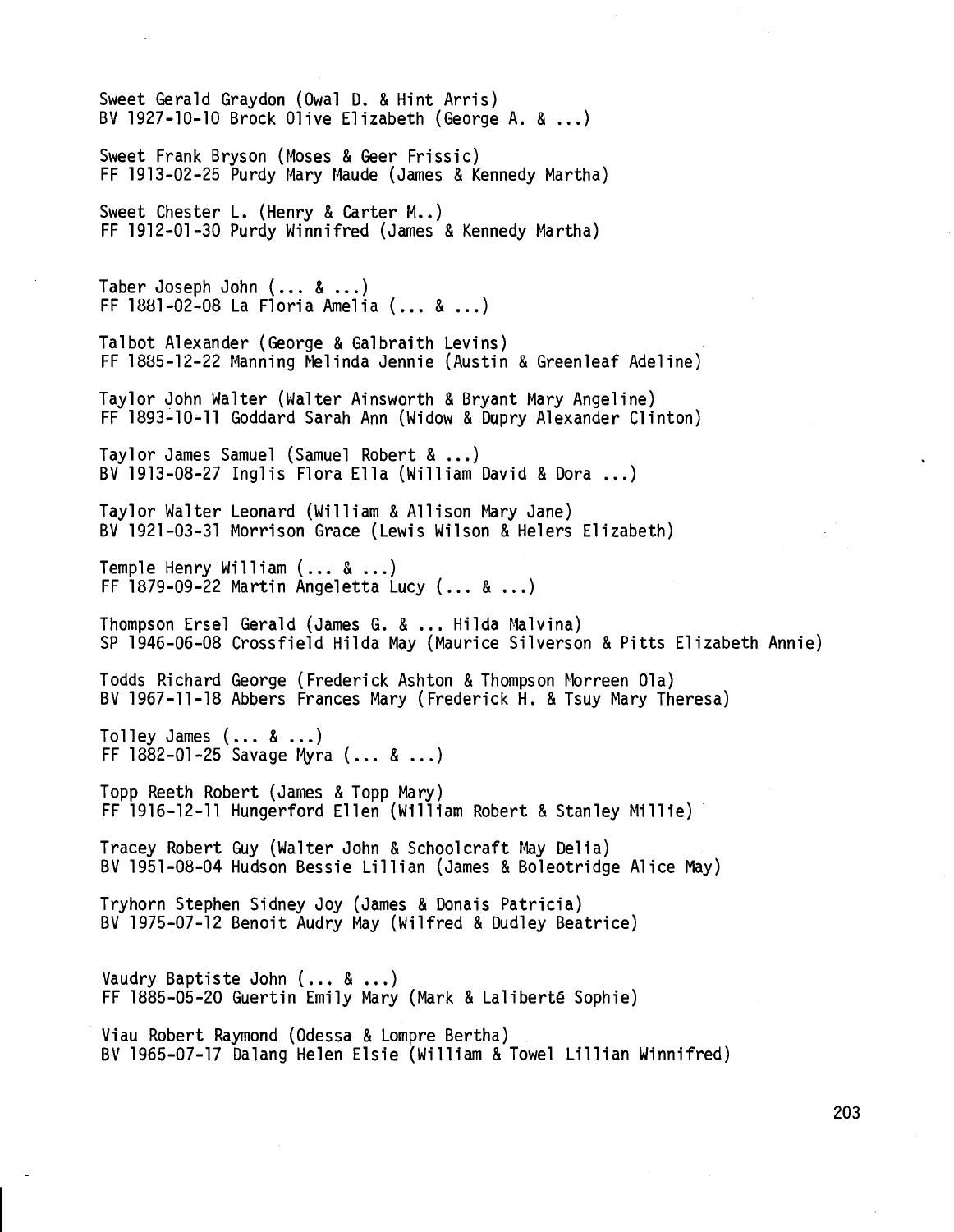Sweet Gerald Graydon (Owal D. & Hint Arris)
BV 1927-10-10 Brock Olive Elizabeth (George A. & ...)

Sweet Frank Bryson (Moses & Geer Frissic)
FF 1913-02-25 Purdy Mary Maude (James & Kennedy Martha)

Sweet Chester L. (Henry & Carter M..)
FF 1912-01-30 Purdy Winnifred (James & Kennedy Martha)

Taber Joseph John (... & ...)
FF 1881-02-08 La Floria Amelia (... & ...)

Talbot Alexander (George & Galbraith Levins)
FF 1885-12-22 Manning Melinda Jennie (Austin & Greenleaf Adeline)

Taylor John Walter (Walter Ainsworth & Bryant Mary Angeline)
FF 1893-10-11 Goddard Sarah Ann (Widow & Dupry Alexander Clinton)

Taylor James Samuel (Samuel Robert & ...)
BV 1913-08-27 Inglis Flora Ella (William David & Dora ...)

Taylor Walter Leonard (William & Allison Mary Jane)
BV 1921-03-31 Morrison Grace (Lewis Wilson & Helers Elizabeth)

Temple Henry William (... & ...)
FF 1879-09-22 Martin Angeletta Lucy (... & ...)

Thompson Ersel Gerald (James G. & ... Hilda Malvina)
SP 1946-06-08 Crossfield Hilda May (Maurice Silverson & Pitts Elizabeth Annie)

Todds Richard George (Frederick Ashton & Thompson Morreen Ola)
BV 1967-11-18 Abbers Frances Mary (Frederick H. & Tsuy Mary Theresa)

Tolley James (... & ...)
FF 1882-01-25 Savage Myra (... & ...)

Topp Reeth Robert (James & Topp Mary)
FF 1916-12-11 Hungerford Ellen (William Robert & Stanley Millie)

Tracey Robert Guy (Walter John & Schoolcraft May Delia)
BV 1951-08-04 Hudson Bessie Lillian (James & Boleotridge Alice May)

Tryhorn Stephen Sidney Joy (James & Donais Patricia)
BV 1975-07-12 Benoit Audry May (Wilfred & Dudley Beatrice)

Vaudry Baptiste John (... & ...)
FF 1885-05-20 Guertin Emily Mary (Mark & Laliberté Sophie)

Viau Robert Raymond (Odessa & Lompre Bertha)
BV 1965-07-17 Dalang Helen Elsie (William & Towel Lillian Winnifred)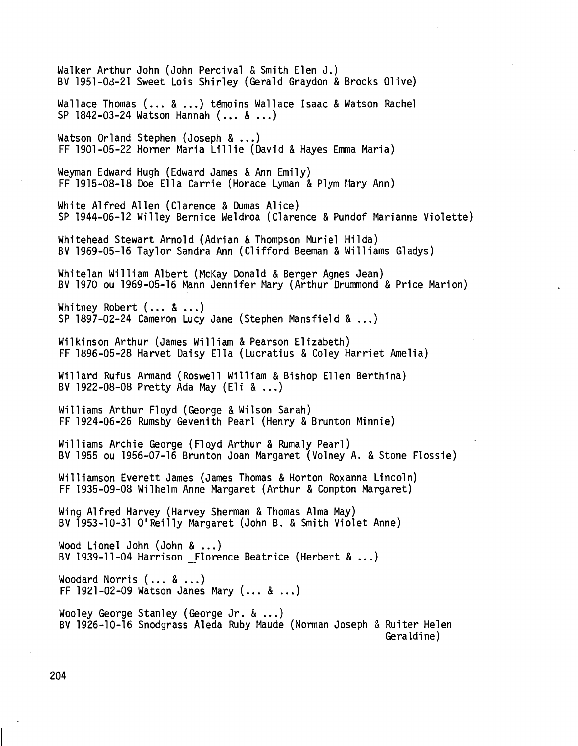Walker Arthur John (John Percival & Smith Elen J.)
BV 1951-08-21 Sweet Lois Shirley (Gerald Graydon & Brocks Olive)

Wallace Thomas (... & ...) témoins Wallace Isaac & Watson Rachel
SP 1842-03-24 Watson Hannah (... & ...)

Watson Orland Stephen (Joseph & ...)
FF 1901-05-22 Horner Maria Lillie (David & Hayes Emma Maria)

Weyman Edward Hugh (Edward James & Ann Emily)
FF 1915-08-18 Doe Ella Carrie (Horace Lyman & Plym Mary Ann)

White Alfred Allen (Clarence & Dumas Alice)
SP 1944-06-12 Willey Bernice Weldroa (Clarence & Pundof Marianne Violette)

Whitehead Stewart Arnold (Adrian & Thompson Muriel Hilda)
BV 1969-05-16 Taylor Sandra Ann (Clifford Beeman & Williams Gladys)

Whitelan William Albert (McKay Donald & Berger Agnes Jean)
BV 1970 ou 1969-05-16 Mann Jennifer Mary (Arthur Drummond & Price Marion)

Whitney Robert (... & ...)
SP 1897-02-24 Cameron Lucy Jane (Stephen Mansfield & ...)

Wilkinson Arthur (James William & Pearson Elizabeth)
FF 1896-05-28 Harvet Daisy Ella (Lucratius & Coley Harriet Amelia)

Willard Rufus Armand (Roswell William & Bishop Ellen Berthina)
BV 1922-08-08 Pretty Ada May (Eli & ...)

Williams Arthur Floyd (George & Wilson Sarah)
FF 1924-06-26 Rumsby Gevenith Pearl (Henry & Brunton Minnie)

Williams Archie George (Floyd Arthur & Rumaly Pearl)
BV 1955 ou 1956-07-16 Brunton Joan Margaret (Volney A. & Stone Flossie)

Williamson Everett James (James Thomas & Horton Roxanna Lincoln)
FF 1935-09-08 Wilhelm Anne Margaret (Arthur & Compton Margaret)

Wing Alfred Harvey (Harvey Sherman & Thomas Alma May)
BV 1953-10-31 O'Reilly Margaret (John B. & Smith Violet Anne)

Wood Lionel John (John & ...)
BV 1939-11-04 Harrison Florence Beatrice (Herbert & ...)

Woodard Norris (... & ...)
FF 1921-02-09 Watson Janes Mary (... & ...)

Wooley George Stanley (George Jr. & ...)
BV 1926-10-16 Snodgrass Aleda Ruby Maude (Norman Joseph & Ruiter Helen Geraldine)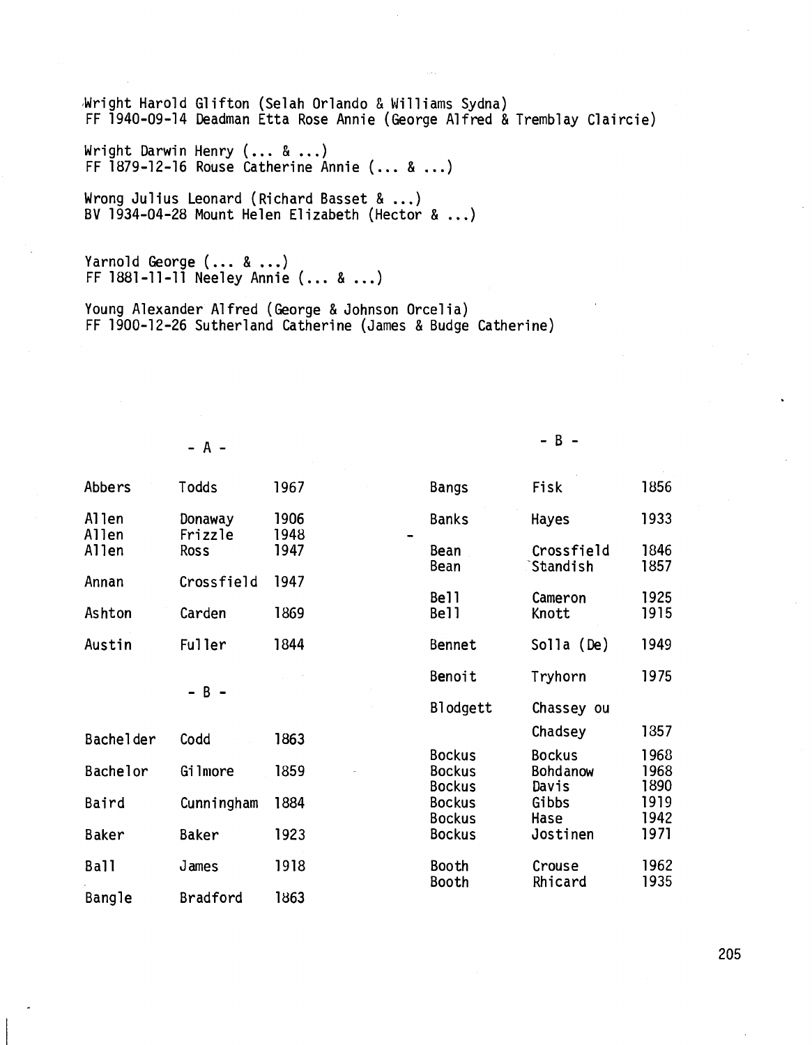Wright Harold Glifton (Selah Orlando & Williams Sydna)
FF 1940-09-14 Deadman Etta Rose Annie (George Alfred & Tremblay Claircie)

Wright Darwin Henry (... & ...)
FF 1879-12-16 Rouse Catherine Annie (... & ...)

Wrong Julius Leonard (Richard Basset & ...)
BV 1934-04-28 Mount Helen Elizabeth (Hector & ...)

Yarnold George (... & ...)
FF 1881-11-11 Neeley Annie (... & ...)

Young Alexander Alfred (George & Johnson Orcelia)
FF 1900-12-26 Sutherland Catherine (James & Budge Catherine)

## - A -

| | | |
|---|---|---|
| Abbers | Todds | 1967 |
| Allen | Donaway | 1906 |
| Allen | Frizzle | 1948 |
| Allen | Ross | 1947 |
| Annan | Crossfield | 1947 |
| Ashton | Carden | 1869 |
| Austin | Fuller | 1844 |

## - B -

| | | |
|---|---|---|
| Bachelder | Codd | 1863 |
| Bachelor | Gilmore | 1859 |
| Baird | Cunningham | 1884 |
| Baker | Baker | 1923 |
| Ball | James | 1918 |
| Bangle | Bradford | 1863 |
| Bangs | Fisk | 1856 |
| Banks | Hayes | 1933 |
| Bean | Crossfield | 1846 |
| Bean | Standish | 1857 |
| Bell | Cameron | 1925 |
| Bell | Knott | 1915 |
| Bennet | Solla (De) | 1949 |
| Benoit | Tryhorn | 1975 |
| Blodgett | Chassey ou Chadsey | 1857 |
| Bockus | Bockus | 1968 |
| Bockus | Bohdanow | 1968 |
| Bockus | Davis | 1890 |
| Bockus | Gibbs | 1919 |
| Bockus | Hase | 1942 |
| Bockus | Jostinen | 1971 |
| Booth | Crouse | 1962 |
| Booth | Rhicard | 1935 |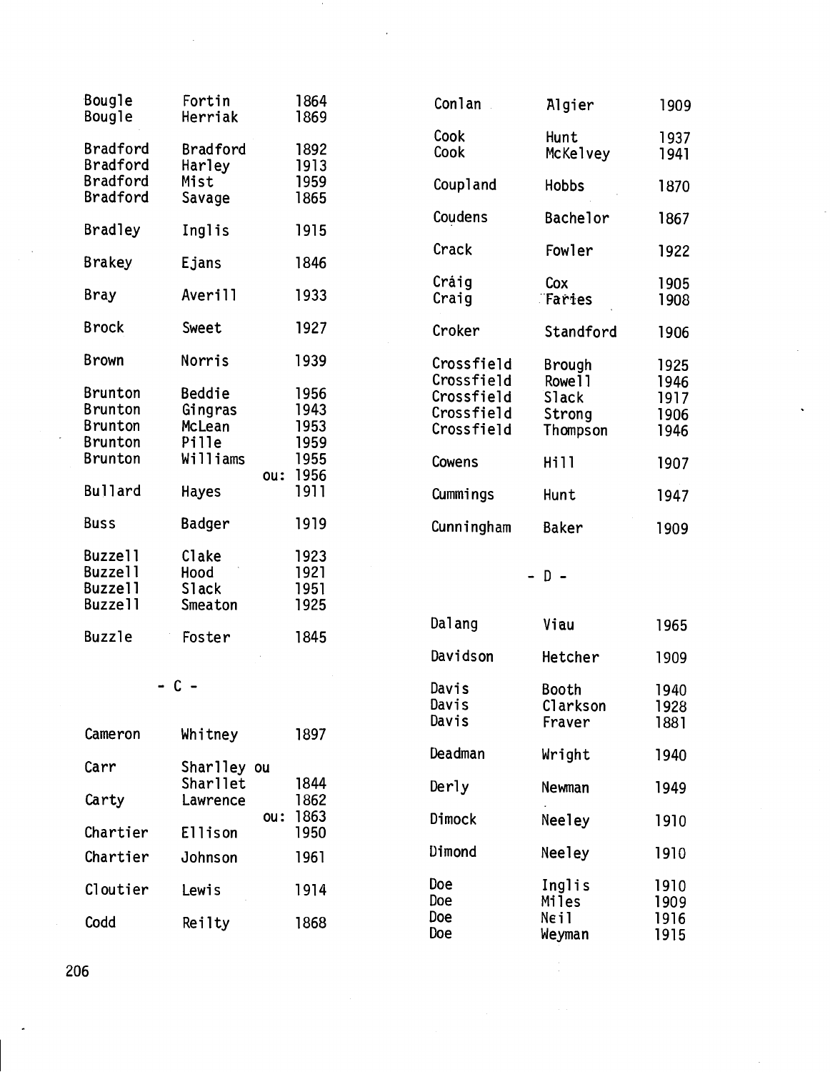| | | |
|---|---|---|
| Bougle | Fortin | 1864 |
| Bougle | Herriak | 1869 |
| Bradford | Bradford | 1892 |
| Bradford | Harley | 1913 |
| Bradford | Mist | 1959 |
| Bradford | Savage | 1865 |
| Bradley | Inglis | 1915 |
| Brakey | Ejans | 1846 |
| Bray | Averill | 1933 |
| Brock | Sweet | 1927 |
| Brown | Norris | 1939 |
| Brunton | Beddie | 1956 |
| Brunton | Gingras | 1943 |
| Brunton | McLean | 1953 |
| Brunton | Pille | 1959 |
| Brunton | Williams | 1955 ou: 1956 |
| Bullard | Hayes | 1911 |
| Buss | Badger | 1919 |
| Buzzell | Clake | 1923 |
| Buzzell | Hood | 1921 |
| Buzzell | Slack | 1951 |
| Buzzell | Smeaton | 1925 |
| Buzzle | Foster | 1845 |

- C -

| | | |
|---|---|---|
| Cameron | Whitney | 1897 |
| Carr | Sharlley ou Sharllet | 1844 |
| Carty | Lawrence | 1862 ou: 1863 |
| Chartier | Ellison | 1950 |
| Chartier | Johnson | 1961 |
| Cloutier | Lewis | 1914 |
| Codd | Reilty | 1868 |
| Conlan | Algier | 1909 |
| Cook | Hunt | 1937 |
| Cook | McKelvey | 1941 |
| Coupland | Hobbs | 1870 |
| Coudens | Bachelor | 1867 |
| Crack | Fowler | 1922 |
| Cráig | Cox | 1905 |
| Craig | Faries | 1908 |
| Croker | Standford | 1906 |
| Crossfield | Brough | 1925 |
| Crossfield | Rowell | 1946 |
| Crossfield | Slack | 1917 |
| Crossfield | Strong | 1906 |
| Crossfield | Thompson | 1946 |
| Cowens | Hill | 1907 |
| Cummings | Hunt | 1947 |
| Cunningham | Baker | 1909 |

- D -

| | | |
|---|---|---|
| Dalang | Viau | 1965 |
| Davidson | Hetcher | 1909 |
| Davis | Booth | 1940 |
| Davis | Clarkson | 1928 |
| Davis | Fraver | 1881 |
| Deadman | Wright | 1940 |
| Derly | Newman | 1949 |
| Dimock | Neeley | 1910 |
| Dimond | Neeley | 1910 |
| Doe | Inglis | 1910 |
| Doe | Miles | 1909 |
| Doe | Neil | 1916 |
| Doe | Weyman | 1915 |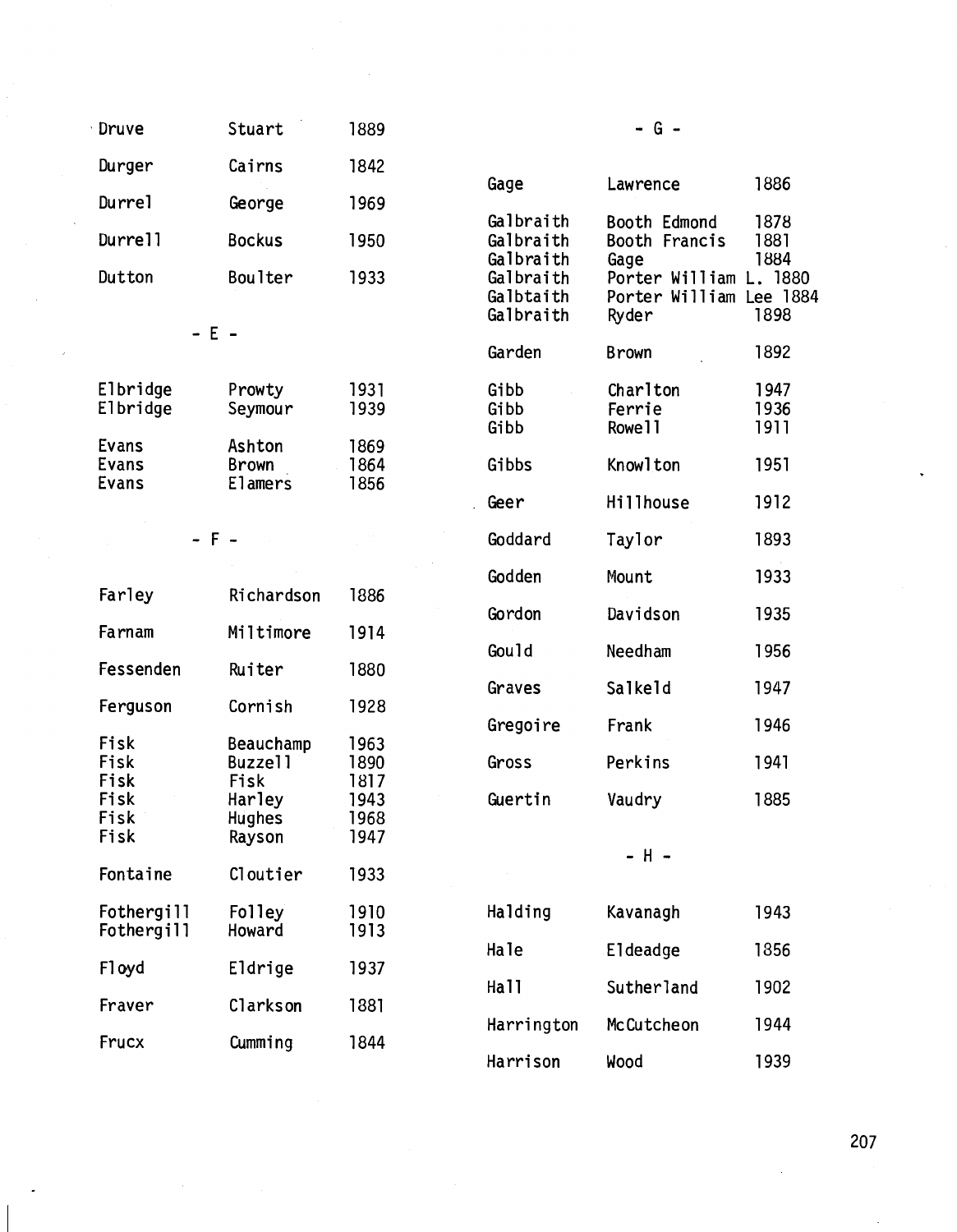| | | |
|---|---|---|
| Druve | Stuart | 1889 |
| Durger | Cairns | 1842 |
| Durrel | George | 1969 |
| Durrell | Bockus | 1950 |
| Dutton | Boulter | 1933 |

- E -

| | | |
|---|---|---|
| Elbridge | Prowty | 1931 |
| Elbridge | Seymour | 1939 |
| Evans | Ashton | 1869 |
| Evans | Brown | 1864 |
| Evans | Elamers | 1856 |

- F -

| | | |
|---|---|---|
| Farley | Richardson | 1886 |
| Farnam | Miltimore | 1914 |
| Fessenden | Ruiter | 1880 |
| Ferguson | Cornish | 1928 |
| Fisk | Beauchamp | 1963 |
| Fisk | Buzzell | 1890 |
| Fisk | Fisk | 1817 |
| Fisk | Harley | 1943 |
| Fisk | Hughes | 1968 |
| Fisk | Rayson | 1947 |
| Fontaine | Cloutier | 1933 |
| Fothergill | Folley | 1910 |
| Fothergill | Howard | 1913 |
| Floyd | Eldrige | 1937 |
| Fraver | Clarkson | 1881 |
| Frucx | Cumming | 1844 |

- G -

| | | |
|---|---|---|
| Gage | Lawrence | 1886 |
| Galbraith | Booth Edmond | 1878 |
| Galbraith | Booth Francis | 1881 |
| Galbraith | Gage | 1884 |
| Galbraith | Porter William L. | 1880 |
| Galbtaith | Porter William Lee | 1884 |
| Galbraith | Ryder | 1898 |
| Garden | Brown | 1892 |
| Gibb | Charlton | 1947 |
| Gibb | Ferrie | 1936 |
| Gibb | Rowell | 1911 |
| Gibbs | Knowlton | 1951 |
| Geer | Hillhouse | 1912 |
| Goddard | Taylor | 1893 |
| Godden | Mount | 1933 |
| Gordon | Davidson | 1935 |
| Gould | Needham | 1956 |
| Graves | Salkeld | 1947 |
| Gregoire | Frank | 1946 |
| Gross | Perkins | 1941 |
| Guertin | Vaudry | 1885 |

- H -

| | | |
|---|---|---|
| Halding | Kavanagh | 1943 |
| Hale | Eldeadge | 1856 |
| Hall | Sutherland | 1902 |
| Harrington | McCutcheon | 1944 |
| Harrison | Wood | 1939 |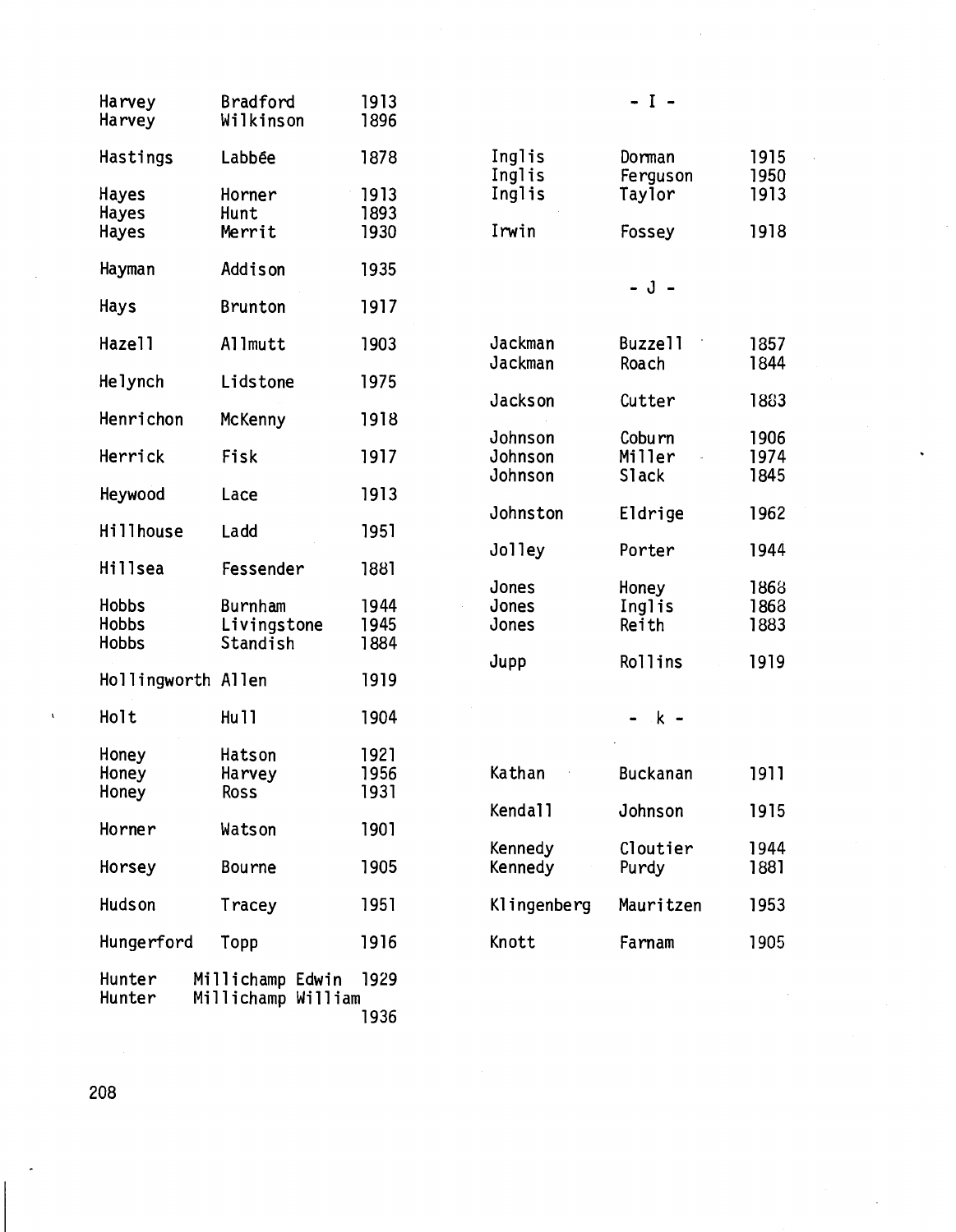| | | |
|---|---|---|
| Harvey | Bradford | 1913 |
| Harvey | Wilkinson | 1896 |
| Hastings | Labbée | 1878 |
| Hayes | Horner | 1913 |
| Hayes | Hunt | 1893 |
| Hayes | Merrit | 1930 |
| Hayman | Addison | 1935 |
| Hays | Brunton | 1917 |
| Hazell | Allmutt | 1903 |
| Helynch | Lidstone | 1975 |
| Henrichon | McKenny | 1918 |
| Herrick | Fisk | 1917 |
| Heywood | Lace | 1913 |
| Hillhouse | Ladd | 1951 |
| Hillsea | Fessender | 1881 |
| Hobbs | Burnham | 1944 |
| Hobbs | Livingstone | 1945 |
| Hobbs | Standish | 1884 |
| Hollingworth | Allen | 1919 |
| Holt | Hull | 1904 |
| Honey | Hatson | 1921 |
| Honey | Harvey | 1956 |
| Honey | Ross | 1931 |
| Horner | Watson | 1901 |
| Horsey | Bourne | 1905 |
| Hudson | Tracey | 1951 |
| Hungerford | Topp | 1916 |
| Hunter | Millichamp Edwin | 1929 |
| Hunter | Millichamp William | 1936 |

- I -

| | | |
|---|---|---|
| Inglis | Dorman | 1915 |
| Inglis | Ferguson | 1950 |
| Inglis | Taylor | 1913 |
| Irwin | Fossey | 1918 |

- J -

| | | |
|---|---|---|
| Jackman | Buzzell | 1857 |
| Jackman | Roach | 1844 |
| Jackson | Cutter | 1883 |
| Johnson | Coburn | 1906 |
| Johnson | Miller | 1974 |
| Johnson | Slack | 1845 |
| Johnston | Eldrige | 1962 |
| Jolley | Porter | 1944 |
| Jones | Honey | 1868 |
| Jones | Inglis | 1868 |
| Jones | Reith | 1883 |
| Jupp | Rollins | 1919 |

- k -

| | | |
|---|---|---|
| Kathan | Buckanan | 1911 |
| Kendall | Johnson | 1915 |
| Kennedy | Cloutier | 1944 |
| Kennedy | Purdy | 1881 |
| Klingenberg | Mauritzen | 1953 |
| Knott | Farnam | 1905 |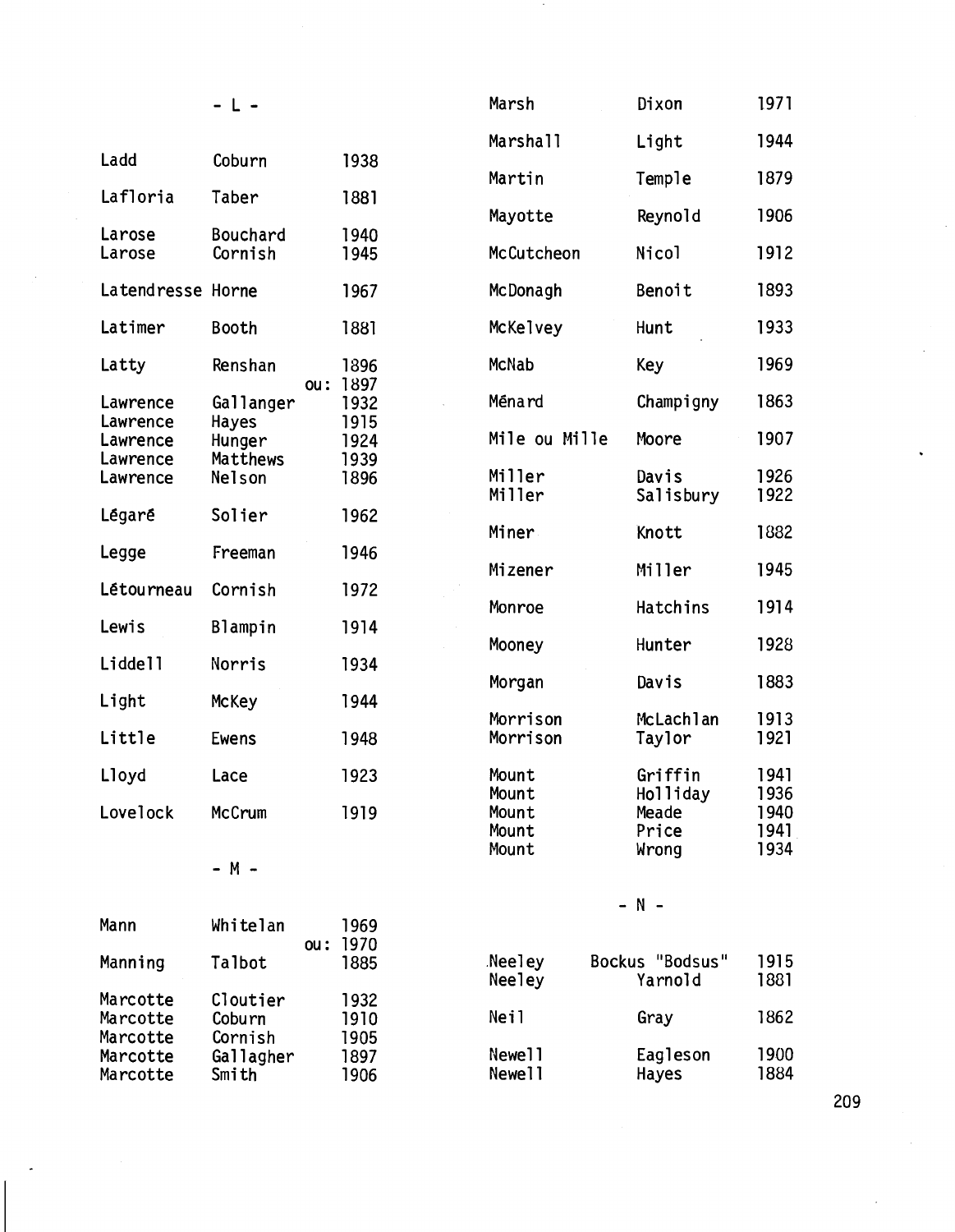## - L -

| | | |
|---|---|---|
| Ladd | Coburn | 1938 |
| Lafloria | Taber | 1881 |
| Larose | Bouchard | 1940 |
| Larose | Cornish | 1945 |
| Latendresse | Horne | 1967 |
| Latimer | Booth | 1881 |
| Latty | Renshan | 1896 ou: 1897 |
| Lawrence | Gallanger | 1932 |
| Lawrence | Hayes | 1915 |
| Lawrence | Hunger | 1924 |
| Lawrence | Matthews | 1939 |
| Lawrence | Nelson | 1896 |
| Légaré | Solier | 1962 |
| Legge | Freeman | 1946 |
| Létourneau | Cornish | 1972 |
| Lewis | Blampin | 1914 |
| Liddell | Norris | 1934 |
| Light | McKey | 1944 |
| Little | Ewens | 1948 |
| Lloyd | Lace | 1923 |
| Lovelock | McCrum | 1919 |

## - M -

| | | |
|---|---|---|
| Mann | Whitelan | 1969 ou: 1970 |
| Manning | Talbot | 1885 |
| Marcotte | Cloutier | 1932 |
| Marcotte | Coburn | 1910 |
| Marcotte | Cornish | 1905 |
| Marcotte | Gallagher | 1897 |
| Marcotte | Smith | 1906 |
| Marsh | Dixon | 1971 |
| Marshall | Light | 1944 |
| Martin | Temple | 1879 |
| Mayotte | Reynold | 1906 |
| McCutcheon | Nicol | 1912 |
| McDonagh | Benoit | 1893 |
| McKelvey | Hunt | 1933 |
| McNab | Key | 1969 |
| Ménard | Champigny | 1863 |
| Mile ou Mille | Moore | 1907 |
| Miller | Davis | 1926 |
| Miller | Salisbury | 1922 |
| Miner | Knott | 1882 |
| Mizener | Miller | 1945 |
| Monroe | Hatchins | 1914 |
| Mooney | Hunter | 1928 |
| Morgan | Davis | 1883 |
| Morrison | McLachlan | 1913 |
| Morrison | Taylor | 1921 |
| Mount | Griffin | 1941 |
| Mount | Holliday | 1936 |
| Mount | Meade | 1940 |
| Mount | Price | 1941 |
| Mount | Wrong | 1934 |

## - N -

| | | |
|---|---|---|
| Neeley | Bockus "Bodsus" | 1915 |
| Neeley | Yarnold | 1881 |
| Neil | Gray | 1862 |
| Newell | Eagleson | 1900 |
| Newell | Hayes | 1884 |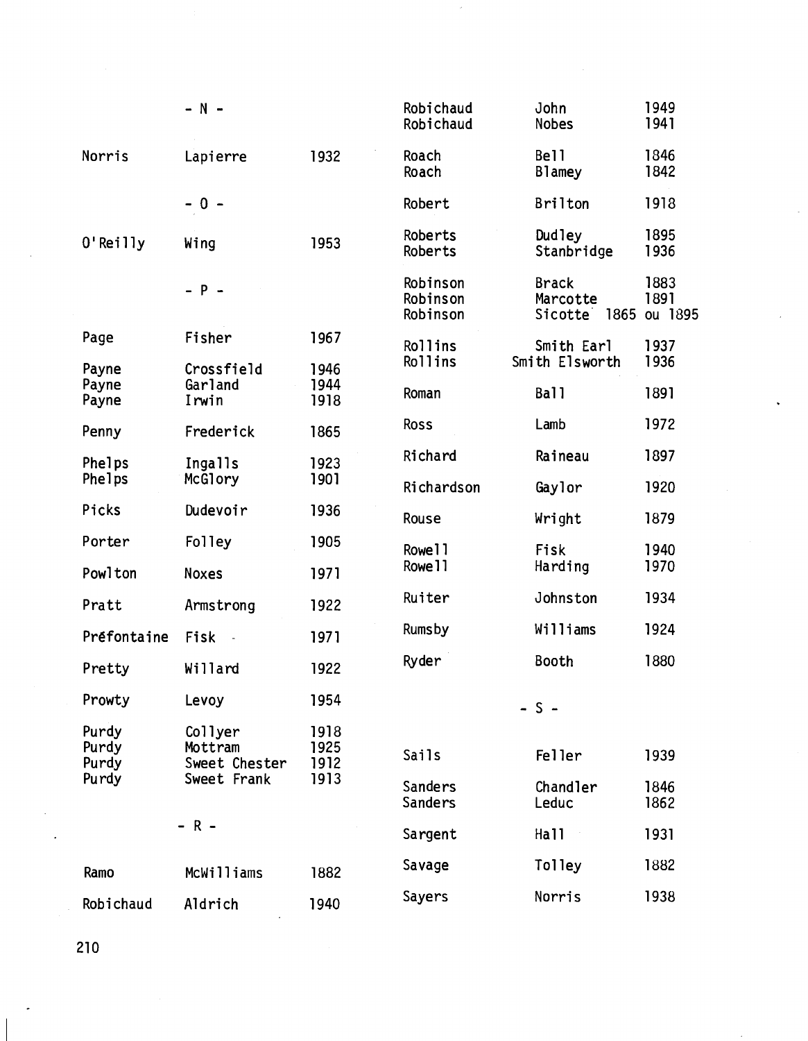- N -

| | | |
|---|---|---|
| Norris | Lapierre | 1932 |

- O -

| | | |
|---|---|---|
| O'Reilly | Wing | 1953 |

- P -

| | | |
|---|---|---|
| Page | Fisher | 1967 |
| Payne | Crossfield | 1946 |
| Payne | Garland | 1944 |
| Payne | Irwin | 1918 |
| Penny | Frederick | 1865 |
| Phelps | Ingalls | 1923 |
| Phelps | McGlory | 1901 |
| Picks | Dudevoir | 1936 |
| Porter | Folley | 1905 |
| Powlton | Noxes | 1971 |
| Pratt | Armstrong | 1922 |
| Préfontaine | Fisk | 1971 |
| Pretty | Willard | 1922 |
| Prowty | Levoy | 1954 |
| Purdy | Collyer | 1918 |
| Purdy | Mottram | 1925 |
| Purdy | Sweet Chester | 1912 |
| Purdy | Sweet Frank | 1913 |

- R -

| | | |
|---|---|---|
| Ramo | McWilliams | 1882 |
| Robichaud | Aldrich | 1940 |
| Robichaud | John | 1949 |
| Robichaud | Nobes | 1941 |
| Roach | Bell | 1846 |
| Roach | Blamey | 1842 |
| Robert | Brilton | 1918 |
| Roberts | Dudley | 1895 |
| Roberts | Stanbridge | 1936 |
| Robinson | Brack | 1883 |
| Robinson | Marcotte | 1891 |
| Robinson | Sicotte | 1865 ou 1895 |
| Rollins | Smith Earl | 1937 |
| Rollins | Smith Elsworth | 1936 |
| Roman | Ball | 1891 |
| Ross | Lamb | 1972 |
| Richard | Raineau | 1897 |
| Richardson | Gaylor | 1920 |
| Rouse | Wright | 1879 |
| Rowell | Fisk | 1940 |
| Rowell | Harding | 1970 |
| Ruiter | Johnston | 1934 |
| Rumsby | Williams | 1924 |
| Ryder | Booth | 1880 |

- S -

| | | |
|---|---|---|
| Sails | Feller | 1939 |
| Sanders | Chandler | 1846 |
| Sanders | Leduc | 1862 |
| Sargent | Hall | 1931 |
| Savage | Tolley | 1882 |
| Sayers | Norris | 1938 |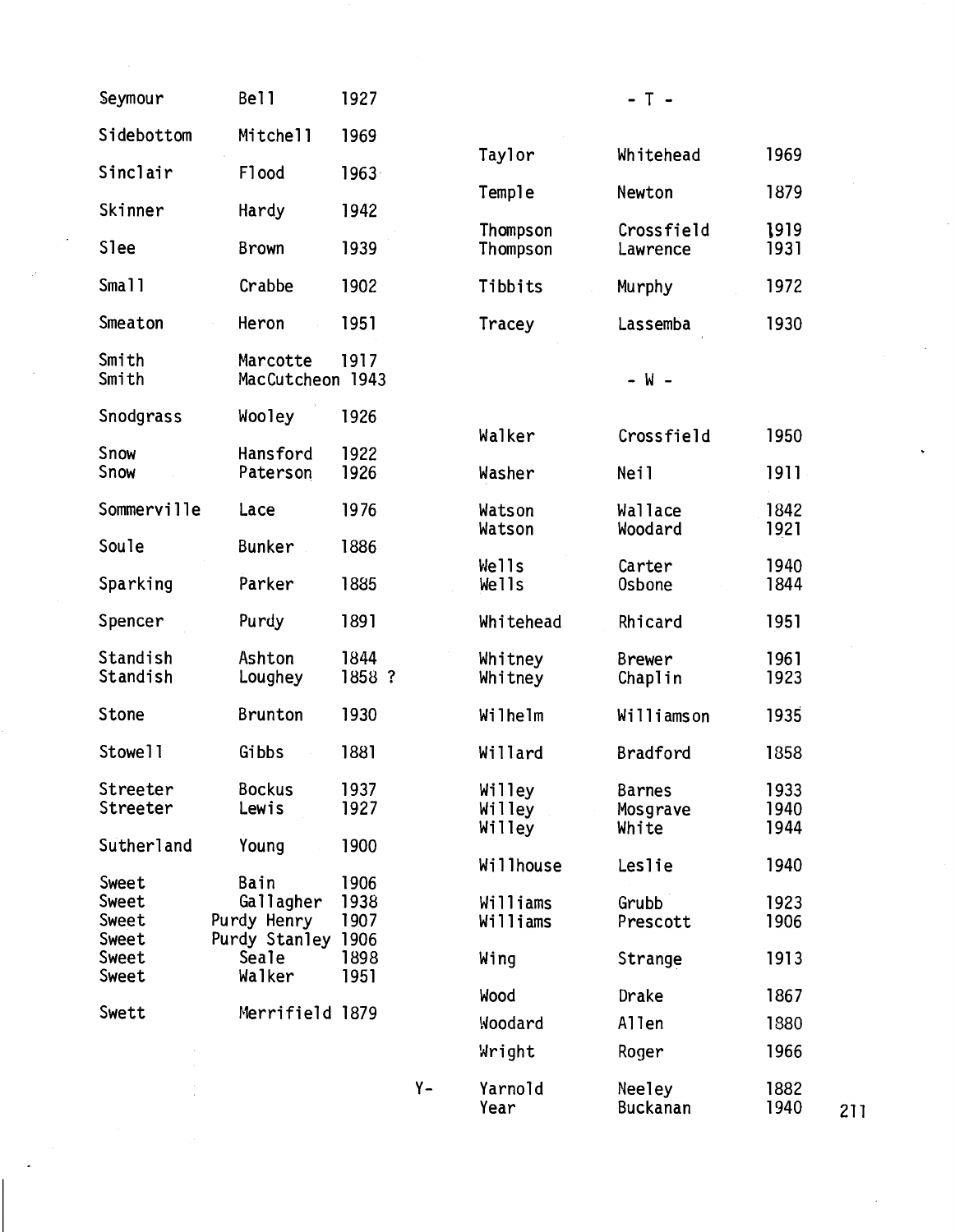| | | |
|---|---|---|
| Seymour | Bell | 1927 |
| Sidebottom | Mitchell | 1969 |
| Sinclair | Flood | 1963 |
| Skinner | Hardy | 1942 |
| Slee | Brown | 1939 |
| Small | Crabbe | 1902 |
| Smeaton | Heron | 1951 |
| Smith | Marcotte | 1917 |
| Smith | MacCutcheon | 1943 |
| Snodgrass | Wooley | 1926 |
| Snow | Hansford | 1922 |
| Snow | Paterson | 1926 |
| Sommerville | Lace | 1976 |
| Soule | Bunker | 1886 |
| Sparking | Parker | 1885 |
| Spencer | Purdy | 1891 |
| Standish | Ashton | 1844 |
| Standish | Loughey | 1858 ? |
| Stone | Brunton | 1930 |
| Stowell | Gibbs | 1881 |
| Streeter | Bockus | 1937 |
| Streeter | Lewis | 1927 |
| Sutherland | Young | 1900 |
| Sweet | Bain | 1906 |
| Sweet | Gallagher | 1938 |
| Sweet | Purdy Henry | 1907 |
| Sweet | Purdy Stanley | 1906 |
| Sweet | Seale | 1898 |
| Sweet | Walker | 1951 |
| Swett | Merrifield | 1879 |

- T -

| | | |
|---|---|---|
| Taylor | Whitehead | 1969 |
| Temple | Newton | 1879 |
| Thompson | Crossfield | 1919 |
| Thompson | Lawrence | 1931 |
| Tibbits | Murphy | 1972 |
| Tracey | Lassemba | 1930 |

- W -

| | | |
|---|---|---|
| Walker | Crossfield | 1950 |
| Washer | Neil | 1911 |
| Watson | Wallace | 1842 |
| Watson | Woodard | 1921 |
| Wells | Carter | 1940 |
| Wells | Osbone | 1844 |
| Whitehead | Rhicard | 1951 |
| Whitney | Brewer | 1961 |
| Whitney | Chaplin | 1923 |
| Wilhelm | Williamson | 1935 |
| Willard | Bradford | 1858 |
| Willey | Barnes | 1933 |
| Willey | Mosgrave | 1940 |
| Willey | White | 1944 |
| Willhouse | Leslie | 1940 |
| Williams | Grubb | 1923 |
| Williams | Prescott | 1906 |
| Wing | Strange | 1913 |
| Wood | Drake | 1867 |
| Woodard | Allen | 1880 |
| Wright | Roger | 1966 |

Y-

| | | |
|---|---|---|
| Yarnold | Neeley | 1882 |
| Year | Buckanan | 1940 |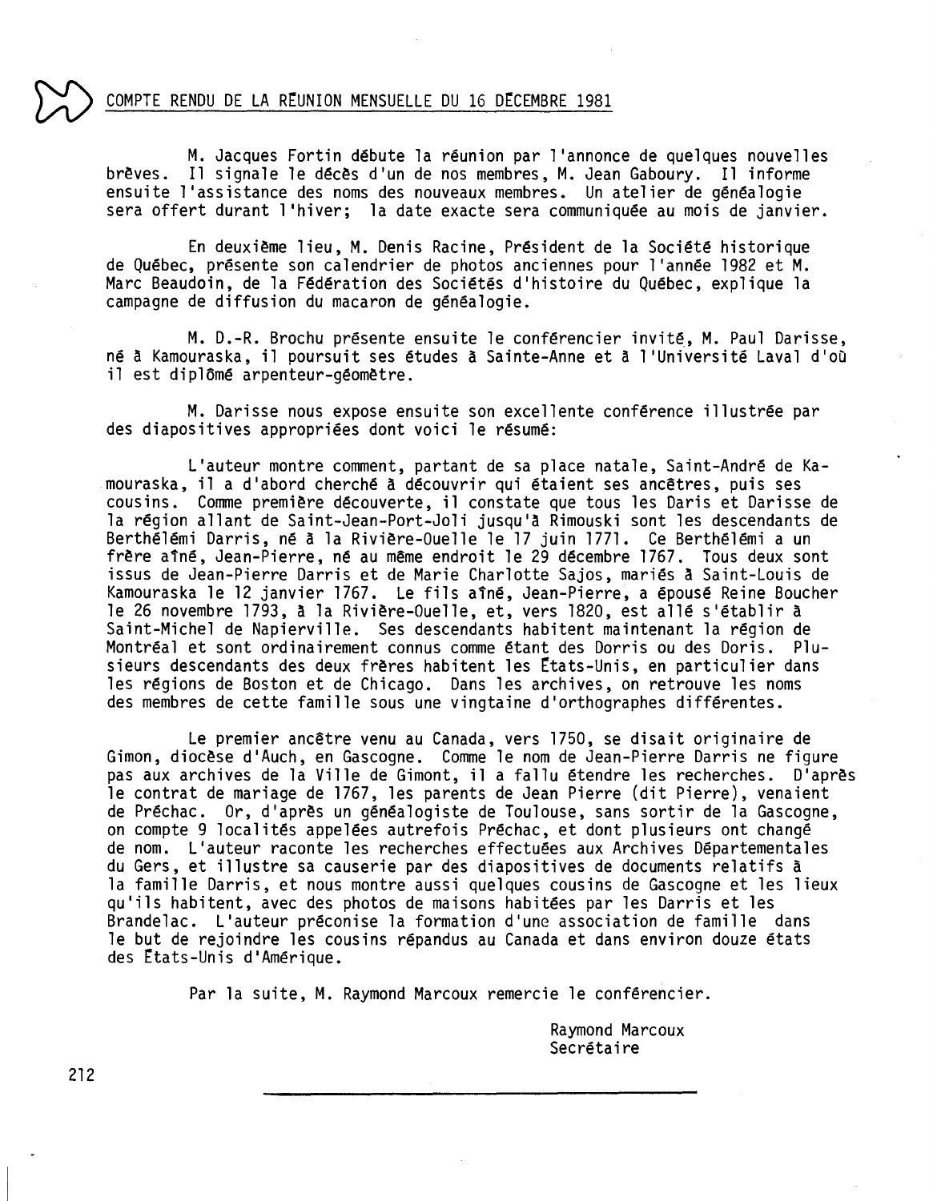## COMPTE RENDU DE LA RÉUNION MENSUELLE DU 16 DÉCEMBRE 1981

M. Jacques Fortin débute la réunion par l'annonce de quelques nouvelles brèves. Il signale le décès d'un de nos membres, M. Jean Gaboury. Il informe ensuite l'assistance des noms des nouveaux membres. Un atelier de généalogie sera offert durant l'hiver; la date exacte sera communiquée au mois de janvier.

En deuxième lieu, M. Denis Racine, Président de la Société historique de Québec, présente son calendrier de photos anciennes pour l'année 1982 et M. Marc Beaudoin, de la Fédération des Sociétés d'histoire du Québec, explique la campagne de diffusion du macaron de généalogie.

M. D.-R. Brochu présente ensuite le conférencier invité, M. Paul Darisse, né à Kamouraska, il poursuit ses études à Sainte-Anne et à l'Université Laval d'où il est diplômé arpenteur-géomètre.

M. Darisse nous expose ensuite son excellente conférence illustrée par des diapositives appropriées dont voici le résumé:

L'auteur montre comment, partant de sa place natale, Saint-André de Kamouraska, il a d'abord cherché à découvrir qui étaient ses ancêtres, puis ses cousins. Comme première découverte, il constate que tous les Daris et Darisse de la région allant de Saint-Jean-Port-Joli jusqu'à Rimouski sont les descendants de Berthélémi Darris, né à la Rivière-Ouelle le 17 juin 1771. Ce Berthélémi a un frère aîné, Jean-Pierre, né au même endroit le 29 décembre 1767. Tous deux sont issus de Jean-Pierre Darris et de Marie Charlotte Sajos, mariés à Saint-Louis de Kamouraska le 12 janvier 1767. Le fils aîné, Jean-Pierre, a épousé Reine Boucher le 26 novembre 1793, à la Rivière-Ouelle, et, vers 1820, est allé s'établir à Saint-Michel de Napierville. Ses descendants habitent maintenant la région de Montréal et sont ordinairement connus comme étant des Dorris ou des Doris. Plusieurs descendants des deux frères habitent les États-Unis, en particulier dans les régions de Boston et de Chicago. Dans les archives, on retrouve les noms des membres de cette famille sous une vingtaine d'orthographes différentes.

Le premier ancêtre venu au Canada, vers 1750, se disait originaire de Gimon, diocèse d'Auch, en Gascogne. Comme le nom de Jean-Pierre Darris ne figure pas aux archives de la Ville de Gimont, il a fallu étendre les recherches. D'après le contrat de mariage de 1767, les parents de Jean Pierre (dit Pierre), venaient de Préchac. Or, d'après un généalogiste de Toulouse, sans sortir de la Gascogne, on compte 9 localités appelées autrefois Préchac, et dont plusieurs ont changé de nom. L'auteur raconte les recherches effectuées aux Archives Départementales du Gers, et illustre sa causerie par des diapositives de documents relatifs à la famille Darris, et nous montre aussi quelques cousins de Gascogne et les lieux qu'ils habitent, avec des photos de maisons habitées par les Darris et les Brandelac. L'auteur préconise la formation d'une association de famille dans le but de rejoindre les cousins répandus au Canada et dans environ douze états des États-Unis d'Amérique.

Par la suite, M. Raymond Marcoux remercie le conférencier.

Raymond Marcoux
Secrétaire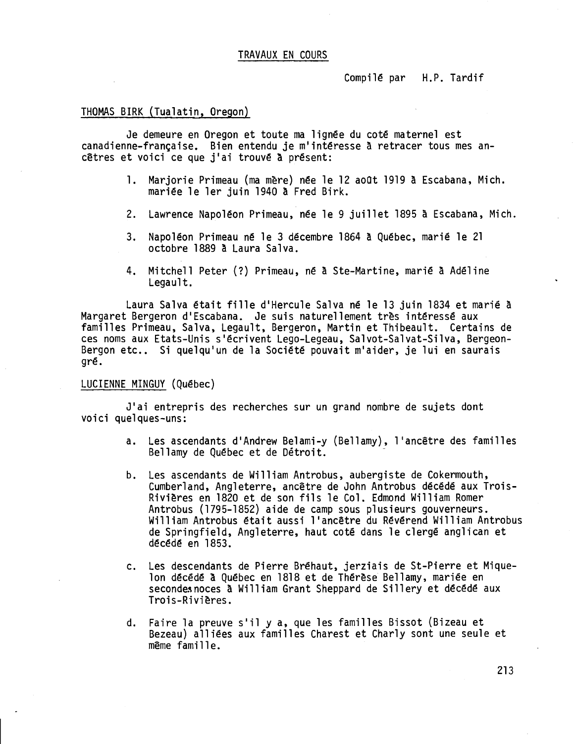## TRAVAUX EN COURS

Compilé par H.P. Tardif

### THOMAS BIRK (Tualatin, Oregon)

Je demeure en Oregon et toute ma lignée du coté maternel est canadienne-française. Bien entendu je m'intéresse à retracer tous mes ancêtres et voici ce que j'ai trouvé à présent:

1. Marjorie Primeau (ma mère) née le 12 août 1919 à Escabana, Mich. mariée le 1er juin 1940 à Fred Birk.
2. Lawrence Napoléon Primeau, née le 9 juillet 1895 à Escabana, Mich.
3. Napoléon Primeau né le 3 décembre 1864 à Québec, marié le 21 octobre 1889 à Laura Salva.
4. Mitchell Peter (?) Primeau, né à Ste-Martine, marié à Adéline Legault.

Laura Salva était fille d'Hercule Salva né le 13 juin 1834 et marié à Margaret Bergeron d'Escabana. Je suis naturellement très intéressé aux familles Primeau, Salva, Legault, Bergeron, Martin et Thibeault. Certains de ces noms aux Etats-Unis s'écrivent Lego-Legeau, Salvot-Salvat-Silva, Bergeon-Bergon etc.. Si quelqu'un de la Société pouvait m'aider, je lui en saurais gré.

### LUCIENNE MINGUY (Québec)

J'ai entrepris des recherches sur un grand nombre de sujets dont voici quelques-uns:

a. Les ascendants d'Andrew Belami-y (Bellamy), l'ancêtre des familles Bellamy de Québec et de Détroit.

b. Les ascendants de William Antrobus, aubergiste de Cokermouth, Cumberland, Angleterre, ancêtre de John Antrobus décédé aux Trois-Rivières en 1820 et de son fils le Col. Edmond William Romer Antrobus (1795-1852) aide de camp sous plusieurs gouverneurs. William Antrobus était aussi l'ancêtre du Révérend William Antrobus de Springfield, Angleterre, haut coté dans le clergé anglican et décédé en 1853.

c. Les descendants de Pierre Bréhaut, jerziais de St-Pierre et Miquelon décédé à Québec en 1818 et de Thérèse Bellamy, mariée en secondes noces à William Grant Sheppard de Sillery et décédé aux Trois-Rivières.

d. Faire la preuve s'il y a, que les familles Bissot (Bizeau et Bezeau) alliées aux familles Charest et Charly sont une seule et même famille.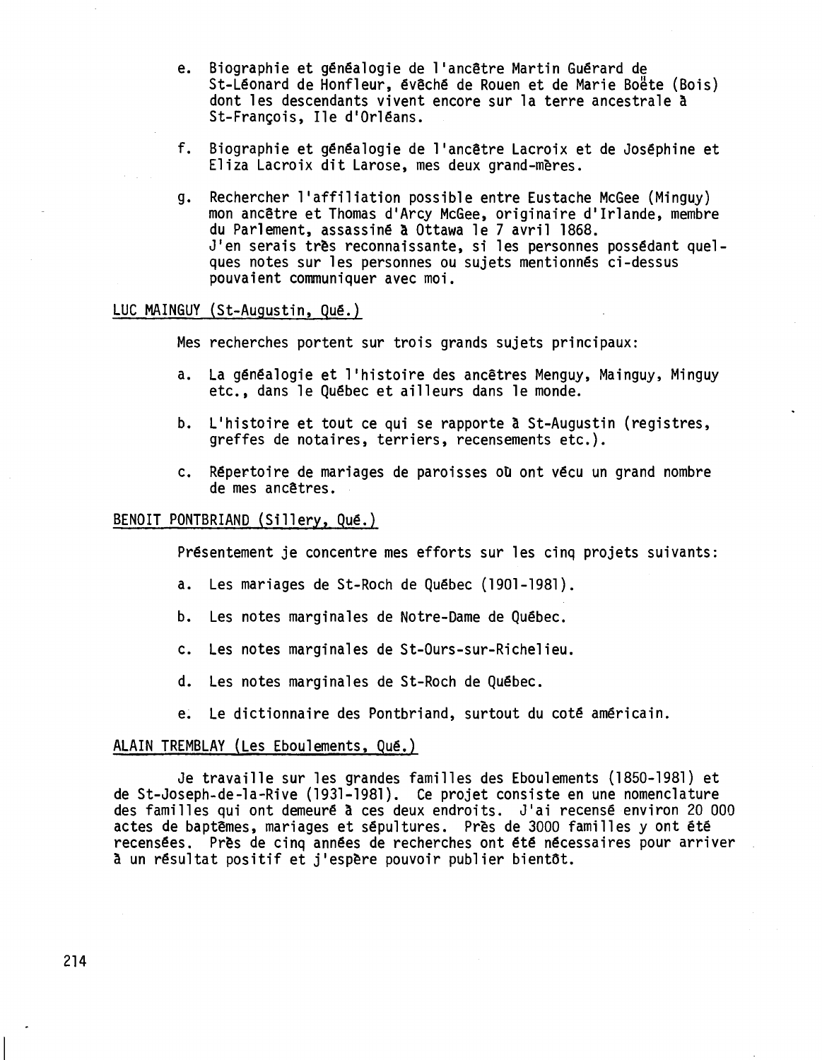e. Biographie et généalogie de l'ancêtre Martin Guérard de St-Léonard de Honfleur, évêché de Rouen et de Marie Boëte (Bois) dont les descendants vivent encore sur la terre ancestrale à St-François, Ile d'Orléans.

f. Biographie et généalogie de l'ancêtre Lacroix et de Joséphine et Eliza Lacroix dit Larose, mes deux grand-mères.

g. Rechercher l'affiliation possible entre Eustache McGee (Minguy) mon ancêtre et Thomas d'Arcy McGee, originaire d'Irlande, membre du Parlement, assassiné à Ottawa le 7 avril 1868.
J'en serais très reconnaissante, si les personnes possédant quelques notes sur les personnes ou sujets mentionnés ci-dessus pouvaient communiquer avec moi.

LUC MAINGUY (St-Augustin, Qué.)

Mes recherches portent sur trois grands sujets principaux:

a. La généalogie et l'histoire des ancêtres Menguy, Mainguy, Minguy etc., dans le Québec et ailleurs dans le monde.

b. L'histoire et tout ce qui se rapporte à St-Augustin (registres, greffes de notaires, terriers, recensements etc.).

c. Répertoire de mariages de paroisses où ont vécu un grand nombre de mes ancêtres.

BENOIT PONTBRIAND (Sillery, Qué.)

Présentement je concentre mes efforts sur les cinq projets suivants:

a. Les mariages de St-Roch de Québec (1901-1981).

b. Les notes marginales de Notre-Dame de Québec.

c. Les notes marginales de St-Ours-sur-Richelieu.

d. Les notes marginales de St-Roch de Québec.

e. Le dictionnaire des Pontbriand, surtout du coté américain.

ALAIN TREMBLAY (Les Eboulements, Qué.)

Je travaille sur les grandes familles des Eboulements (1850-1981) et de St-Joseph-de-la-Rive (1931-1981). Ce projet consiste en une nomenclature des familles qui ont demeuré à ces deux endroits. J'ai recensé environ 20 000 actes de baptêmes, mariages et sépultures. Près de 3000 familles y ont été recensées. Près de cinq années de recherches ont été nécessaires pour arriver à un résultat positif et j'espère pouvoir publier bientôt.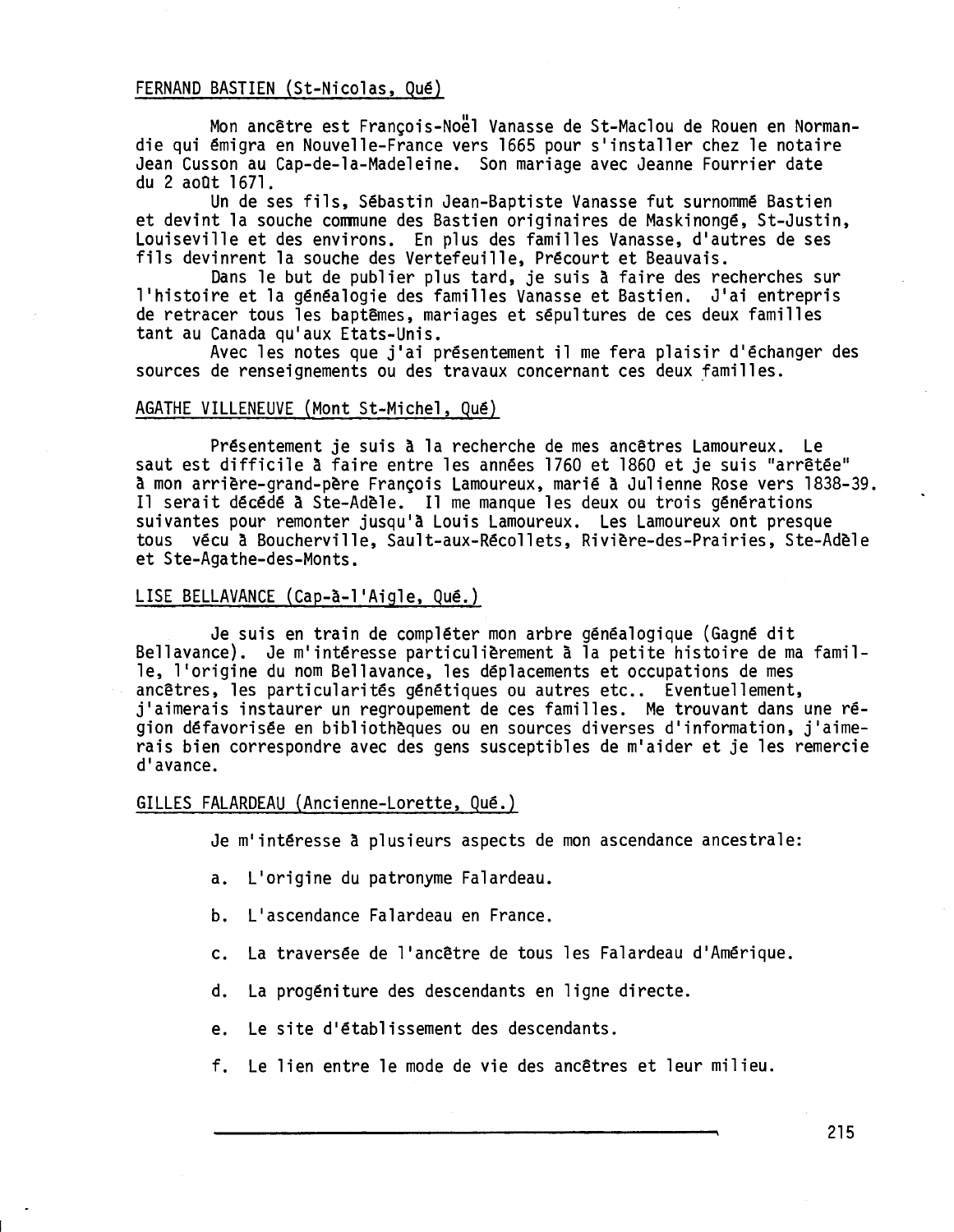FERNAND BASTIEN (St-Nicolas, Qué)

Mon ancêtre est François-Noël Vanasse de St-Maclou de Rouen en Normandie qui émigra en Nouvelle-France vers 1665 pour s'installer chez le notaire Jean Cusson au Cap-de-la-Madeleine. Son mariage avec Jeanne Fourrier date du 2 août 1671.

Un de ses fils, Sébastin Jean-Baptiste Vanasse fut surnommé Bastien et devint la souche commune des Bastien originaires de Maskinongé, St-Justin, Louiseville et des environs. En plus des familles Vanasse, d'autres de ses fils devinrent la souche des Vertefeuille, Précourt et Beauvais.

Dans le but de publier plus tard, je suis à faire des recherches sur l'histoire et la généalogie des familles Vanasse et Bastien. J'ai entrepris de retracer tous les baptêmes, mariages et sépultures de ces deux familles tant au Canada qu'aux Etats-Unis.

Avec les notes que j'ai présentement il me fera plaisir d'échanger des sources de renseignements ou des travaux concernant ces deux familles.

AGATHE VILLENEUVE (Mont St-Michel, Qué)

Présentement je suis à la recherche de mes ancêtres Lamoureux. Le saut est difficile à faire entre les années 1760 et 1860 et je suis "arrêtée" à mon arrière-grand-père François Lamoureux, marié à Julienne Rose vers 1838-39. Il serait décédé à Ste-Adèle. Il me manque les deux ou trois générations suivantes pour remonter jusqu'à Louis Lamoureux. Les Lamoureux ont presque tous vécu à Boucherville, Sault-aux-Récollets, Rivière-des-Prairies, Ste-Adèle et Ste-Agathe-des-Monts.

LISE BELLAVANCE (Cap-à-l'Aigle, Qué.)

Je suis en train de compléter mon arbre généalogique (Gagné dit Bellavance). Je m'intéresse particulièrement à la petite histoire de ma famille, l'origine du nom Bellavance, les déplacements et occupations de mes ancêtres, les particularités génétiques ou autres etc.. Eventuellement, j'aimerais instaurer un regroupement de ces familles. Me trouvant dans une région défavorisée en bibliothèques ou en sources diverses d'information, j'aimerais bien correspondre avec des gens susceptibles de m'aider et je les remercie d'avance.

GILLES FALARDEAU (Ancienne-Lorette, Qué.)

Je m'intéresse à plusieurs aspects de mon ascendance ancestrale:

a. L'origine du patronyme Falardeau.

b. L'ascendance Falardeau en France.

c. La traversée de l'ancêtre de tous les Falardeau d'Amérique.

d. La progéniture des descendants en ligne directe.

e. Le site d'établissement des descendants.

f. Le lien entre le mode de vie des ancêtres et leur milieu.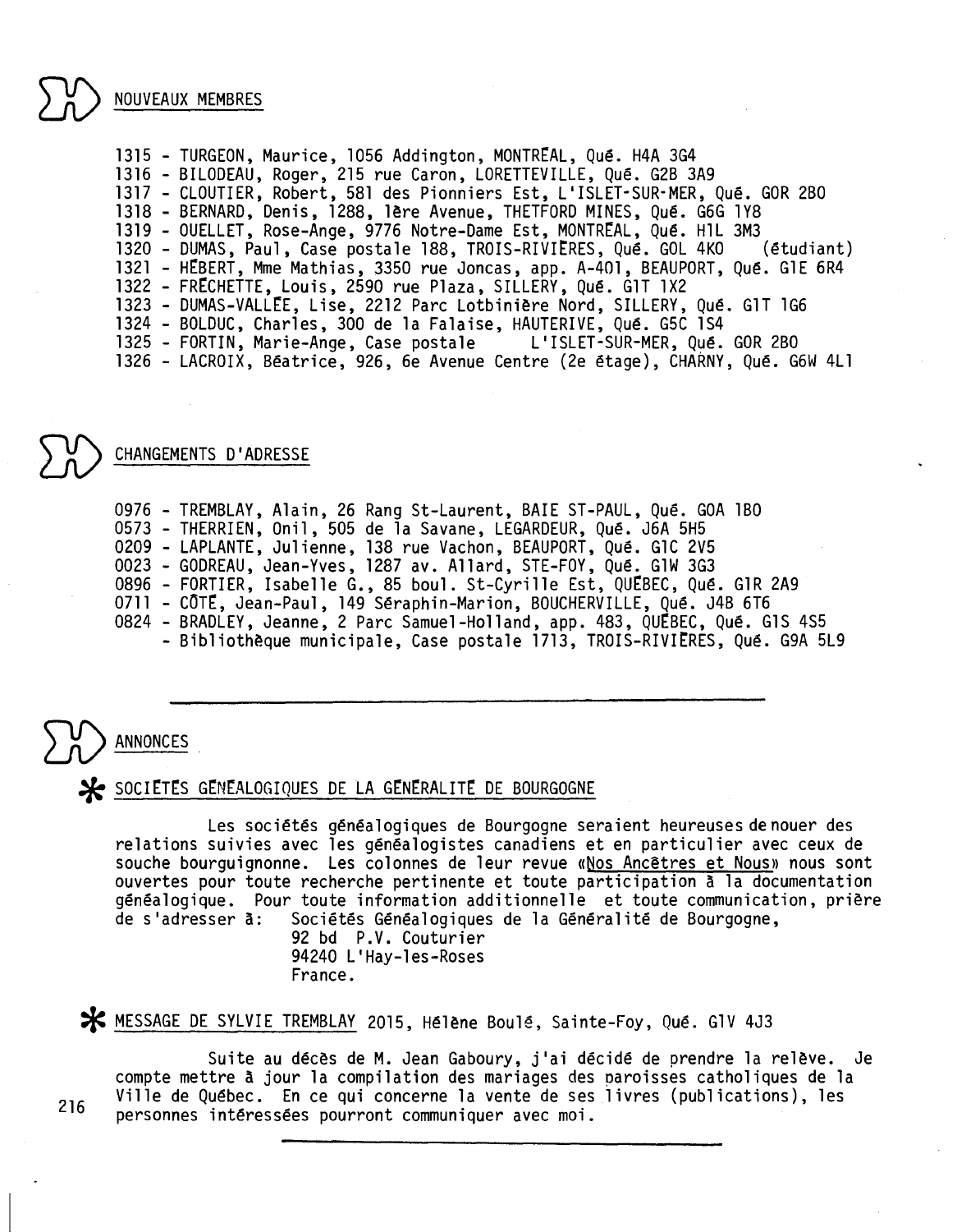## NOUVEAUX MEMBRES

1315 - TURGEON, Maurice, 1056 Addington, MONTRÉAL, Qué. H4A 3G4
1316 - BILODEAU, Roger, 215 rue Caron, LORETTEVILLE, Qué. G2B 3A9
1317 - CLOUTIER, Robert, 581 des Pionniers Est, L'ISLET-SUR-MER, Qué. G0R 2B0
1318 - BERNARD, Denis, 1288, 1ère Avenue, THETFORD MINES, Qué. G6G 1Y8
1319 - OUELLET, Rose-Ange, 9776 Notre-Dame Est, MONTRÉAL, Qué. H1L 3M3
1320 - DUMAS, Paul, Case postale 188, TROIS-RIVIÈRES, Qué. G0L 4K0 (étudiant)
1321 - HÉBERT, Mme Mathias, 3350 rue Joncas, app. A-401, BEAUPORT, Qué. G1E 6R4
1322 - FRÉCHETTE, Louis, 2590 rue Plaza, SILLERY, Qué. G1T 1X2
1323 - DUMAS-VALLÉE, Lise, 2212 Parc Lotbinière Nord, SILLERY, Qué. G1T 1G6
1324 - BOLDUC, Charles, 300 de la Falaise, HAUTERIVE, Qué. G5C 1S4
1325 - FORTIN, Marie-Ange, Case postale L'ISLET-SUR-MER, Qué. G0R 2B0
1326 - LACROIX, Béatrice, 926, 6e Avenue Centre (2e étage), CHARNY, Qué. G6W 4L1

## CHANGEMENTS D'ADRESSE

0976 - TREMBLAY, Alain, 26 Rang St-Laurent, BAIE ST-PAUL, Qué. G0A 1B0
0573 - THERRIEN, Onil, 505 de la Savane, LEGARDEUR, Qué. J6A 5H5
0209 - LAPLANTE, Julienne, 138 rue Vachon, BEAUPORT, Qué. G1C 2V5
0023 - GODREAU, Jean-Yves, 1287 av. Allard, STE-FOY, Qué. G1W 3G3
0896 - FORTIER, Isabelle G., 85 boul. St-Cyrille Est, QUÉBEC, Qué. G1R 2A9
0711 - CÔTÉ, Jean-Paul, 149 Séraphin-Marion, BOUCHERVILLE, Qué. J4B 6T6
0824 - BRADLEY, Jeanne, 2 Parc Samuel-Holland, app. 483, QUÉBEC, Qué. G1S 4S5
- Bibliothèque municipale, Case postale 1713, TROIS-RIVIÈRES, Qué. G9A 5L9

---

## ANNONCES

### * SOCIÉTÉS GÉNÉALOGIQUES DE LA GÉNÉRALITÉ DE BOURGOGNE

Les sociétés généalogiques de Bourgogne seraient heureuses de nouer des relations suivies avec les généalogistes canadiens et en particulier avec ceux de souche bourguignonne. Les colonnes de leur revue «Nos Ancêtres et Nous» nous sont ouvertes pour toute recherche pertinente et toute participation à la documentation généalogique. Pour toute information additionnelle et toute communication, prière de s'adresser à: Sociétés Généalogiques de la Généralité de Bourgogne,
92 bd P.V. Couturier
94240 L'Hay-les-Roses
France.

### * MESSAGE DE SYLVIE TREMBLAY 2015, Hélène Boulé, Sainte-Foy, Qué. G1V 4J3

Suite au décès de M. Jean Gaboury, j'ai décidé de prendre la relève. Je compte mettre à jour la compilation des mariages des paroisses catholiques de la Ville de Québec. En ce qui concerne la vente de ses livres (publications), les personnes intéressées pourront communiquer avec moi.

---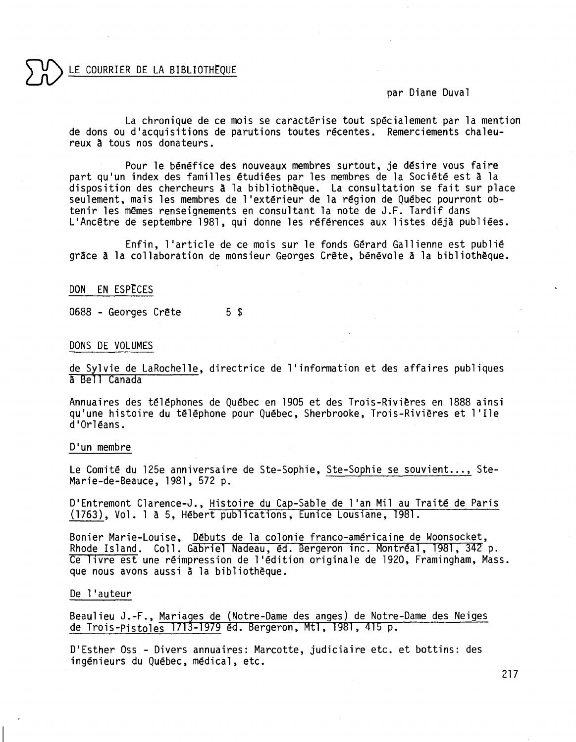## LE COURRIER DE LA BIBLIOTHÈQUE

par Diane Duval

La chronique de ce mois se caractérise tout spécialement par la mention de dons ou d'acquisitions de parutions toutes récentes. Remerciements chaleureux à tous nos donateurs.

Pour le bénéfice des nouveaux membres surtout, je désire vous faire part qu'un index des familles étudiées par les membres de la Société est à la disposition des chercheurs à la bibliothèque. La consultation se fait sur place seulement, mais les membres de l'extérieur de la région de Québec pourront obtenir les mêmes renseignements en consultant la note de J.F. Tardif dans L'Ancêtre de septembre 1981, qui donne les références aux listes déjà publiées.

Enfin, l'article de ce mois sur le fonds Gérard Gallienne est publié grâce à la collaboration de monsieur Georges Crête, bénévole à la bibliothèque.

### DON EN ESPÈCES

0688 - Georges Crête 5 $

### DONS DE VOLUMES

de Sylvie de LaRochelle, directrice de l'information et des affaires publiques à Bell Canada

Annuaires des téléphones de Québec en 1905 et des Trois-Rivières en 1888 ainsi qu'une histoire du téléphone pour Québec, Sherbrooke, Trois-Rivières et l'Ile d'Orléans.

D'un membre

Le Comité du 125e anniversaire de Ste-Sophie, Ste-Sophie se souvient..., Ste-Marie-de-Beauce, 1981, 572 p.

D'Entremont Clarence-J., Histoire du Cap-Sable de l'an Mil au Traité de Paris (1763), Vol. 1 à 5, Hébert publications, Eunice Lousiane, 1981.

Bonier Marie-Louise, Débuts de la colonie franco-américaine de Woonsocket, Rhode Island. Coll. Gabriel Nadeau, éd. Bergeron inc. Montréal, 1981, 342 p. Ce livre est une réimpression de l'édition originale de 1920, Framingham, Mass. que nous avons aussi à la bibliothèque.

De l'auteur

Beaulieu J.-F., Mariages de (Notre-Dame des anges) de Notre-Dame des Neiges de Trois-Pistoles 1713-1979 éd. Bergeron, Mtl, 1981, 415 p.

D'Esther Oss - Divers annuaires: Marcotte, judiciaire etc. et bottins: des ingénieurs du Québec, médical, etc.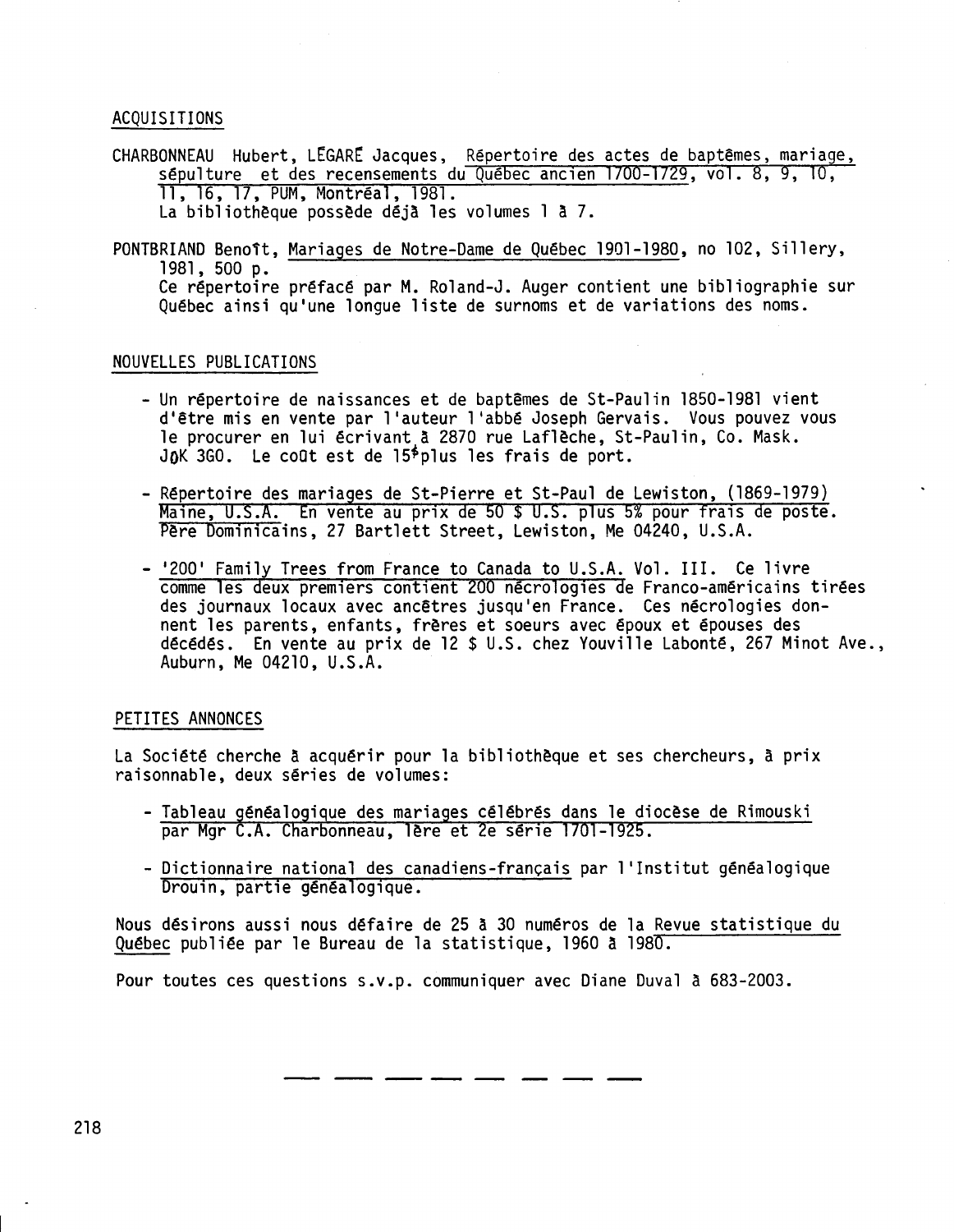## ACQUISITIONS

CHARBONNEAU Hubert, LÉGARÉ Jacques, Répertoire des actes de baptêmes, mariage, sépulture et des recensements du Québec ancien 1700-1729, vol. 8, 9, 10, 11, 16, 17, PUM, Montréal, 1981.
La bibliothèque possède déjà les volumes 1 à 7.

PONTBRIAND Benoît, Mariages de Notre-Dame de Québec 1901-1980, no 102, Sillery, 1981, 500 p.
Ce répertoire préfacé par M. Roland-J. Auger contient une bibliographie sur Québec ainsi qu'une longue liste de surnoms et de variations des noms.

## NOUVELLES PUBLICATIONS

- Un répertoire de naissances et de baptêmes de St-Paulin 1850-1981 vient d'être mis en vente par l'auteur l'abbé Joseph Gervais. Vous pouvez vous le procurer en lui écrivant à 2870 rue Laflèche, St-Paulin, Co. Mask. J0K 3G0. Le coût est de 15$ plus les frais de port.

- Répertoire des mariages de St-Pierre et St-Paul de Lewiston, (1869-1979) Maine, U.S.A. En vente au prix de 50 $ U.S. plus 5% pour frais de poste. Père Dominicains, 27 Bartlett Street, Lewiston, Me 04240, U.S.A.

- '200' Family Trees from France to Canada to U.S.A. Vol. III. Ce livre comme les deux premiers contient 200 nécrologies de Franco-américains tirées des journaux locaux avec ancêtres jusqu'en France. Ces nécrologies donnent les parents, enfants, frères et soeurs avec époux et épouses des décédés. En vente au prix de 12 $ U.S. chez Youville Labonté, 267 Minot Ave., Auburn, Me 04210, U.S.A.

## PETITES ANNONCES

La Société cherche à acquérir pour la bibliothèque et ses chercheurs, à prix raisonnable, deux séries de volumes:

- Tableau généalogique des mariages célébrés dans le diocèse de Rimouski par Mgr C.A. Charbonneau, 1ère et 2e série 1701-1925.

- Dictionnaire national des canadiens-français par l'Institut généalogique Drouin, partie généalogique.

Nous désirons aussi nous défaire de 25 à 30 numéros de la Revue statistique du Québec publiée par le Bureau de la statistique, 1960 à 1980.

Pour toutes ces questions s.v.p. communiquer avec Diane Duval à 683-2003.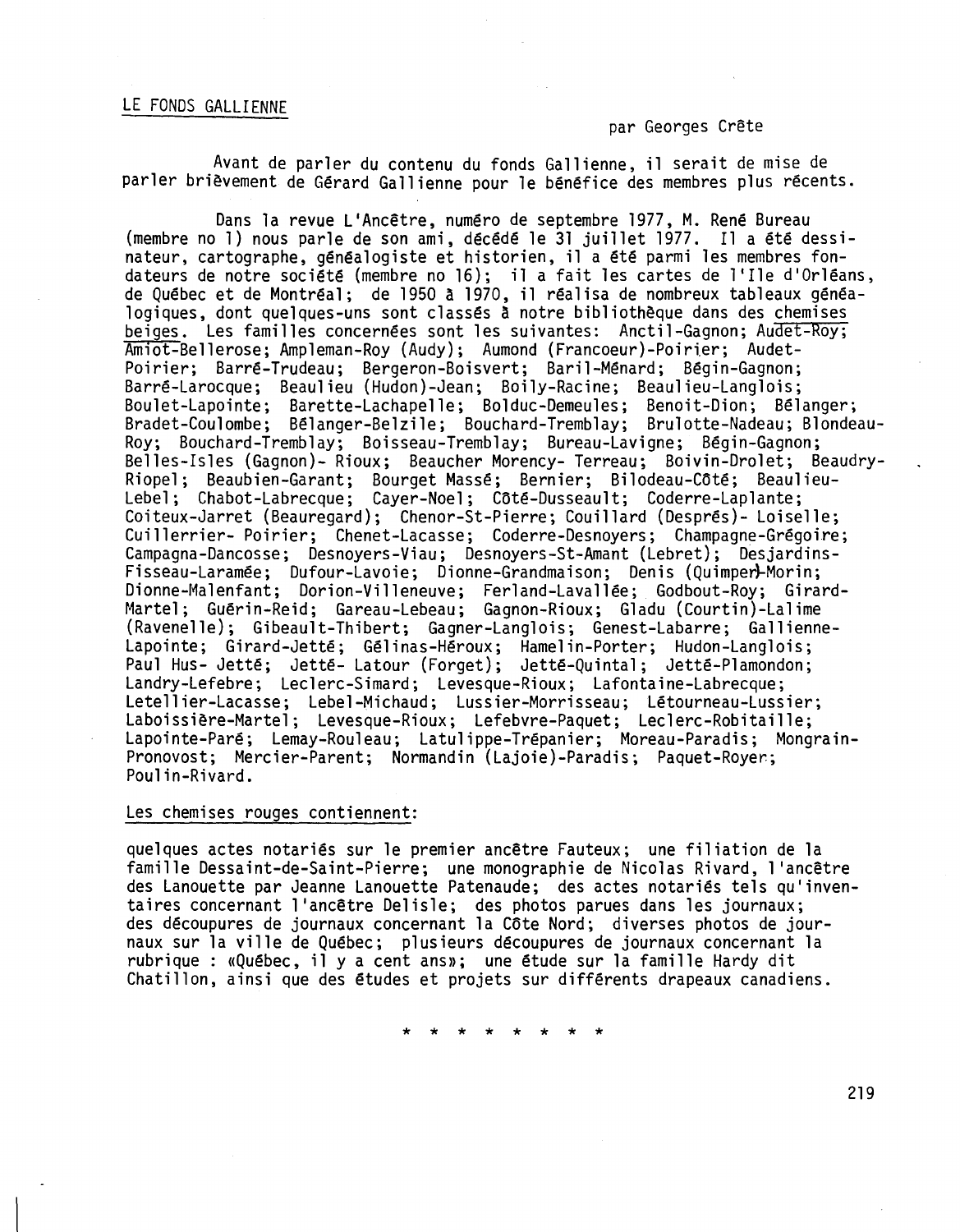## LE FONDS GALLIENNE

par Georges Crête

Avant de parler du contenu du fonds Gallienne, il serait de mise de parler brièvement de Gérard Gallienne pour le bénéfice des membres plus récents.

Dans la revue L'Ancêtre, numéro de septembre 1977, M. René Bureau (membre no 1) nous parle de son ami, décédé le 31 juillet 1977. Il a été dessinateur, cartographe, généalogiste et historien, il a été parmi les membres fondateurs de notre société (membre no 16); il a fait les cartes de l'Ile d'Orléans, de Québec et de Montréal; de 1950 à 1970, il réalisa de nombreux tableaux généalogiques, dont quelques-uns sont classés à notre bibliothèque dans des chemises beiges. Les familles concernées sont les suivantes: Anctil-Gagnon; Audet-Roy; Amiot-Bellerose; Ampleman-Roy (Audy); Aumond (Francoeur)-Poirier; Audet-Poirier; Barré-Trudeau; Bergeron-Boisvert; Baril-Ménard; Bégin-Gagnon; Barré-Larocque; Beaulieu (Hudon)-Jean; Boily-Racine; Beaulieu-Langlois; Boulet-Lapointe; Barette-Lachapelle; Bolduc-Demeules; Benoit-Dion; Bélanger; Bradet-Coulombe; Bélanger-Belzile; Bouchard-Tremblay; Brulotte-Nadeau; Blondeau-Roy; Bouchard-Tremblay; Boisseau-Tremblay; Bureau-Lavigne; Bégin-Gagnon; Belles-Isles (Gagnon)- Rioux; Beaucher Morency- Terreau; Boivin-Drolet; Beaudry-Riopel; Beaubien-Garant; Bourget Massé; Bernier; Bilodeau-Côté; Beaulieu-Lebel; Chabot-Labrecque; Cayer-Noel; Côté-Dusseault; Coderre-Laplante; Coiteux-Jarret (Beauregard); Chenor-St-Pierre; Couillard (Després)- Loiselle; Cuillerrier- Poirier; Chenet-Lacasse; Coderre-Desnoyers; Champagne-Grégoire; Campagna-Dancosse; Desnoyers-Viau; Desnoyers-St-Amant (Lebret); Desjardins-Fisseau-Laramée; Dufour-Lavoie; Dionne-Grandmaison; Denis (Quimper)-Morin; Dionne-Malenfant; Dorion-Villeneuve; Ferland-Lavallée; Godbout-Roy; Girard-Martel; Guérin-Reid; Gareau-Lebeau; Gagnon-Rioux; Gladu (Courtin)-Lalime (Ravenelle); Gibeault-Thibert; Gagner-Langlois; Genest-Labarre; Gallienne-Lapointe; Girard-Jetté; Gélinas-Héroux; Hamelin-Porter; Hudon-Langlois; Paul Hus- Jetté; Jetté- Latour (Forget); Jetté-Quintal; Jetté-Plamondon; Landry-Lefebre; Leclerc-Simard; Levesque-Rioux; Lafontaine-Labrecque; Letellier-Lacasse; Lebel-Michaud; Lussier-Morrisseau; Létourneau-Lussier; Laboissière-Martel; Levesque-Rioux; Lefebvre-Paquet; Leclerc-Robitaille; Lapointe-Paré; Lemay-Rouleau; Latulippe-Trépanier; Moreau-Paradis; Mongrain-Pronovost; Mercier-Parent; Normandin (Lajoie)-Paradis; Paquet-Royer; Poulin-Rivard.

Les chemises rouges contiennent:

quelques actes notariés sur le premier ancêtre Fauteux; une filiation de la famille Dessaint-de-Saint-Pierre; une monographie de Nicolas Rivard, l'ancêtre des Lanouette par Jeanne Lanouette Patenaude; des actes notariés tels qu'inventaires concernant l'ancêtre Delisle; des photos parues dans les journaux; des découpures de journaux concernant la Côte Nord; diverses photos de journaux sur la ville de Québec; plusieurs découpures de journaux concernant la rubrique : «Québec, il y a cent ans»; une étude sur la famille Hardy dit Chatillon, ainsi que des études et projets sur différents drapeaux canadiens.

\* \* \* \* \* \* \* \*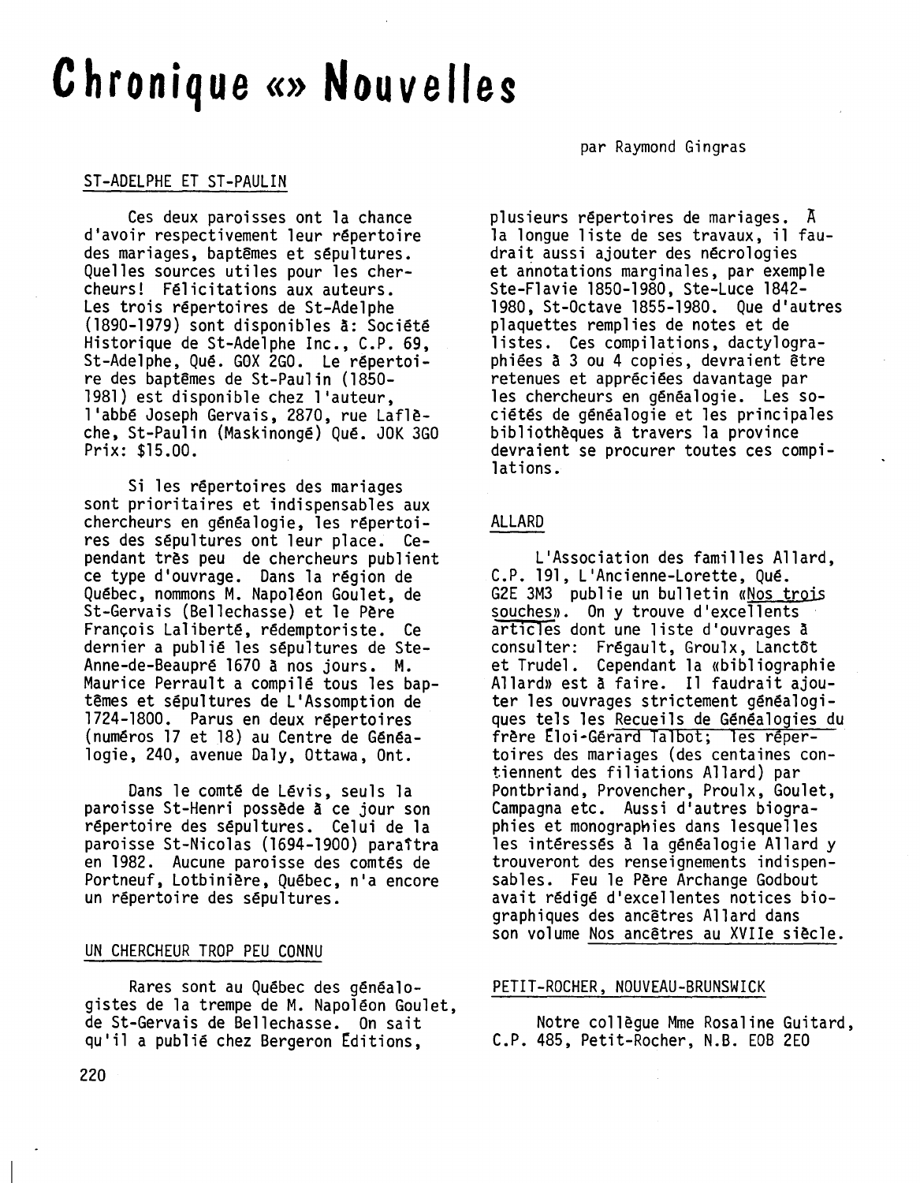# Chronique «» Nouvelles

par Raymond Gingras

## ST-ADELPHE ET ST-PAULIN

Ces deux paroisses ont la chance d'avoir respectivement leur répertoire des mariages, baptêmes et sépultures. Quelles sources utiles pour les chercheurs! Félicitations aux auteurs. Les trois répertoires de St-Adelphe (1890-1979) sont disponibles à: Société Historique de St-Adelphe Inc., C.P. 69, St-Adelphe, Qué. G0X 2G0. Le répertoire des baptêmes de St-Paulin (1850-1981) est disponible chez l'auteur, l'abbé Joseph Gervais, 2870, rue Laflèche, St-Paulin (Maskinongé) Qué. J0K 3G0 Prix: $15.00.

Si les répertoires des mariages sont prioritaires et indispensables aux chercheurs en généalogie, les répertoires des sépultures ont leur place. Cependant très peu de chercheurs publient ce type d'ouvrage. Dans la région de Québec, nommons M. Napoléon Goulet, de St-Gervais (Bellechasse) et le Père François Laliberté, rédemptoriste. Ce dernier a publié les sépultures de Ste-Anne-de-Beaupré 1670 à nos jours. M. Maurice Perrault a compilé tous les baptêmes et sépultures de L'Assomption de 1724-1800. Parus en deux répertoires (numéros 17 et 18) au Centre de Généalogie, 240, avenue Daly, Ottawa, Ont.

Dans le comté de Lévis, seuls la paroisse St-Henri possède à ce jour son répertoire des sépultures. Celui de la paroisse St-Nicolas (1694-1900) paraîtra en 1982. Aucune paroisse des comtés de Portneuf, Lotbinière, Québec, n'a encore un répertoire des sépultures.

## UN CHERCHEUR TROP PEU CONNU

Rares sont au Québec des généalogistes de la trempe de M. Napoléon Goulet, de St-Gervais de Bellechasse. On sait qu'il a publié chez Bergeron Éditions, plusieurs répertoires de mariages. À la longue liste de ses travaux, il faudrait aussi ajouter des nécrologies et annotations marginales, par exemple Ste-Flavie 1850-1980, Ste-Luce 1842-1980, St-Octave 1855-1980. Que d'autres plaquettes remplies de notes et de listes. Ces compilations, dactylographiées à 3 ou 4 copies, devraient être retenues et appréciées davantage par les chercheurs en généalogie. Les sociétés de généalogie et les principales bibliothèques à travers la province devraient se procurer toutes ces compilations.

## ALLARD

L'Association des familles Allard, C.P. 191, L'Ancienne-Lorette, Qué. G2E 3M3 publie un bulletin «Nos trois souches». On y trouve d'excellents articles dont une liste d'ouvrages à consulter: Frégault, Groulx, Lanctôt et Trudel. Cependant la «bibliographie Allard» est à faire. Il faudrait ajouter les ouvrages strictement généalogiques tels les Recueils de Généalogies du frère Éloi-Gérard Talbot; les répertoires des mariages (des centaines contiennent des filiations Allard) par Pontbriand, Provencher, Proulx, Goulet, Campagna etc. Aussi d'autres biographies et monographies dans lesquelles les intéressés à la généalogie Allard y trouveront des renseignements indispensables. Feu le Père Archange Godbout avait rédigé d'excellentes notices biographiques des ancêtres Allard dans son volume Nos ancêtres au XVIIe siècle.

## PETIT-ROCHER, NOUVEAU-BRUNSWICK

Notre collègue Mme Rosaline Guitard, C.P. 485, Petit-Rocher, N.B. E0B 2E0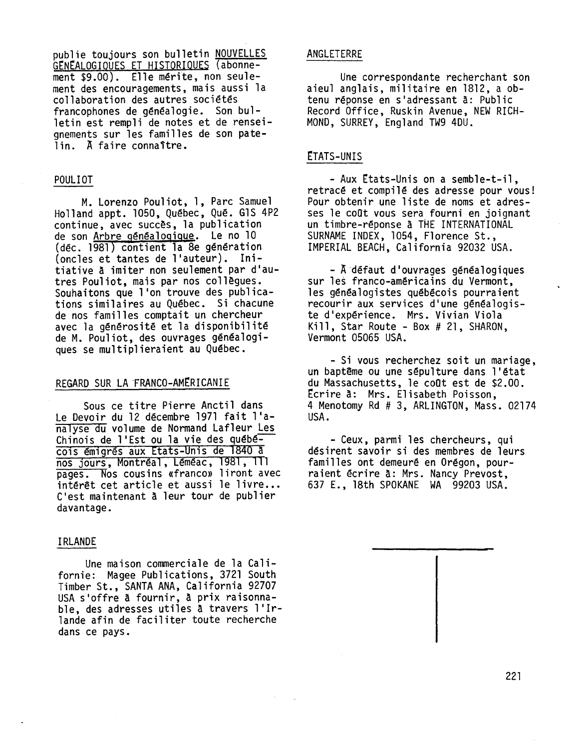publie toujours son bulletin NOUVELLES GÉNÉALOGIQUES ET HISTORIQUES (abonnement $9.00). Elle mérite, non seulement des encouragements, mais aussi la collaboration des autres sociétés francophones de généalogie. Son bulletin est rempli de notes et de renseignements sur les familles de son patelin. À faire connaître.

## POULIOT

M. Lorenzo Pouliot, 1, Parc Samuel Holland appt. 1050, Québec, Qué. G1S 4P2 continue, avec succès, la publication de son Arbre généalogique. Le no 10 (déc. 1981) contient la 8e génération (oncles et tantes de l'auteur). Initiative à imiter non seulement par d'autres Pouliot, mais par nos collègues. Souhaitons que l'on trouve des publications similaires au Québec. Si chacune de nos familles comptait un chercheur avec la générosité et la disponibilité de M. Pouliot, des ouvrages généalogiques se multiplieraient au Québec.

## REGARD SUR LA FRANCO-AMÉRICANIE

Sous ce titre Pierre Anctil dans Le Devoir du 12 décembre 1971 fait l'analyse du volume de Normand Lafleur Les Chinois de l'Est ou la vie des québécois émigrés aux Etats-Unis de 1840 à nos jours, Montréal, Léméac, 1981, 111 pages. Nos cousins «franco» liront avec intérêt cet article et aussi le livre... C'est maintenant à leur tour de publier davantage.

## IRLANDE

Une maison commerciale de la Californie: Magee Publications, 3721 South Timber St., SANTA ANA, California 92707 USA s'offre à fournir, à prix raisonnable, des adresses utiles à travers l'Irlande afin de faciliter toute recherche dans ce pays.

## ANGLETERRE

Une correspondante recherchant son aieul anglais, militaire en 1812, a obtenu réponse en s'adressant à: Public Record Office, Ruskin Avenue, NEW RICHMOND, SURREY, England TW9 4DU.

## ÉTATS-UNIS

- Aux Etats-Unis on a semble-t-il, retracé et compilé des adresse pour vous! Pour obtenir une liste de noms et adresses le coût vous sera fourni en joignant un timbre-réponse à THE INTERNATIONAL SURNAME INDEX, 1054, Florence St., IMPERIAL BEACH, California 92032 USA.

- À défaut d'ouvrages généalogiques sur les franco-américains du Vermont, les généalogistes québécois pourraient recourir aux services d'une généalogiste d'expérience. Mrs. Vivian Viola Kill, Star Route - Box # 21, SHARON, Vermont 05065 USA.

- Si vous recherchez soit un mariage, un baptême ou une sépulture dans l'état du Massachusetts, le coût est de $2.00. Écrire à: Mrs. Elisabeth Poisson, 4 Menotomy Rd # 3, ARLINGTON, Mass. 02174 USA.

- Ceux, parmi les chercheurs, qui désirent savoir si des membres de leurs familles ont demeuré en Orégon, pourraient écrire à: Mrs. Nancy Prevost, 637 E., 18th SPOKANE WA 99203 USA.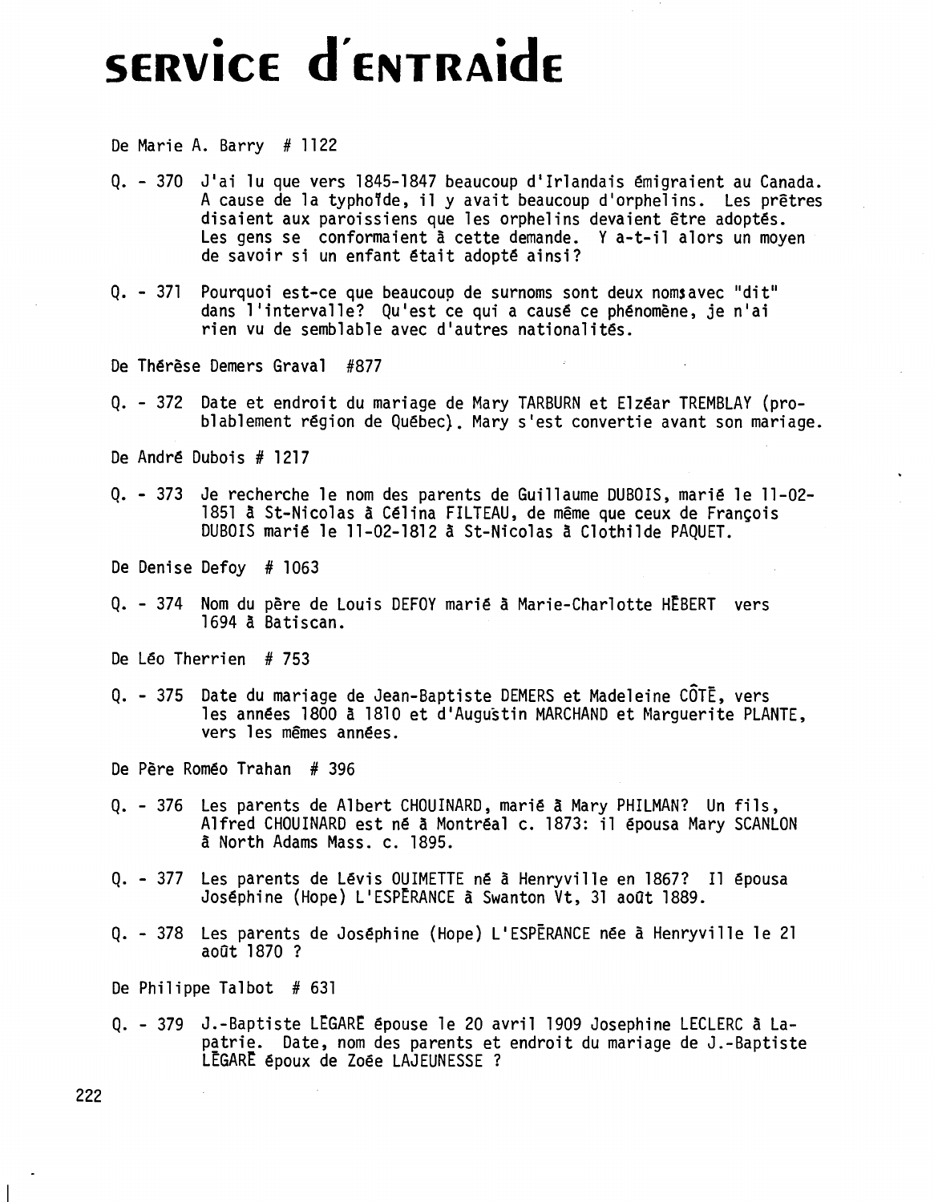# SERVICE d'ENTRAIDE

De Marie A. Barry # 1122

Q. - 370 J'ai lu que vers 1845-1847 beaucoup d'Irlandais émigraient au Canada. A cause de la typhoïde, il y avait beaucoup d'orphelins. Les prêtres disaient aux paroissiens que les orphelins devaient être adoptés. Les gens se conformaient à cette demande. Y a-t-il alors un moyen de savoir si un enfant était adopté ainsi?

Q. - 371 Pourquoi est-ce que beaucoup de surnoms sont deux noms avec "dit" dans l'intervalle? Qu'est ce qui a causé ce phénomène, je n'ai rien vu de semblable avec d'autres nationalités.

De Thérèse Demers Graval #877

Q. - 372 Date et endroit du mariage de Mary TARBURN et Elzéar TREMBLAY (probablement région de Québec). Mary s'est convertie avant son mariage.

De André Dubois # 1217

Q. - 373 Je recherche le nom des parents de Guillaume DUBOIS, marié le 11-02-1851 à St-Nicolas à Célina FILTEAU, de même que ceux de François DUBOIS marié le 11-02-1812 à St-Nicolas à Clothilde PAQUET.

De Denise Defoy # 1063

Q. - 374 Nom du père de Louis DEFOY marié à Marie-Charlotte HÉBERT vers 1694 à Batiscan.

De Léo Therrien # 753

Q. - 375 Date du mariage de Jean-Baptiste DEMERS et Madeleine CÔTÉ, vers les années 1800 à 1810 et d'Augustin MARCHAND et Marguerite PLANTE, vers les mêmes années.

De Père Roméo Trahan # 396

Q. - 376 Les parents de Albert CHOUINARD, marié à Mary PHILMAN? Un fils, Alfred CHOUINARD est né à Montréal c. 1873: il épousa Mary SCANLON à North Adams Mass. c. 1895.

Q. - 377 Les parents de Lévis OUIMETTE né à Henryville en 1867? Il épousa Joséphine (Hope) L'ESPÉRANCE à Swanton Vt, 31 août 1889.

Q. - 378 Les parents de Joséphine (Hope) L'ESPÉRANCE née à Henryville le 21 août 1870 ?

De Philippe Talbot # 631

Q. - 379 J.-Baptiste LÉGARÉ épouse le 20 avril 1909 Josephine LECLERC à Lapatrie. Date, nom des parents et endroit du mariage de J.-Baptiste LÉGARÉ époux de Zoée LAJEUNESSE ?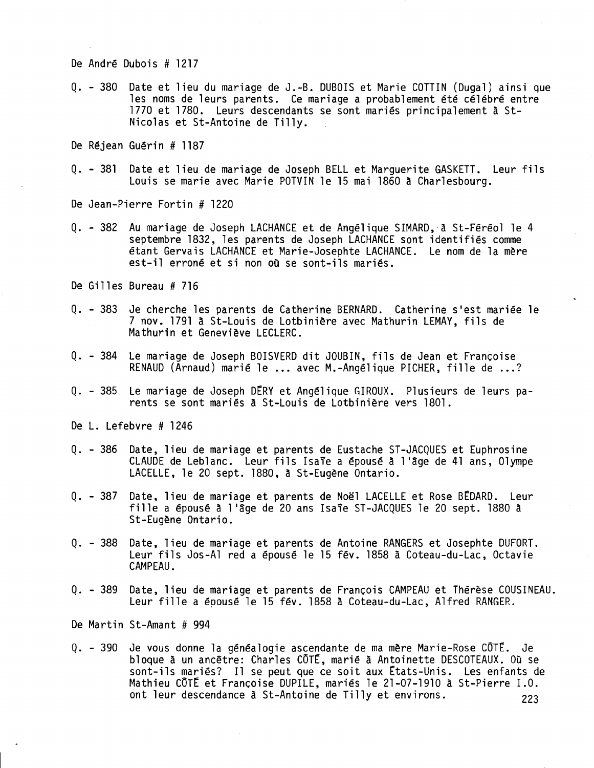De André Dubois # 1217

Q. - 380 Date et lieu du mariage de J.-B. DUBOIS et Marie COTTIN (Dugal) ainsi que les noms de leurs parents. Ce mariage a probablement été célébré entre 1770 et 1780. Leurs descendants se sont mariés principalement à St-Nicolas et St-Antoine de Tilly.

De Réjean Guérin # 1187

Q. - 381 Date et lieu de mariage de Joseph BELL et Marguerite GASKETT. Leur fils Louis se marie avec Marie POTVIN le 15 mai 1860 à Charlesbourg.

De Jean-Pierre Fortin # 1220

Q. - 382 Au mariage de Joseph LACHANCE et de Angélique SIMARD, à St-Féréol le 4 septembre 1832, les parents de Joseph LACHANCE sont identifiés comme étant Gervais LACHANCE et Marie-Josephte LACHANCE. Le nom de la mère est-il erroné et si non où se sont-ils mariés.

De Gilles Bureau # 716

Q. - 383 Je cherche les parents de Catherine BERNARD. Catherine s'est mariée le 7 nov. 1791 à St-Louis de Lotbinière avec Mathurin LEMAY, fils de Mathurin et Geneviève LECLERC.

Q. - 384 Le mariage de Joseph BOISVERD dit JOUBIN, fils de Jean et Françoise RENAUD (Arnaud) marié le ... avec M.-Angélique PICHER, fille de ...?

Q. - 385 Le mariage de Joseph DÉRY et Angélique GIROUX. Plusieurs de leurs parents se sont mariés à St-Louis de Lotbinière vers 1801.

De L. Lefebvre # 1246

Q. - 386 Date, lieu de mariage et parents de Eustache ST-JACQUES et Euphrosine CLAUDE de Leblanc. Leur fils Isaïe a épousé à l'âge de 41 ans, Olympe LACELLE, le 20 sept. 1880, à St-Eugène Ontario.

Q. - 387 Date, lieu de mariage et parents de Noël LACELLE et Rose BÉDARD. Leur fille a épousé à l'âge de 20 ans Isaïe ST-JACQUES le 20 sept. 1880 à St-Eugène Ontario.

Q. - 388 Date, lieu de mariage et parents de Antoine RANGERS et Josephte DUFORT. Leur fils Jos-Al red a épousé le 15 fév. 1858 à Coteau-du-Lac, Octavie CAMPEAU.

Q. - 389 Date, lieu de mariage et parents de François CAMPEAU et Thérèse COUSINEAU. Leur fille a épousé le 15 fév. 1858 à Coteau-du-Lac, Alfred RANGER.

De Martin St-Amant # 994

Q. - 390 Je vous donne la généalogie ascendante de ma mère Marie-Rose CÔTÉ. Je bloque à un ancêtre: Charles CÔTÉ, marié à Antoinette DESCOTEAUX. Où se sont-ils mariés? Il se peut que ce soit aux États-Unis. Les enfants de Mathieu CÔTÉ et Françoise DUPILE, mariés le 21-07-1910 à St-Pierre I.O. ont leur descendance à St-Antoine de Tilly et environs.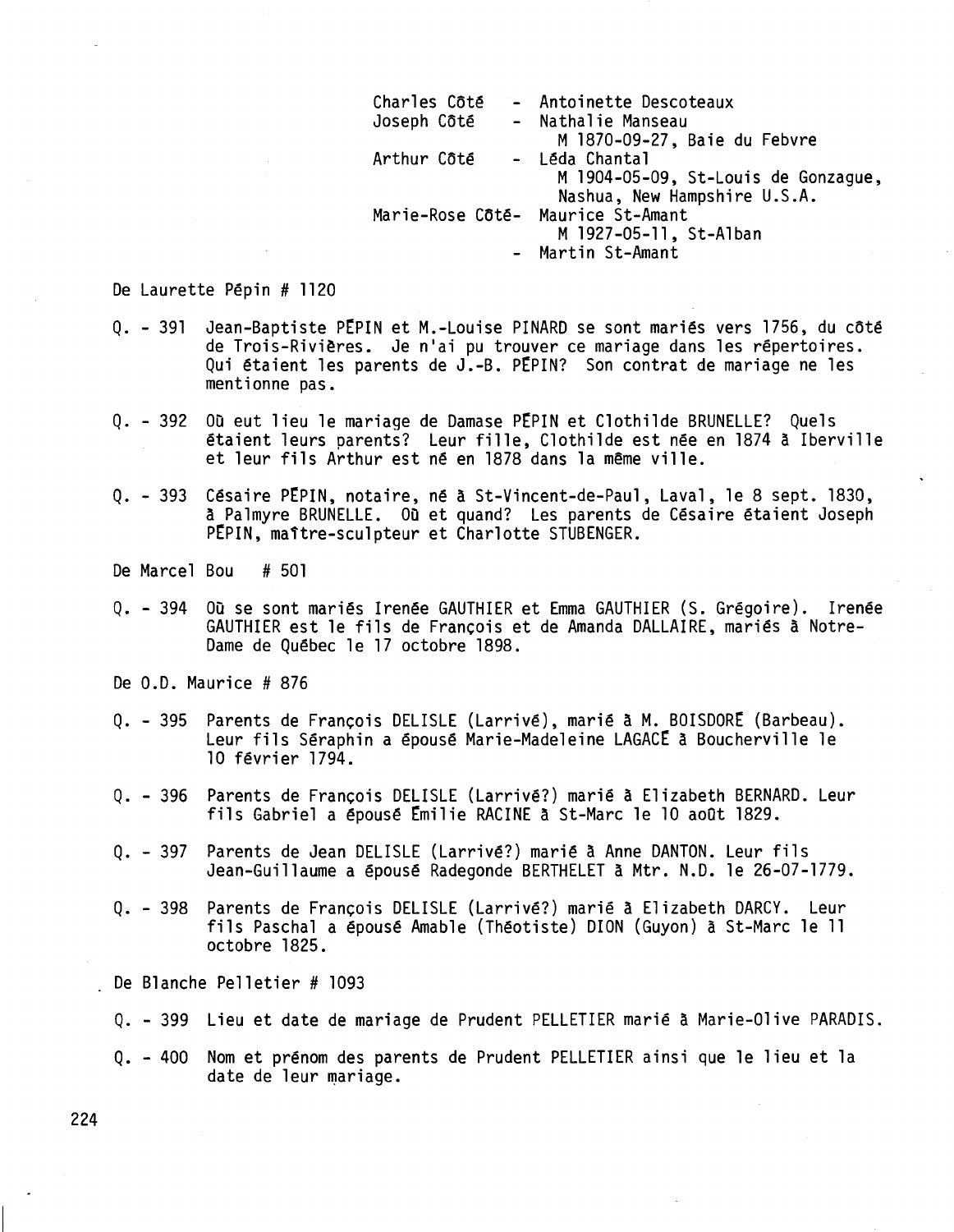Charles Côté - Antoinette Descoteaux
Joseph Côté - Nathalie Manseau
M 1870-09-27, Baie du Febvre
Arthur Côté - Léda Chantal
M 1904-05-09, St-Louis de Gonzague, Nashua, New Hampshire U.S.A.
Marie-Rose Côté- Maurice St-Amant
M 1927-05-11, St-Alban
- Martin St-Amant

De Laurette Pépin # 1120

Q. - 391 Jean-Baptiste PÉPIN et M.-Louise PINARD se sont mariés vers 1756, du côté de Trois-Rivières. Je n'ai pu trouver ce mariage dans les répertoires. Qui étaient les parents de J.-B. PÉPIN? Son contrat de mariage ne les mentionne pas.

Q. - 392 Où eut lieu le mariage de Damase PÉPIN et Clothilde BRUNELLE? Quels étaient leurs parents? Leur fille, Clothilde est née en 1874 à Iberville et leur fils Arthur est né en 1878 dans la même ville.

Q. - 393 Césaire PÉPIN, notaire, né à St-Vincent-de-Paul, Laval, le 8 sept. 1830, à Palmyre BRUNELLE. Où et quand? Les parents de Césaire étaient Joseph PÉPIN, maître-sculpteur et Charlotte STUBENGER.

De Marcel Bou # 501

Q. - 394 Où se sont mariés Irenée GAUTHIER et Emma GAUTHIER (S. Grégoire). Irenée GAUTHIER est le fils de François et de Amanda DALLAIRE, mariés à Notre-Dame de Québec le 17 octobre 1898.

De O.D. Maurice # 876

Q. - 395 Parents de François DELISLE (Larrivé), marié à M. BOISDORÉ (Barbeau). Leur fils Séraphin a épousé Marie-Madeleine LAGACÉ à Boucherville le 10 février 1794.

Q. - 396 Parents de François DELISLE (Larrivé?) marié à Elizabeth BERNARD. Leur fils Gabriel a épousé Émilie RACINE à St-Marc le 10 août 1829.

Q. - 397 Parents de Jean DELISLE (Larrivé?) marié à Anne DANTON. Leur fils Jean-Guillaume a épousé Radegonde BERTHELET à Mtr. N.D. le 26-07-1779.

Q. - 398 Parents de François DELISLE (Larrivé?) marié à Elizabeth DARCY. Leur fils Paschal a épousé Amable (Théotiste) DION (Guyon) à St-Marc le 11 octobre 1825.

De Blanche Pelletier # 1093

Q. - 399 Lieu et date de mariage de Prudent PELLETIER marié à Marie-Olive PARADIS.

Q. - 400 Nom et prénom des parents de Prudent PELLETIER ainsi que le lieu et la date de leur mariage.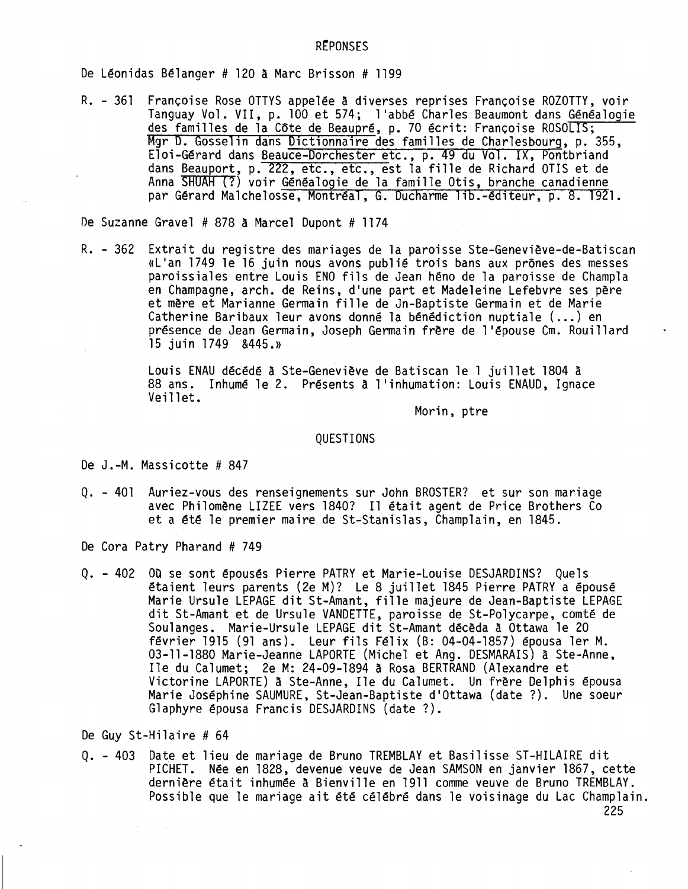## RÉPONSES

De Léonidas Bélanger # 120 à Marc Brisson # 1199

R. - 361 Françoise Rose OTTYS appelée à diverses reprises Françoise ROZOTTY, voir Tanguay Vol. VII, p. 100 et 574; l'abbé Charles Beaumont dans Généalogie des familles de la Côte de Beaupré, p. 70 écrit: Françoise ROSOLIS; Mgr D. Gosselin dans Dictionnaire des familles de Charlesbourg, p. 355, Eloi-Gérard dans Beauce-Dorchester etc., p. 49 du Vol. IX, Pontbriand dans Beauport, p. 222, etc., etc., est la fille de Richard OTIS et de Anna SHUAH (?) voir Généalogie de la famille Otis, branche canadienne par Gérard Malchelosse, Montréal, G. Ducharme lib.-éditeur, p. 8. 1921.

De Suzanne Gravel # 878 à Marcel Dupont # 1174

R. - 362 Extrait du registre des mariages de la paroisse Ste-Geneviève-de-Batiscan «L'an 1749 le 16 juin nous avons publié trois bans aux prônes des messes paroissiales entre Louis ENO fils de Jean héno de la paroisse de Champla en Champagne, arch. de Reins, d'une part et Madeleine Lefebvre ses père et mère et Marianne Germain fille de Jn-Baptiste Germain et de Marie Catherine Baribaux leur avons donné la bénédiction nuptiale (...) en présence de Jean Germain, Joseph Germain frère de l'épouse Cm. Rouillard 15 juin 1749 &445.»

Louis ENAU décédé à Ste-Geneviève de Batiscan le 1 juillet 1804 à 88 ans. Inhumé le 2. Présents à l'inhumation: Louis ENAUD, Ignace Veillet.

Morin, ptre

## QUESTIONS

De J.-M. Massicotte # 847

Q. - 401 Auriez-vous des renseignements sur John BROSTER? et sur son mariage avec Philomène LIZEE vers 1840? Il était agent de Price Brothers Co et a été le premier maire de St-Stanislas, Champlain, en 1845.

De Cora Patry Pharand # 749

Q. - 402 Où se sont épousés Pierre PATRY et Marie-Louise DESJARDINS? Quels étaient leurs parents (2e M)? Le 8 juillet 1845 Pierre PATRY a épousé Marie Ursule LEPAGE dit St-Amant, fille majeure de Jean-Baptiste LEPAGE dit St-Amant et de Ursule VANDETTE, paroisse de St-Polycarpe, comté de Soulanges. Marie-Ursule LEPAGE dit St-Amant décéda à Ottawa le 20 février 1915 (91 ans). Leur fils Félix (B: 04-04-1857) épousa 1er M. 03-11-1880 Marie-Jeanne LAPORTE (Michel et Ang. DESMARAIS) à Ste-Anne, Ile du Calumet; 2e M: 24-09-1894 à Rosa BERTRAND (Alexandre et Victorine LAPORTE) à Ste-Anne, Ile du Calumet. Un frère Delphis épousa Marie Joséphine SAUMURE, St-Jean-Baptiste d'Ottawa (date ?). Une soeur Glaphyre épousa Francis DESJARDINS (date ?).

De Guy St-Hilaire # 64

Q. - 403 Date et lieu de mariage de Bruno TREMBLAY et Basilisse ST-HILAIRE dit PICHET. Née en 1828, devenue veuve de Jean SAMSON en janvier 1867, cette dernière était inhumée à Bienville en 1911 comme veuve de Bruno TREMBLAY. Possible que le mariage ait été célébré dans le voisinage du Lac Champlain.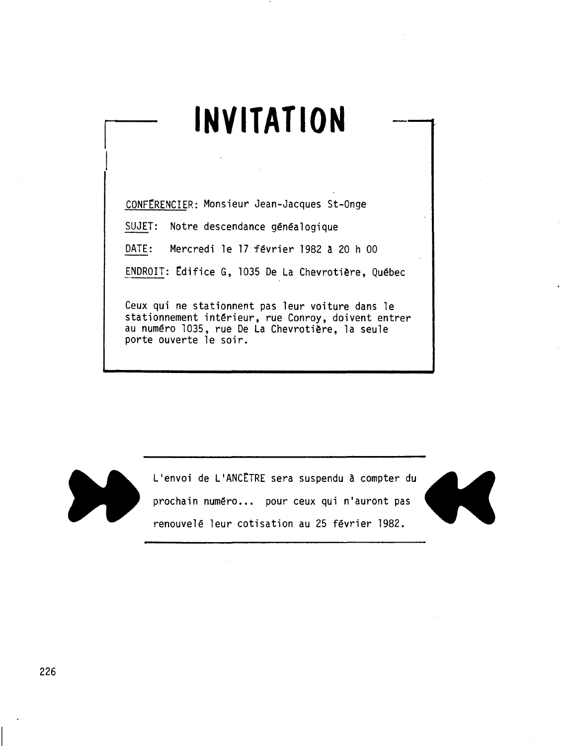# INVITATION

CONFÉRENCIER: Monsieur Jean-Jacques St-Onge

SUJET: Notre descendance généalogique

DATE: Mercredi le 17 février 1982 à 20 h 00

ENDROIT: Édifice G, 1035 De La Chevrotière, Québec

Ceux qui ne stationnent pas leur voiture dans le stationnement intérieur, rue Conroy, doivent entrer au numéro 1035, rue De La Chevrotière, la seule porte ouverte le soir.

---

L'envoi de L'ANCÊTRE sera suspendu à compter du prochain numéro... pour ceux qui n'auront pas renouvelé leur cotisation au 25 février 1982.

---